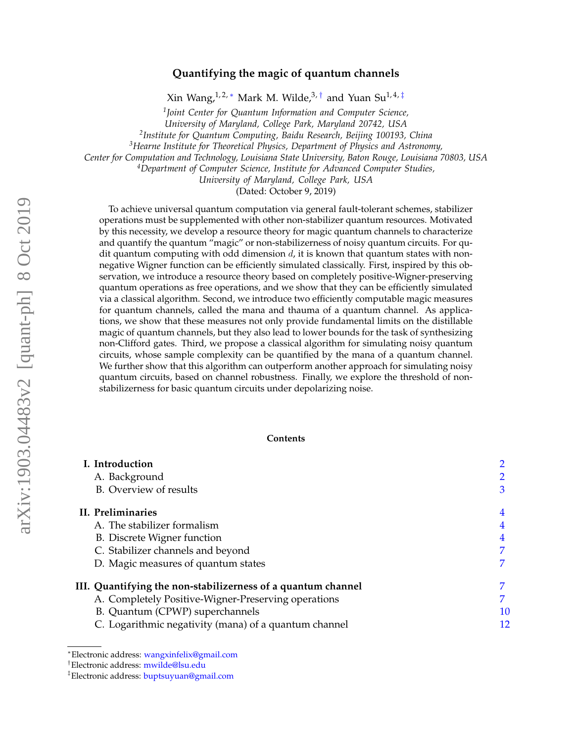# Quantifying the magic of quantum channels

Xin Wang,[1,2,*] Mark M. Wilde,[3,†] and Yuan Su[1,4,‡]

[1]*Joint Center for Quantum Information and Computer Science, University of Maryland, College Park, Maryland 20742, USA*

[2]*Institute for Quantum Computing, Baidu Research, Beijing 100193, China*

[3]*Hearne Institute for Theoretical Physics, Department of Physics and Astronomy, Center for Computation and Technology, Louisiana State University, Baton Rouge, Louisiana 70803, USA*

[4]*Department of Computer Science, Institute for Advanced Computer Studies, University of Maryland, College Park, USA*

(Dated: October 9, 2019)

To achieve universal quantum computation via general fault-tolerant schemes, stabilizer operations must be supplemented with other non-stabilizer quantum resources. Motivated by this necessity, we develop a resource theory for magic quantum channels to characterize and quantify the quantum "magic" or non-stabilizerness of noisy quantum circuits. For qudit quantum computing with odd dimension $d$, it is known that quantum states with non-negative Wigner function can be efficiently simulated classically. First, inspired by this observation, we introduce a resource theory based on completely positive-Wigner-preserving quantum operations as free operations, and we show that they can be efficiently simulated via a classical algorithm. Second, we introduce two efficiently computable magic measures for quantum channels, called the mana and thauma of a quantum channel. As applications, we show that these measures not only provide fundamental limits on the distillable magic of quantum channels, but they also lead to lower bounds for the task of synthesizing non-Clifford gates. Third, we propose a classical algorithm for simulating noisy quantum circuits, whose sample complexity can be quantified by the mana of a quantum channel. We further show that this algorithm can outperform another approach for simulating noisy quantum circuits, based on channel robustness. Finally, we explore the threshold of non-stabilizerness for basic quantum circuits under depolarizing noise.

## Contents

| | |
|---|---|
| **I. Introduction** | 2 |
| A. Background | 2 |
| B. Overview of results | 3 |
| **II. Preliminaries** | 4 |
| A. The stabilizer formalism | 4 |
| B. Discrete Wigner function | 4 |
| C. Stabilizer channels and beyond | 7 |
| D. Magic measures of quantum states | 7 |
| **III. Quantifying the non-stabilizerness of a quantum channel** | 7 |
| A. Completely Positive-Wigner-Preserving operations | 7 |
| B. Quantum (CPWP) superchannels | 10 |
| C. Logarithmic negativity (mana) of a quantum channel | 12 |

*Electronic address: wangxinfelix@gmail.com

†Electronic address: mwilde@lsu.edu

‡Electronic address: buptsuyuan@gmail.com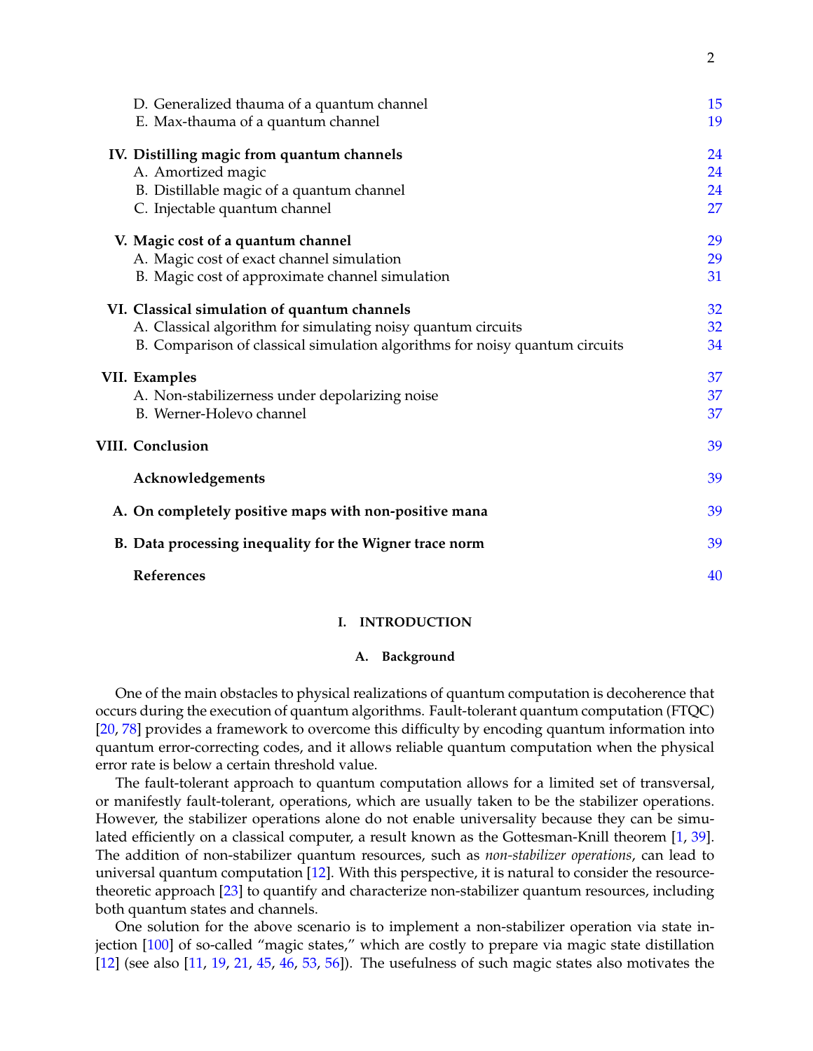D. Generalized thauma of a quantum channel 15
E. Max-thauma of a quantum channel 19

**IV. Distilling magic from quantum channels** 24
A. Amortized magic 24
B. Distillable magic of a quantum channel 24
C. Injectable quantum channel 27

**V. Magic cost of a quantum channel** 29
A. Magic cost of exact channel simulation 29
B. Magic cost of approximate channel simulation 31

**VI. Classical simulation of quantum channels** 32
A. Classical algorithm for simulating noisy quantum circuits 32
B. Comparison of classical simulation algorithms for noisy quantum circuits 34

**VII. Examples** 37
A. Non-stabilizerness under depolarizing noise 37
B. Werner-Holevo channel 37

**VIII. Conclusion** 39

**Acknowledgements** 39

**A. On completely positive maps with non-positive mana** 39

**B. Data processing inequality for the Wigner trace norm** 39

**References** 40

## I. INTRODUCTION

### A. Background

One of the main obstacles to physical realizations of quantum computation is decoherence that occurs during the execution of quantum algorithms. Fault-tolerant quantum computation (FTQC) [20, 78] provides a framework to overcome this difficulty by encoding quantum information into quantum error-correcting codes, and it allows reliable quantum computation when the physical error rate is below a certain threshold value.

The fault-tolerant approach to quantum computation allows for a limited set of transversal, or manifestly fault-tolerant, operations, which are usually taken to be the stabilizer operations. However, the stabilizer operations alone do not enable universality because they can be simulated efficiently on a classical computer, a result known as the Gottesman-Knill theorem [1, 39]. The addition of non-stabilizer quantum resources, such as *non-stabilizer operations*, can lead to universal quantum computation [12]. With this perspective, it is natural to consider the resource-theoretic approach [23] to quantify and characterize non-stabilizer quantum resources, including both quantum states and channels.

One solution for the above scenario is to implement a non-stabilizer operation via state injection [100] of so-called "magic states," which are costly to prepare via magic state distillation [12] (see also [11, 19, 21, 45, 46, 53, 56]). The usefulness of such magic states also motivates the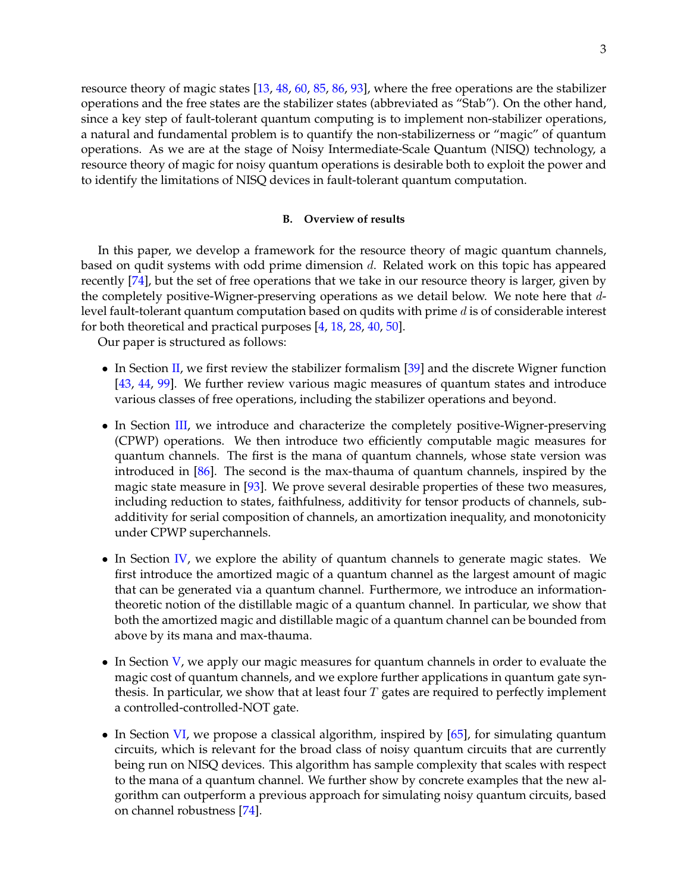resource theory of magic states [13, 48, 60, 85, 86, 93], where the free operations are the stabilizer operations and the free states are the stabilizer states (abbreviated as "Stab"). On the other hand, since a key step of fault-tolerant quantum computing is to implement non-stabilizer operations, a natural and fundamental problem is to quantify the non-stabilizerness or "magic" of quantum operations. As we are at the stage of Noisy Intermediate-Scale Quantum (NISQ) technology, a resource theory of magic for noisy quantum operations is desirable both to exploit the power and to identify the limitations of NISQ devices in fault-tolerant quantum computation.

### B. Overview of results

In this paper, we develop a framework for the resource theory of magic quantum channels, based on qudit systems with odd prime dimension $d$. Related work on this topic has appeared recently [74], but the set of free operations that we take in our resource theory is larger, given by the completely positive-Wigner-preserving operations as we detail below. We note here that $d$-level fault-tolerant quantum computation based on qudits with prime $d$ is of considerable interest for both theoretical and practical purposes [4, 18, 28, 40, 50].

Our paper is structured as follows:

- In Section II, we first review the stabilizer formalism [39] and the discrete Wigner function [43, 44, 99]. We further review various magic measures of quantum states and introduce various classes of free operations, including the stabilizer operations and beyond.
- In Section III, we introduce and characterize the completely positive-Wigner-preserving (CPWP) operations. We then introduce two efficiently computable magic measures for quantum channels. The first is the mana of quantum channels, whose state version was introduced in [86]. The second is the max-thauma of quantum channels, inspired by the magic state measure in [93]. We prove several desirable properties of these two measures, including reduction to states, faithfulness, additivity for tensor products of channels, sub-additivity for serial composition of channels, an amortization inequality, and monotonicity under CPWP superchannels.
- In Section IV, we explore the ability of quantum channels to generate magic states. We first introduce the amortized magic of a quantum channel as the largest amount of magic that can be generated via a quantum channel. Furthermore, we introduce an information-theoretic notion of the distillable magic of a quantum channel. In particular, we show that both the amortized magic and distillable magic of a quantum channel can be bounded from above by its mana and max-thauma.
- In Section V, we apply our magic measures for quantum channels in order to evaluate the magic cost of quantum channels, and we explore further applications in quantum gate synthesis. In particular, we show that at least four $T$ gates are required to perfectly implement a controlled-controlled-NOT gate.
- In Section VI, we propose a classical algorithm, inspired by [65], for simulating quantum circuits, which is relevant for the broad class of noisy quantum circuits that are currently being run on NISQ devices. This algorithm has sample complexity that scales with respect to the mana of a quantum channel. We further show by concrete examples that the new algorithm can outperform a previous approach for simulating noisy quantum circuits, based on channel robustness [74].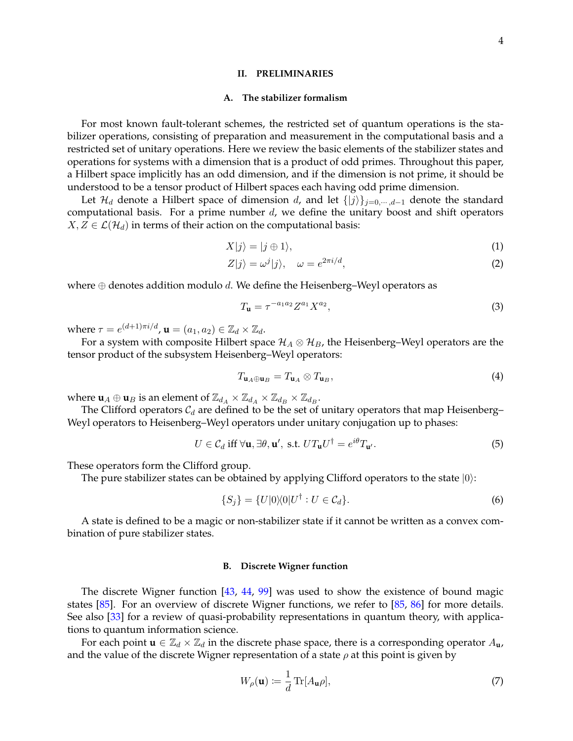## II. PRELIMINARIES

### A. The stabilizer formalism

For most known fault-tolerant schemes, the restricted set of quantum operations is the stabilizer operations, consisting of preparation and measurement in the computational basis and a restricted set of unitary operations. Here we review the basic elements of the stabilizer states and operations for systems with a dimension that is a product of odd primes. Throughout this paper, a Hilbert space implicitly has an odd dimension, and if the dimension is not prime, it should be understood to be a tensor product of Hilbert spaces each having odd prime dimension.

Let $\mathcal{H}_d$ denote a Hilbert space of dimension $d$, and let $\{|j\rangle\}_{j=0,\cdots,d-1}$ denote the standard computational basis. For a prime number $d$, we define the unitary boost and shift operators $X, Z \in \mathcal{L}(\mathcal{H}_d)$ in terms of their action on the computational basis:

$$X|j\rangle = |j \oplus 1\rangle, \tag{1}$$

$$Z|j\rangle = \omega^j |j\rangle, \quad \omega = e^{2\pi i/d}, \tag{2}$$

where $\oplus$ denotes addition modulo $d$. We define the Heisenberg–Weyl operators as

$$T_{\mathbf{u}} = \tau^{-a_1 a_2} Z^{a_1} X^{a_2}, \tag{3}$$

where $\tau = e^{(d+1)\pi i/d}$, $\mathbf{u} = (a_1, a_2) \in \mathbb{Z}_d \times \mathbb{Z}_d$.

For a system with composite Hilbert space $\mathcal{H}_A \otimes \mathcal{H}_B$, the Heisenberg–Weyl operators are the tensor product of the subsystem Heisenberg–Weyl operators:

$$T_{\mathbf{u}_A \oplus \mathbf{u}_B} = T_{\mathbf{u}_A} \otimes T_{\mathbf{u}_B}, \tag{4}$$

where $\mathbf{u}_A \oplus \mathbf{u}_B$ is an element of $\mathbb{Z}_{d_A} \times \mathbb{Z}_{d_A} \times \mathbb{Z}_{d_B} \times \mathbb{Z}_{d_B}$.

The Clifford operators $\mathcal{C}_d$ are defined to be the set of unitary operators that map Heisenberg–Weyl operators to Heisenberg–Weyl operators under unitary conjugation up to phases:

$$U \in \mathcal{C}_d \text{ iff } \forall \mathbf{u}, \exists \theta, \mathbf{u}', \text{ s.t. } U T_{\mathbf{u}} U^\dagger = e^{i\theta} T_{\mathbf{u}'}. \tag{5}$$

These operators form the Clifford group.

The pure stabilizer states can be obtained by applying Clifford operators to the state $|0\rangle$:

$$\{S_j\} = \{U|0\rangle\langle 0|U^\dagger : U \in \mathcal{C}_d\}. \tag{6}$$

A state is defined to be a magic or non-stabilizer state if it cannot be written as a convex combination of pure stabilizer states.

### B. Discrete Wigner function

The discrete Wigner function [43, 44, 99] was used to show the existence of bound magic states [85]. For an overview of discrete Wigner functions, we refer to [85, 86] for more details. See also [33] for a review of quasi-probability representations in quantum theory, with applications to quantum information science.

For each point $\mathbf{u} \in \mathbb{Z}_d \times \mathbb{Z}_d$ in the discrete phase space, there is a corresponding operator $A_{\mathbf{u}}$, and the value of the discrete Wigner representation of a state $\rho$ at this point is given by

$$W_\rho(\mathbf{u}) := \frac{1}{d} \operatorname{Tr}[A_{\mathbf{u}} \rho], \tag{7}$$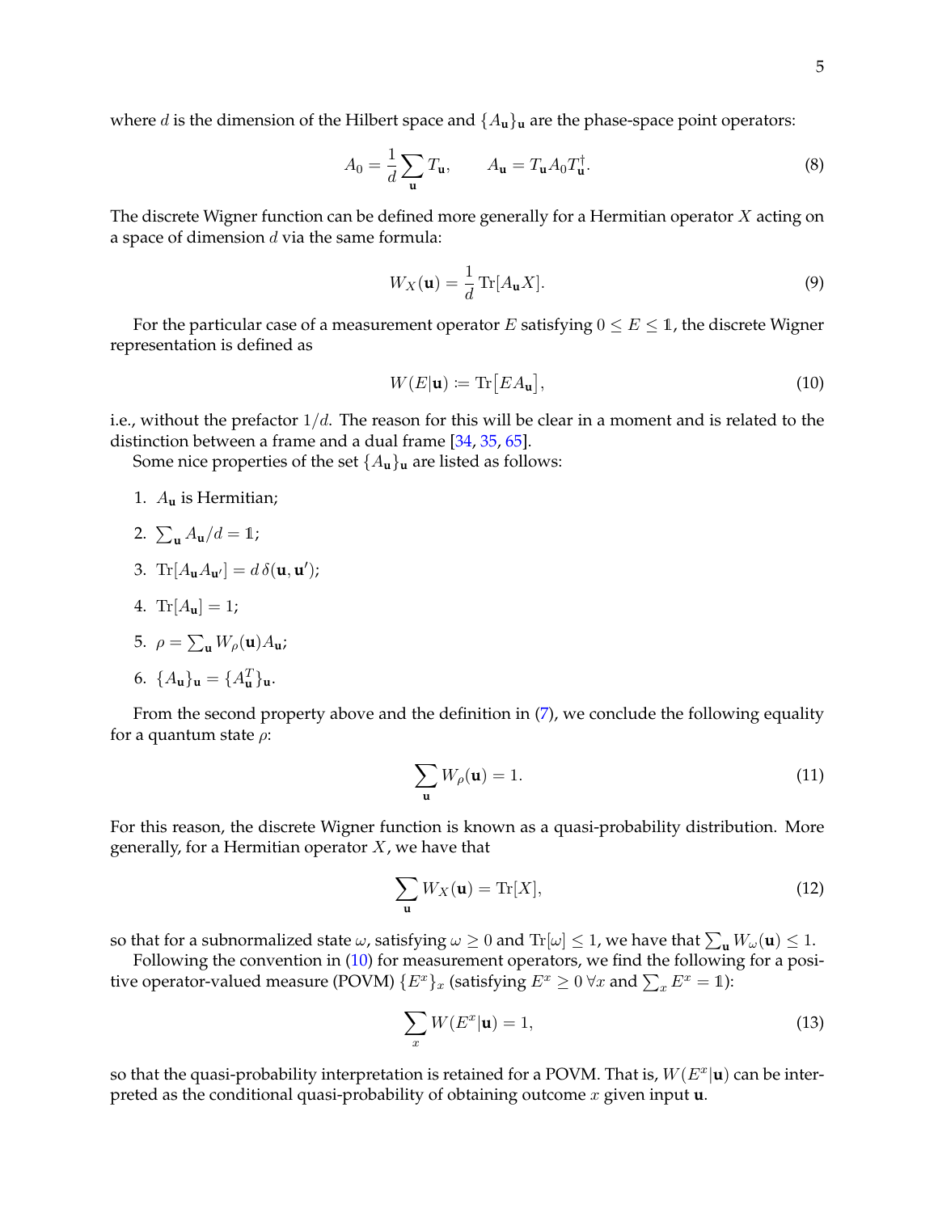where $d$ is the dimension of the Hilbert space and $\{A_{\mathbf{u}}\}_{\mathbf{u}}$ are the phase-space point operators:

$$A_0 = \frac{1}{d}\sum_{\mathbf{u}} T_{\mathbf{u}}, \qquad A_{\mathbf{u}} = T_{\mathbf{u}} A_0 T_{\mathbf{u}}^{\dagger}. \tag{8}$$

The discrete Wigner function can be defined more generally for a Hermitian operator $X$ acting on a space of dimension $d$ via the same formula:

$$W_X(\mathbf{u}) = \frac{1}{d}\operatorname{Tr}[A_{\mathbf{u}} X]. \tag{9}$$

For the particular case of a measurement operator $E$ satisfying $0 \leq E \leq \mathbb{1}$, the discrete Wigner representation is defined as

$$W(E|\mathbf{u}) \coloneqq \operatorname{Tr}\big[E A_{\mathbf{u}}\big], \tag{10}$$

i.e., without the prefactor $1/d$. The reason for this will be clear in a moment and is related to the distinction between a frame and a dual frame [34, 35, 65].

Some nice properties of the set $\{A_{\mathbf{u}}\}_{\mathbf{u}}$ are listed as follows:

1. $A_{\mathbf{u}}$ is Hermitian;
2. $\sum_{\mathbf{u}} A_{\mathbf{u}}/d = \mathbb{1}$;
3. $\operatorname{Tr}[A_{\mathbf{u}} A_{\mathbf{u}'}] = d\,\delta(\mathbf{u}, \mathbf{u}')$;
4. $\operatorname{Tr}[A_{\mathbf{u}}] = 1$;
5. $\rho = \sum_{\mathbf{u}} W_\rho(\mathbf{u}) A_{\mathbf{u}}$;
6. $\{A_{\mathbf{u}}\}_{\mathbf{u}} = \{A_{\mathbf{u}}^T\}_{\mathbf{u}}$.

From the second property above and the definition in (7), we conclude the following equality for a quantum state $\rho$:

$$\sum_{\mathbf{u}} W_\rho(\mathbf{u}) = 1. \tag{11}$$

For this reason, the discrete Wigner function is known as a quasi-probability distribution. More generally, for a Hermitian operator $X$, we have that

$$\sum_{\mathbf{u}} W_X(\mathbf{u}) = \operatorname{Tr}[X], \tag{12}$$

so that for a subnormalized state $\omega$, satisfying $\omega \geq 0$ and $\operatorname{Tr}[\omega] \leq 1$, we have that $\sum_{\mathbf{u}} W_\omega(\mathbf{u}) \leq 1$.

Following the convention in (10) for measurement operators, we find the following for a positive operator-valued measure (POVM) $\{E^x\}_x$ (satisfying $E^x \geq 0\ \forall x$ and $\sum_x E^x = \mathbb{1}$):

$$\sum_x W(E^x|\mathbf{u}) = 1, \tag{13}$$

so that the quasi-probability interpretation is retained for a POVM. That is, $W(E^x|\mathbf{u})$ can be interpreted as the conditional quasi-probability of obtaining outcome $x$ given input $\mathbf{u}$.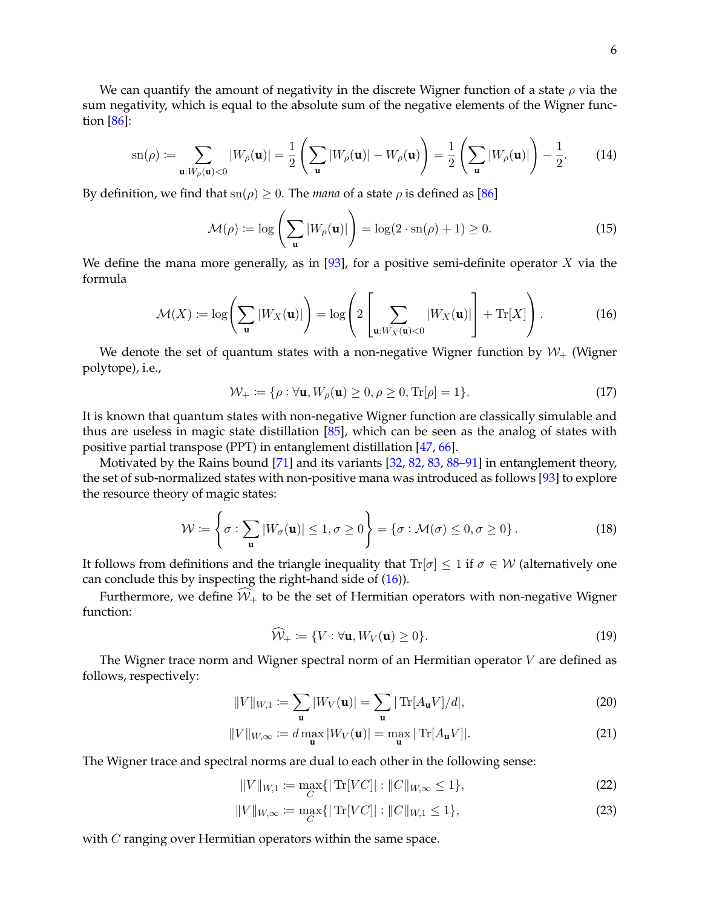We can quantify the amount of negativity in the discrete Wigner function of a state $\rho$ via the sum negativity, which is equal to the absolute sum of the negative elements of the Wigner function [86]:

$$\mathrm{sn}(\rho) := \sum_{\mathbf{u}:W_\rho(\mathbf{u})<0} |W_\rho(\mathbf{u})| = \frac{1}{2}\left(\sum_{\mathbf{u}} |W_\rho(\mathbf{u})| - W_\rho(\mathbf{u})\right) = \frac{1}{2}\left(\sum_{\mathbf{u}} |W_\rho(\mathbf{u})|\right) - \frac{1}{2}. \tag{14}$$

By definition, we find that $\mathrm{sn}(\rho) \geq 0$. The *mana* of a state $\rho$ is defined as [86]

$$\mathcal{M}(\rho) := \log\left(\sum_{\mathbf{u}} |W_\rho(\mathbf{u})|\right) = \log(2 \cdot \mathrm{sn}(\rho) + 1) \geq 0. \tag{15}$$

We define the mana more generally, as in [93], for a positive semi-definite operator $X$ via the formula

$$\mathcal{M}(X) := \log\left(\sum_{\mathbf{u}} |W_X(\mathbf{u})|\right) = \log\left(2\left[\sum_{\mathbf{u}:W_X(\mathbf{u})<0} |W_X(\mathbf{u})|\right] + \mathrm{Tr}[X]\right). \tag{16}$$

We denote the set of quantum states with a non-negative Wigner function by $\mathcal{W}_+$ (Wigner polytope), i.e.,

$$\mathcal{W}_+ := \{\rho : \forall \mathbf{u}, W_\rho(\mathbf{u}) \geq 0, \rho \geq 0, \mathrm{Tr}[\rho] = 1\}. \tag{17}$$

It is known that quantum states with non-negative Wigner function are classically simulable and thus are useless in magic state distillation [85], which can be seen as the analog of states with positive partial transpose (PPT) in entanglement distillation [47, 66].

Motivated by the Rains bound [71] and its variants [32, 82, 83, 88–91] in entanglement theory, the set of sub-normalized states with non-positive mana was introduced as follows [93] to explore the resource theory of magic states:

$$\mathcal{W} := \left\{\sigma : \sum_{\mathbf{u}} |W_\sigma(\mathbf{u})| \leq 1, \sigma \geq 0\right\} = \{\sigma : \mathcal{M}(\sigma) \leq 0, \sigma \geq 0\}. \tag{18}$$

It follows from definitions and the triangle inequality that $\mathrm{Tr}[\sigma] \leq 1$ if $\sigma \in \mathcal{W}$ (alternatively one can conclude this by inspecting the right-hand side of (16)).

Furthermore, we define $\widehat{\mathcal{W}}_+$ to be the set of Hermitian operators with non-negative Wigner function:

$$\widehat{\mathcal{W}}_+ := \{V : \forall \mathbf{u}, W_V(\mathbf{u}) \geq 0\}. \tag{19}$$

The Wigner trace norm and Wigner spectral norm of an Hermitian operator $V$ are defined as follows, respectively:

$$\|V\|_{W,1} := \sum_{\mathbf{u}} |W_V(\mathbf{u})| = \sum_{\mathbf{u}} |\mathrm{Tr}[A_{\mathbf{u}}V]/d|, \tag{20}$$

$$\|V\|_{W,\infty} := d \max_{\mathbf{u}} |W_V(\mathbf{u})| = \max_{\mathbf{u}} |\mathrm{Tr}[A_{\mathbf{u}}V]|. \tag{21}$$

The Wigner trace and spectral norms are dual to each other in the following sense:

$$\|V\|_{W,1} := \max_C \{|\mathrm{Tr}[VC]| : \|C\|_{W,\infty} \leq 1\}, \tag{22}$$

$$\|V\|_{W,\infty} := \max_C \{|\mathrm{Tr}[VC]| : \|C\|_{W,1} \leq 1\}, \tag{23}$$

with $C$ ranging over Hermitian operators within the same space.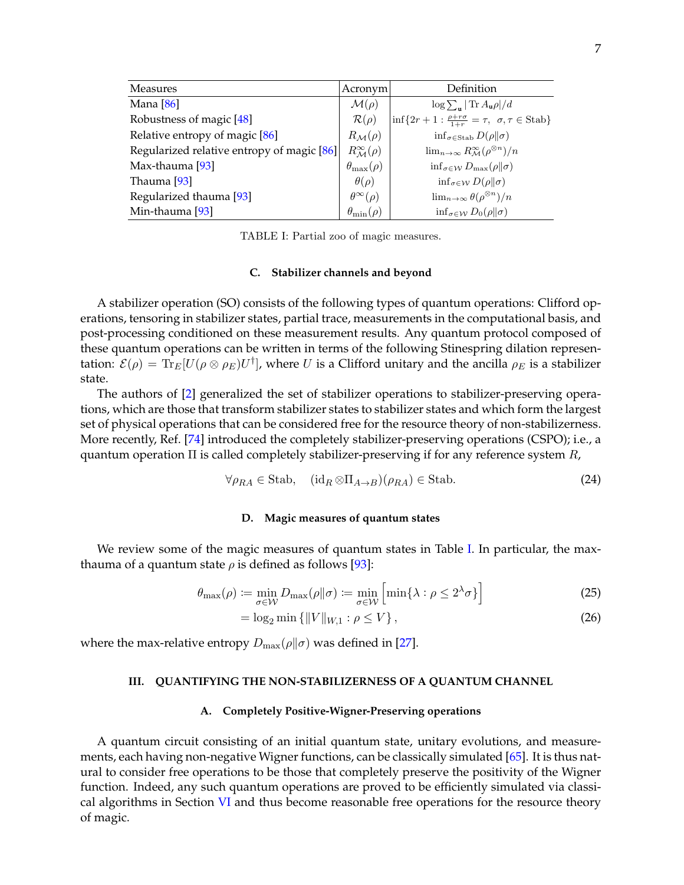| Measures | Acronym | Definition |
|---|---|---|
| Mana [86] | $\mathcal{M}(\rho)$ | $\log \sum_{\mathbf{u}} \lvert \operatorname{Tr} A_{\mathbf{u}} \rho \rvert / d$ |
| Robustness of magic [48] | $\mathcal{R}(\rho)$ | $\inf\{2r+1 : \frac{\rho + r\sigma}{1+r} = \tau,\ \ \sigma, \tau \in \text{Stab}\}$ |
| Relative entropy of magic [86] | $R_{\mathcal{M}}(\rho)$ | $\inf_{\sigma \in \text{Stab}} D(\rho \Vert \sigma)$ |
| Regularized relative entropy of magic [86] | $R^{\infty}_{\mathcal{M}}(\rho)$ | $\lim_{n\to\infty} R^{\infty}_{\mathcal{M}}(\rho^{\otimes n})/n$ |
| Max-thauma [93] | $\theta_{\max}(\rho)$ | $\inf_{\sigma \in \mathcal{W}} D_{\max}(\rho \Vert \sigma)$ |
| Thauma [93] | $\theta(\rho)$ | $\inf_{\sigma \in \mathcal{W}} D(\rho \Vert \sigma)$ |
| Regularized thauma [93] | $\theta^{\infty}(\rho)$ | $\lim_{n\to\infty} \theta(\rho^{\otimes n})/n$ |
| Min-thauma [93] | $\theta_{\min}(\rho)$ | $\inf_{\sigma \in \mathcal{W}} D_0(\rho \Vert \sigma)$ |

TABLE I: Partial zoo of magic measures.

### C. Stabilizer channels and beyond

A stabilizer operation (SO) consists of the following types of quantum operations: Clifford operations, tensoring in stabilizer states, partial trace, measurements in the computational basis, and post-processing conditioned on these measurement results. Any quantum protocol composed of these quantum operations can be written in terms of the following Stinespring dilation representation: $\mathcal{E}(\rho) = \operatorname{Tr}_E[U(\rho \otimes \rho_E)U^{\dagger}]$, where $U$ is a Clifford unitary and the ancilla $\rho_E$ is a stabilizer state.

The authors of [2] generalized the set of stabilizer operations to stabilizer-preserving operations, which are those that transform stabilizer states to stabilizer states and which form the largest set of physical operations that can be considered free for the resource theory of non-stabilizerness. More recently, Ref. [74] introduced the completely stabilizer-preserving operations (CSPO); i.e., a quantum operation $\Pi$ is called completely stabilizer-preserving if for any reference system $R$,

$$\forall \rho_{RA} \in \text{Stab}, \quad (\text{id}_R \otimes \Pi_{A\to B})(\rho_{RA}) \in \text{Stab}. \tag{24}$$

### D. Magic measures of quantum states

We review some of the magic measures of quantum states in Table I. In particular, the max-thauma of a quantum state $\rho$ is defined as follows [93]:

$$\theta_{\max}(\rho) := \min_{\sigma \in \mathcal{W}} D_{\max}(\rho \Vert \sigma) := \min_{\sigma \in \mathcal{W}} \left[ \min\{\lambda : \rho \leq 2^{\lambda}\sigma\} \right] \tag{25}$$

$$= \log_2 \min \left\{ \Vert V \Vert_{W,1} : \rho \leq V \right\}, \tag{26}$$

where the max-relative entropy $D_{\max}(\rho \Vert \sigma)$ was defined in [27].

## III. QUANTIFYING THE NON-STABILIZERNESS OF A QUANTUM CHANNEL

### A. Completely Positive-Wigner-Preserving operations

A quantum circuit consisting of an initial quantum state, unitary evolutions, and measurements, each having non-negative Wigner functions, can be classically simulated [65]. It is thus natural to consider free operations to be those that completely preserve the positivity of the Wigner function. Indeed, any such quantum operations are proved to be efficiently simulated via classical algorithms in Section VI and thus become reasonable free operations for the resource theory of magic.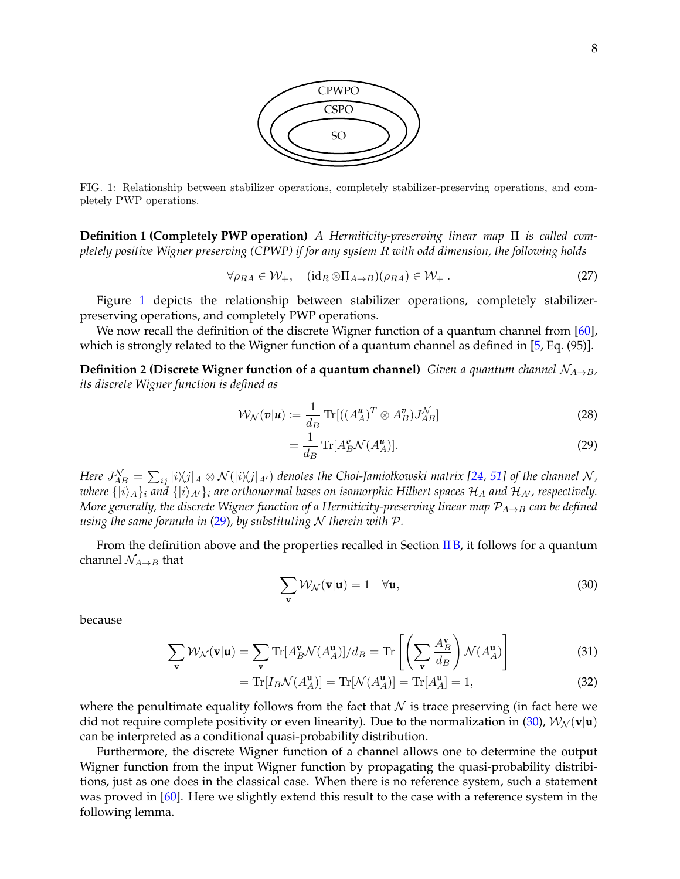FIG. 1: Relationship between stabilizer operations, completely stabilizer-preserving operations, and completely PWP operations.

**Definition 1 (Completely PWP operation)** *A Hermiticity-preserving linear map* $\Pi$ *is called completely positive Wigner preserving (CPWP) if for any system* $R$ *with odd dimension, the following holds*

$$\forall \rho_{RA} \in \mathcal{W}_+, \quad (\mathrm{id}_R \otimes \Pi_{A\to B})(\rho_{RA}) \in \mathcal{W}_+ \,. \tag{27}$$

Figure 1 depicts the relationship between stabilizer operations, completely stabilizer-preserving operations, and completely PWP operations.

We now recall the definition of the discrete Wigner function of a quantum channel from [60], which is strongly related to the Wigner function of a quantum channel as defined in [5, Eq. (95)].

**Definition 2 (Discrete Wigner function of a quantum channel)** *Given a quantum channel* $\mathcal{N}_{A\to B}$*, its discrete Wigner function is defined as*

$$\mathcal{W}_{\mathcal{N}}(\boldsymbol{v}|\boldsymbol{u}) := \frac{1}{d_B}\operatorname{Tr}[((A_A^{\boldsymbol{u}})^T \otimes A_B^{\boldsymbol{v}})J_{AB}^{\mathcal{N}}] \tag{28}$$

$$= \frac{1}{d_B}\operatorname{Tr}[A_B^{\boldsymbol{v}}\mathcal{N}(A_A^{\boldsymbol{u}})]. \tag{29}$$

*Here* $J_{AB}^{\mathcal{N}} = \sum_{ij} |i\rangle\!\langle j|_A \otimes \mathcal{N}(|i\rangle\!\langle j|_{A'})$ *denotes the Choi-Jamiołkowski matrix [24, 51] of the channel* $\mathcal{N}$*, where* $\{|i\rangle_A\}_i$ *and* $\{|i\rangle_{A'}\}_i$ *are orthonormal bases on isomorphic Hilbert spaces* $\mathcal{H}_A$ *and* $\mathcal{H}_{A'}$*, respectively. More generally, the discrete Wigner function of a Hermiticity-preserving linear map* $\mathcal{P}_{A\to B}$ *can be defined using the same formula in (29), by substituting* $\mathcal{N}$ *therein with* $\mathcal{P}$*.*

From the definition above and the properties recalled in Section II B, it follows for a quantum channel $\mathcal{N}_{A\to B}$ that

$$\sum_{\mathbf{v}} \mathcal{W}_{\mathcal{N}}(\mathbf{v}|\mathbf{u}) = 1 \quad \forall \mathbf{u}, \tag{30}$$

because

$$\sum_{\mathbf{v}} \mathcal{W}_{\mathcal{N}}(\mathbf{v}|\mathbf{u}) = \sum_{\mathbf{v}} \operatorname{Tr}[A_B^{\mathbf{v}}\mathcal{N}(A_A^{\mathbf{u}})]/d_B = \operatorname{Tr}\left[\left(\sum_{\mathbf{v}} \frac{A_B^{\mathbf{v}}}{d_B}\right)\mathcal{N}(A_A^{\mathbf{u}})\right] \tag{31}$$

$$= \operatorname{Tr}[I_B \mathcal{N}(A_A^{\mathbf{u}})] = \operatorname{Tr}[\mathcal{N}(A_A^{\mathbf{u}})] = \operatorname{Tr}[A_A^{\mathbf{u}}] = 1, \tag{32}$$

where the penultimate equality follows from the fact that $\mathcal{N}$ is trace preserving (in fact here we did not require complete positivity or even linearity). Due to the normalization in (30), $\mathcal{W}_{\mathcal{N}}(\mathbf{v}|\mathbf{u})$ can be interpreted as a conditional quasi-probability distribution.

Furthermore, the discrete Wigner function of a channel allows one to determine the output Wigner function from the input Wigner function by propagating the quasi-probability distributions, just as one does in the classical case. When there is no reference system, such a statement was proved in [60]. Here we slightly extend this result to the case with a reference system in the following lemma.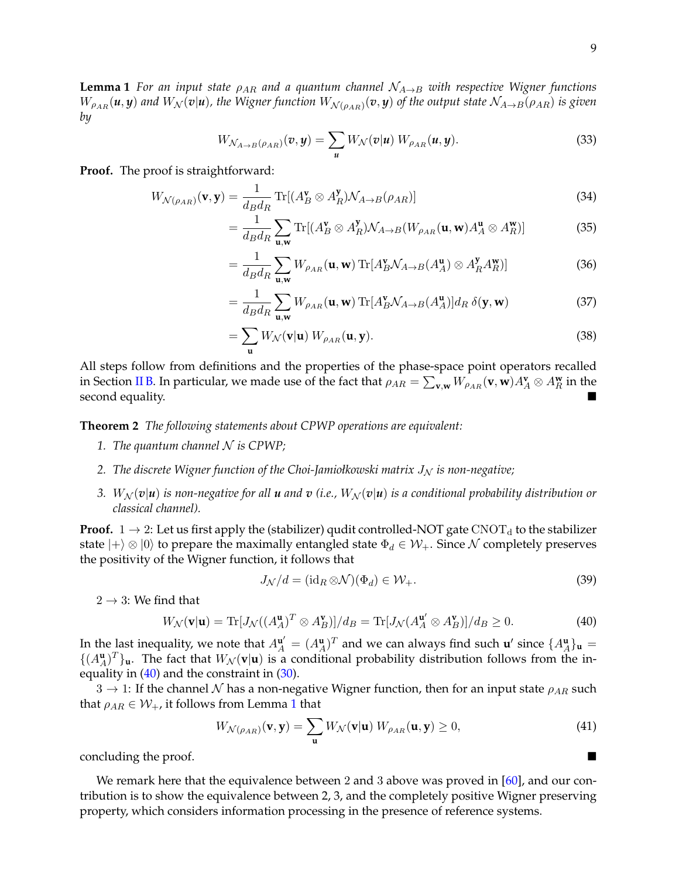**Lemma 1** *For an input state $\rho_{AR}$ and a quantum channel $\mathcal{N}_{A\to B}$ with respective Wigner functions $W_{\rho_{AR}}(\boldsymbol{u},\boldsymbol{y})$ and $W_{\mathcal{N}}(\boldsymbol{v}|\boldsymbol{u})$, the Wigner function $W_{\mathcal{N}(\rho_{AR})}(\boldsymbol{v},\boldsymbol{y})$ of the output state $\mathcal{N}_{A\to B}(\rho_{AR})$ is given by*

$$W_{\mathcal{N}_{A\to B}(\rho_{AR})}(\boldsymbol{v},\boldsymbol{y}) = \sum_{\boldsymbol{u}} W_{\mathcal{N}}(\boldsymbol{v}|\boldsymbol{u})\, W_{\rho_{AR}}(\boldsymbol{u},\boldsymbol{y}). \tag{33}$$

**Proof.** The proof is straightforward:

$$\begin{aligned}
W_{\mathcal{N}(\rho_{AR})}(\mathbf{v},\mathbf{y}) &= \frac{1}{d_B d_R}\operatorname{Tr}[(A_B^{\mathbf{v}}\otimes A_R^{\mathbf{y}})\mathcal{N}_{A\to B}(\rho_{AR})] &(34)\\
&= \frac{1}{d_B d_R}\sum_{\mathbf{u},\mathbf{w}}\operatorname{Tr}[(A_B^{\mathbf{v}}\otimes A_R^{\mathbf{y}})\mathcal{N}_{A\to B}(W_{\rho_{AR}}(\mathbf{u},\mathbf{w})A_A^{\mathbf{u}}\otimes A_R^{\mathbf{w}})] &(35)\\
&= \frac{1}{d_B d_R}\sum_{\mathbf{u},\mathbf{w}} W_{\rho_{AR}}(\mathbf{u},\mathbf{w})\operatorname{Tr}[A_B^{\mathbf{v}}\mathcal{N}_{A\to B}(A_A^{\mathbf{u}})\otimes A_R^{\mathbf{y}}A_R^{\mathbf{w}})] &(36)\\
&= \frac{1}{d_B d_R}\sum_{\mathbf{u},\mathbf{w}} W_{\rho_{AR}}(\mathbf{u},\mathbf{w})\operatorname{Tr}[A_B^{\mathbf{v}}\mathcal{N}_{A\to B}(A_A^{\mathbf{u}})]d_R\,\delta(\mathbf{y},\mathbf{w}) &(37)\\
&= \sum_{\mathbf{u}} W_{\mathcal{N}}(\mathbf{v}|\mathbf{u})\, W_{\rho_{AR}}(\mathbf{u},\mathbf{y}). &(38)
\end{aligned}$$

All steps follow from definitions and the properties of the phase-space point operators recalled in Section II B. In particular, we made use of the fact that $\rho_{AR} = \sum_{\mathbf{v},\mathbf{w}} W_{\rho_{AR}}(\mathbf{v},\mathbf{w})A_A^{\mathbf{v}}\otimes A_R^{\mathbf{w}}$ in the second equality. ■

**Theorem 2** *The following statements about CPWP operations are equivalent:*

1. *The quantum channel $\mathcal{N}$ is CPWP;*
2. *The discrete Wigner function of the Choi-Jamiołkowski matrix $J_{\mathcal{N}}$ is non-negative;*
3. *$W_{\mathcal{N}}(\boldsymbol{v}|\boldsymbol{u})$ is non-negative for all $\boldsymbol{u}$ and $\boldsymbol{v}$ (i.e., $W_{\mathcal{N}}(\boldsymbol{v}|\boldsymbol{u})$ is a conditional probability distribution or classical channel).*

**Proof.** $1\to 2$: Let us first apply the (stabilizer) qudit controlled-NOT gate $\mathrm{CNOT_d}$ to the stabilizer state $|+\rangle\otimes|0\rangle$ to prepare the maximally entangled state $\Phi_d \in \mathcal{W}_+$. Since $\mathcal{N}$ completely preserves the positivity of the Wigner function, it follows that

$$J_{\mathcal{N}}/d = (\mathrm{id}_R\otimes\mathcal{N})(\Phi_d)\in\mathcal{W}_+. \tag{39}$$

$2\to 3$: We find that

$$W_{\mathcal{N}}(\mathbf{v}|\mathbf{u}) = \operatorname{Tr}[J_{\mathcal{N}}((A_A^{\mathbf{u}})^T\otimes A_B^{\mathbf{v}})]/d_B = \operatorname{Tr}[J_{\mathcal{N}}(A_A^{\mathbf{u}'}\otimes A_B^{\mathbf{v}})]/d_B \geq 0. \tag{40}$$

In the last inequality, we note that $A_A^{\mathbf{u}'} = (A_A^{\mathbf{u}})^T$ and we can always find such $\mathbf{u}'$ since $\{A_A^{\mathbf{u}}\}_{\mathbf{u}} = \{(A_A^{\mathbf{u}})^T\}_{\mathbf{u}}$. The fact that $W_{\mathcal{N}}(\mathbf{v}|\mathbf{u})$ is a conditional probability distribution follows from the inequality in (40) and the constraint in (30).

$3\to 1$: If the channel $\mathcal{N}$ has a non-negative Wigner function, then for an input state $\rho_{AR}$ such that $\rho_{AR}\in\mathcal{W}_+$, it follows from Lemma 1 that

$$W_{\mathcal{N}(\rho_{AR})}(\mathbf{v},\mathbf{y}) = \sum_{\mathbf{u}} W_{\mathcal{N}}(\mathbf{v}|\mathbf{u})\, W_{\rho_{AR}}(\mathbf{u},\mathbf{y}) \geq 0, \tag{41}$$

concluding the proof. ■

We remark here that the equivalence between 2 and 3 above was proved in [60], and our contribution is to show the equivalence between 2, 3, and the completely positive Wigner preserving property, which considers information processing in the presence of reference systems.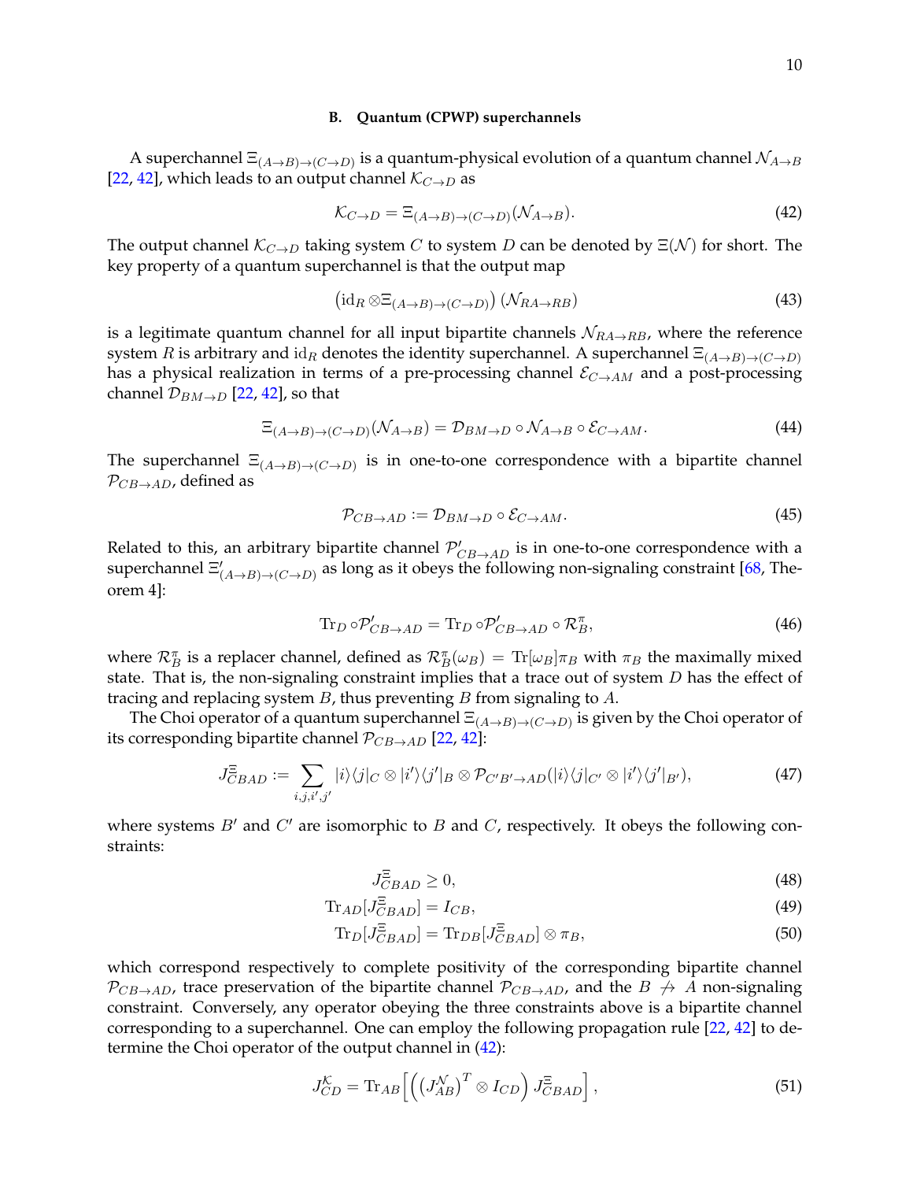### B. Quantum (CPWP) superchannels

A superchannel $\Xi_{(A\to B)\to(C\to D)}$ is a quantum-physical evolution of a quantum channel $\mathcal{N}_{A\to B}$ [22, 42], which leads to an output channel $\mathcal{K}_{C\to D}$ as

$$\mathcal{K}_{C\to D} = \Xi_{(A\to B)\to(C\to D)}(\mathcal{N}_{A\to B}). \tag{42}$$

The output channel $\mathcal{K}_{C\to D}$ taking system $C$ to system $D$ can be denoted by $\Xi(\mathcal{N})$ for short. The key property of a quantum superchannel is that the output map

$$\left(\mathrm{id}_R \otimes \Xi_{(A\to B)\to(C\to D)}\right)(\mathcal{N}_{RA\to RB}) \tag{43}$$

is a legitimate quantum channel for all input bipartite channels $\mathcal{N}_{RA\to RB}$, where the reference system $R$ is arbitrary and $\mathrm{id}_R$ denotes the identity superchannel. A superchannel $\Xi_{(A\to B)\to(C\to D)}$ has a physical realization in terms of a pre-processing channel $\mathcal{E}_{C\to AM}$ and a post-processing channel $\mathcal{D}_{BM\to D}$ [22, 42], so that

$$\Xi_{(A\to B)\to(C\to D)}(\mathcal{N}_{A\to B}) = \mathcal{D}_{BM\to D} \circ \mathcal{N}_{A\to B} \circ \mathcal{E}_{C\to AM}. \tag{44}$$

The superchannel $\Xi_{(A\to B)\to(C\to D)}$ is in one-to-one correspondence with a bipartite channel $\mathcal{P}_{CB\to AD}$, defined as

$$\mathcal{P}_{CB\to AD} := \mathcal{D}_{BM\to D} \circ \mathcal{E}_{C\to AM}. \tag{45}$$

Related to this, an arbitrary bipartite channel $\mathcal{P}'_{CB\to AD}$ is in one-to-one correspondence with a superchannel $\Xi'_{(A\to B)\to(C\to D)}$ as long as it obeys the following non-signaling constraint [68, Theorem 4]:

$$\mathrm{Tr}_D \circ \mathcal{P}'_{CB\to AD} = \mathrm{Tr}_D \circ \mathcal{P}'_{CB\to AD} \circ \mathcal{R}^{\pi}_B, \tag{46}$$

where $\mathcal{R}^{\pi}_B$ is a replacer channel, defined as $\mathcal{R}^{\pi}_B(\omega_B) = \mathrm{Tr}[\omega_B]\pi_B$ with $\pi_B$ the maximally mixed state. That is, the non-signaling constraint implies that a trace out of system $D$ has the effect of tracing and replacing system $B$, thus preventing $B$ from signaling to $A$.

The Choi operator of a quantum superchannel $\Xi_{(A\to B)\to(C\to D)}$ is given by the Choi operator of its corresponding bipartite channel $\mathcal{P}_{CB\to AD}$ [22, 42]:

$$J^{\Xi}_{CBAD} := \sum_{i,j,i',j'} |i\rangle\langle j|_C \otimes |i'\rangle\langle j'|_B \otimes \mathcal{P}_{C'B'\to AD}(|i\rangle\langle j|_{C'} \otimes |i'\rangle\langle j'|_{B'}), \tag{47}$$

where systems $B'$ and $C'$ are isomorphic to $B$ and $C$, respectively. It obeys the following constraints:

$$J^{\Xi}_{CBAD} \geq 0, \tag{48}$$

$$\mathrm{Tr}_{AD}[J^{\Xi}_{CBAD}] = I_{CB}, \tag{49}$$

$$\mathrm{Tr}_D[J^{\Xi}_{CBAD}] = \mathrm{Tr}_{DB}[J^{\Xi}_{CBAD}] \otimes \pi_B, \tag{50}$$

which correspond respectively to complete positivity of the corresponding bipartite channel $\mathcal{P}_{CB\to AD}$, trace preservation of the bipartite channel $\mathcal{P}_{CB\to AD}$, and the $B \not\to A$ non-signaling constraint. Conversely, any operator obeying the three constraints above is a bipartite channel corresponding to a superchannel. One can employ the following propagation rule [22, 42] to determine the Choi operator of the output channel in (42):

$$J^{\mathcal{K}}_{CD} = \mathrm{Tr}_{AB}\Big[\Big(\big(J^{\mathcal{N}}_{AB}\big)^T \otimes I_{CD}\Big) J^{\Xi}_{CBAD}\Big], \tag{51}$$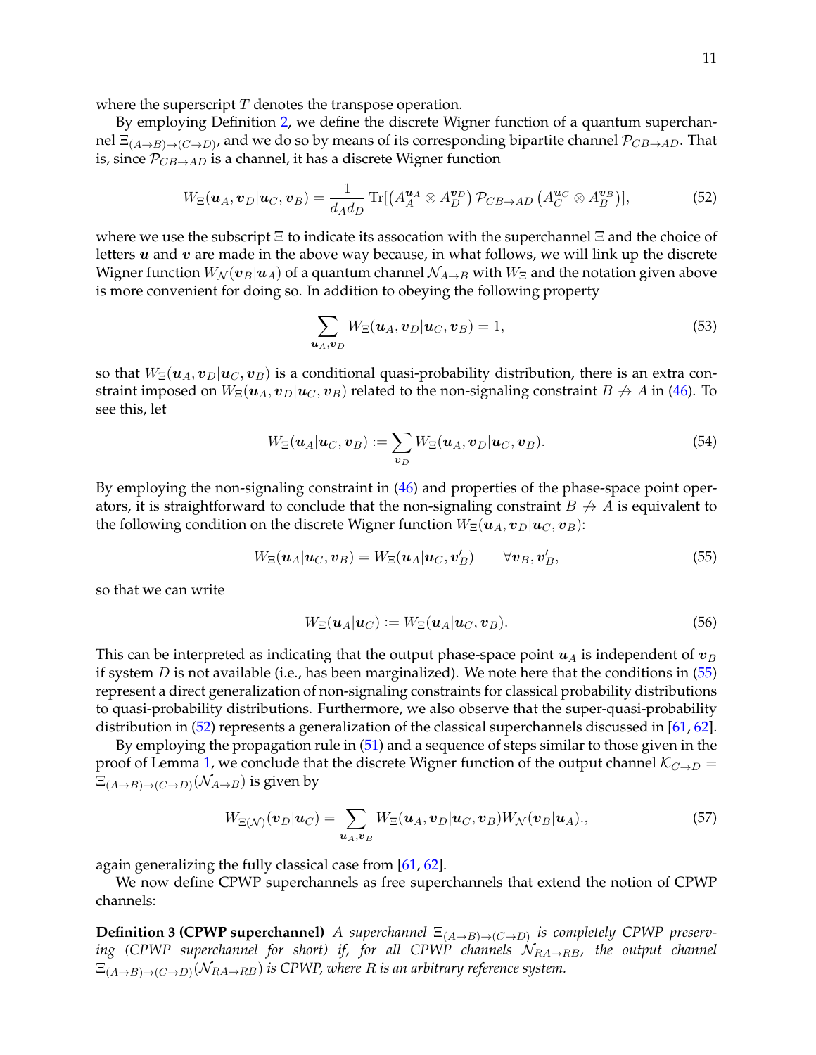where the superscript $T$ denotes the transpose operation.

By employing Definition 2, we define the discrete Wigner function of a quantum superchannel $\Xi_{(A\to B)\to(C\to D)}$, and we do so by means of its corresponding bipartite channel $\mathcal{P}_{CB\to AD}$. That is, since $\mathcal{P}_{CB\to AD}$ is a channel, it has a discrete Wigner function

$$
W_\Xi(\boldsymbol{u}_A, \boldsymbol{v}_D|\boldsymbol{u}_C, \boldsymbol{v}_B) = \frac{1}{d_A d_D} \operatorname{Tr}[\left(A_A^{\boldsymbol{u}_A} \otimes A_D^{\boldsymbol{v}_D}\right) \mathcal{P}_{CB\to AD}\left(A_C^{\boldsymbol{u}_C} \otimes A_B^{\boldsymbol{v}_B}\right)], \tag{52}
$$

where we use the subscript $\Xi$ to indicate its assocation with the superchannel $\Xi$ and the choice of letters $\boldsymbol{u}$ and $\boldsymbol{v}$ are made in the above way because, in what follows, we will link up the discrete Wigner function $W_\mathcal{N}(\boldsymbol{v}_B|\boldsymbol{u}_A)$ of a quantum channel $\mathcal{N}_{A\to B}$ with $W_\Xi$ and the notation given above is more convenient for doing so. In addition to obeying the following property

$$
\sum_{\boldsymbol{u}_A, \boldsymbol{v}_D} W_\Xi(\boldsymbol{u}_A, \boldsymbol{v}_D|\boldsymbol{u}_C, \boldsymbol{v}_B) = 1, \tag{53}
$$

so that $W_\Xi(\boldsymbol{u}_A, \boldsymbol{v}_D|\boldsymbol{u}_C, \boldsymbol{v}_B)$ is a conditional quasi-probability distribution, there is an extra constraint imposed on $W_\Xi(\boldsymbol{u}_A, \boldsymbol{v}_D|\boldsymbol{u}_C, \boldsymbol{v}_B)$ related to the non-signaling constraint $B \not\to A$ in (46). To see this, let

$$
W_\Xi(\boldsymbol{u}_A|\boldsymbol{u}_C, \boldsymbol{v}_B) := \sum_{\boldsymbol{v}_D} W_\Xi(\boldsymbol{u}_A, \boldsymbol{v}_D|\boldsymbol{u}_C, \boldsymbol{v}_B). \tag{54}
$$

By employing the non-signaling constraint in (46) and properties of the phase-space point operators, it is straightforward to conclude that the non-signaling constraint $B \not\to A$ is equivalent to the following condition on the discrete Wigner function $W_\Xi(\boldsymbol{u}_A, \boldsymbol{v}_D|\boldsymbol{u}_C, \boldsymbol{v}_B)$:

$$
W_\Xi(\boldsymbol{u}_A|\boldsymbol{u}_C, \boldsymbol{v}_B) = W_\Xi(\boldsymbol{u}_A|\boldsymbol{u}_C, \boldsymbol{v}'_B) \qquad \forall \boldsymbol{v}_B, \boldsymbol{v}'_B, \tag{55}
$$

so that we can write

$$
W_\Xi(\boldsymbol{u}_A|\boldsymbol{u}_C) := W_\Xi(\boldsymbol{u}_A|\boldsymbol{u}_C, \boldsymbol{v}_B). \tag{56}
$$

This can be interpreted as indicating that the output phase-space point $\boldsymbol{u}_A$ is independent of $\boldsymbol{v}_B$ if system $D$ is not available (i.e., has been marginalized). We note here that the conditions in (55) represent a direct generalization of non-signaling constraints for classical probability distributions to quasi-probability distributions. Furthermore, we also observe that the super-quasi-probability distribution in (52) represents a generalization of the classical superchannels discussed in [61, 62].

By employing the propagation rule in (51) and a sequence of steps similar to those given in the proof of Lemma 1, we conclude that the discrete Wigner function of the output channel $\mathcal{K}_{C\to D} = \Xi_{(A\to B)\to(C\to D)}(\mathcal{N}_{A\to B})$ is given by

$$
W_{\Xi(\mathcal{N})}(\boldsymbol{v}_D|\boldsymbol{u}_C) = \sum_{\boldsymbol{u}_A, \boldsymbol{v}_B} W_\Xi(\boldsymbol{u}_A, \boldsymbol{v}_D|\boldsymbol{u}_C, \boldsymbol{v}_B) W_\mathcal{N}(\boldsymbol{v}_B|\boldsymbol{u}_A)., \tag{57}
$$

again generalizing the fully classical case from [61, 62].

We now define CPWP superchannels as free superchannels that extend the notion of CPWP channels:

**Definition 3 (CPWP superchannel)** *A superchannel $\Xi_{(A\to B)\to(C\to D)}$ is completely CPWP preserving (CPWP superchannel for short) if, for all CPWP channels $\mathcal{N}_{RA\to RB}$, the output channel $\Xi_{(A\to B)\to(C\to D)}(\mathcal{N}_{RA\to RB})$ is CPWP, where $R$ is an arbitrary reference system.*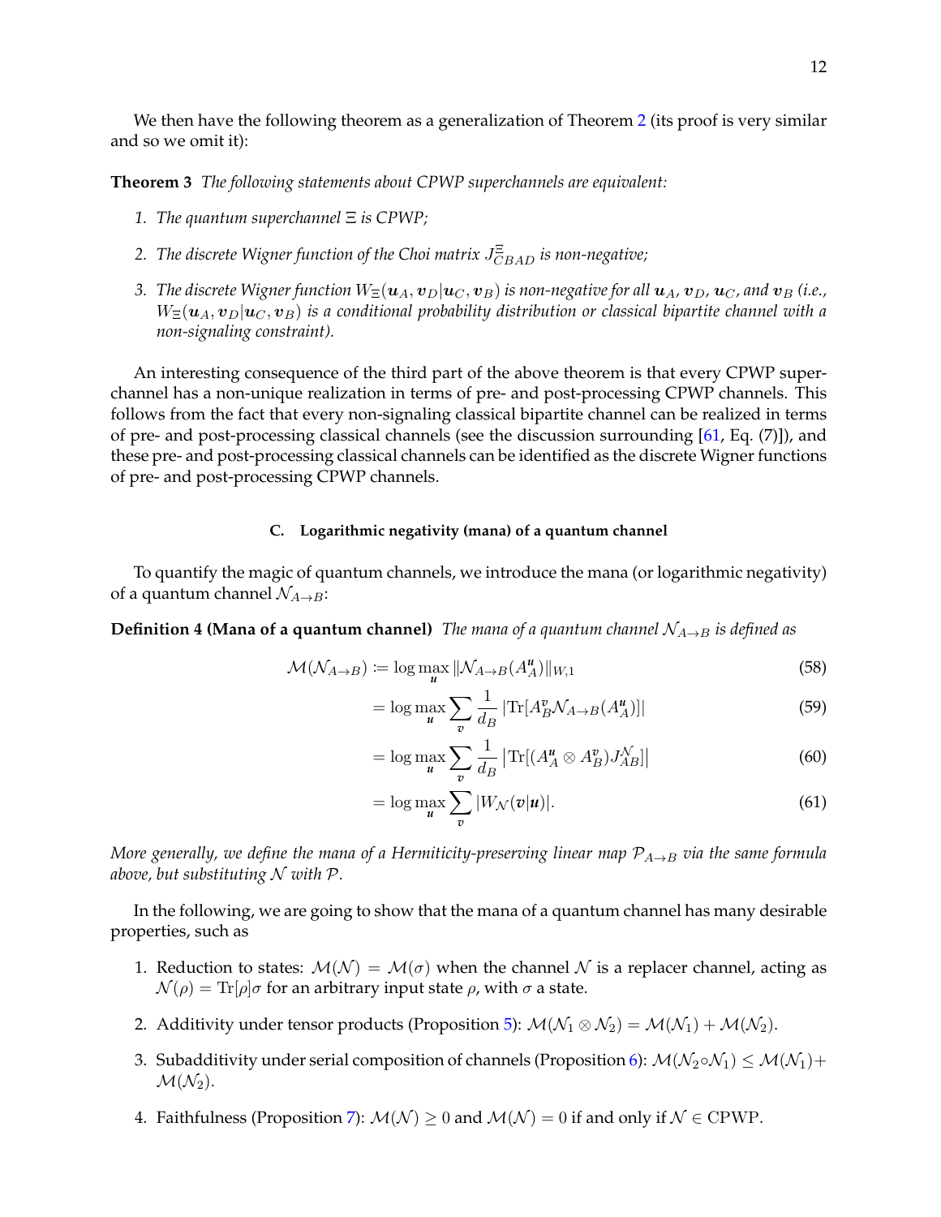We then have the following theorem as a generalization of Theorem 2 (its proof is very similar and so we omit it):

**Theorem 3** *The following statements about CPWP superchannels are equivalent:*

1. *The quantum superchannel $\Xi$ is CPWP;*
2. *The discrete Wigner function of the Choi matrix $J^{\Xi}_{CBAD}$ is non-negative;*
3. *The discrete Wigner function $W_{\Xi}(\boldsymbol{u}_A, \boldsymbol{v}_D|\boldsymbol{u}_C, \boldsymbol{v}_B)$ is non-negative for all $\boldsymbol{u}_A$, $\boldsymbol{v}_D$, $\boldsymbol{u}_C$, and $\boldsymbol{v}_B$ (i.e., $W_{\Xi}(\boldsymbol{u}_A, \boldsymbol{v}_D|\boldsymbol{u}_C, \boldsymbol{v}_B)$ is a conditional probability distribution or classical bipartite channel with a non-signaling constraint).*

An interesting consequence of the third part of the above theorem is that every CPWP superchannel has a non-unique realization in terms of pre- and post-processing CPWP channels. This follows from the fact that every non-signaling classical bipartite channel can be realized in terms of pre- and post-processing classical channels (see the discussion surrounding [61, Eq. (7)]), and these pre- and post-processing classical channels can be identified as the discrete Wigner functions of pre- and post-processing CPWP channels.

### C. Logarithmic negativity (mana) of a quantum channel

To quantify the magic of quantum channels, we introduce the mana (or logarithmic negativity) of a quantum channel $\mathcal{N}_{A\to B}$:

**Definition 4 (Mana of a quantum channel)** *The mana of a quantum channel $\mathcal{N}_{A\to B}$ is defined as*

$$\mathcal{M}(\mathcal{N}_{A\to B}) := \log \max_{\boldsymbol{u}} \|\mathcal{N}_{A\to B}(A^{\boldsymbol{u}}_A)\|_{W,1} \tag{58}$$

$$= \log \max_{\boldsymbol{u}} \sum_{\boldsymbol{v}} \frac{1}{d_B} \left|\mathrm{Tr}[A^{\boldsymbol{v}}_B \mathcal{N}_{A\to B}(A^{\boldsymbol{u}}_A)]\right| \tag{59}$$

$$= \log \max_{\boldsymbol{u}} \sum_{\boldsymbol{v}} \frac{1}{d_B} \left|\mathrm{Tr}[(A^{\boldsymbol{u}}_A \otimes A^{\boldsymbol{v}}_B) J^{\mathcal{N}}_{AB}]\right| \tag{60}$$

$$= \log \max_{\boldsymbol{u}} \sum_{\boldsymbol{v}} |W_{\mathcal{N}}(\boldsymbol{v}|\boldsymbol{u})|. \tag{61}$$

*More generally, we define the mana of a Hermiticity-preserving linear map $\mathcal{P}_{A\to B}$ via the same formula above, but substituting $\mathcal{N}$ with $\mathcal{P}$.*

In the following, we are going to show that the mana of a quantum channel has many desirable properties, such as

1. Reduction to states: $\mathcal{M}(\mathcal{N}) = \mathcal{M}(\sigma)$ when the channel $\mathcal{N}$ is a replacer channel, acting as $\mathcal{N}(\rho) = \mathrm{Tr}[\rho]\sigma$ for an arbitrary input state $\rho$, with $\sigma$ a state.
2. Additivity under tensor products (Proposition 5): $\mathcal{M}(\mathcal{N}_1 \otimes \mathcal{N}_2) = \mathcal{M}(\mathcal{N}_1) + \mathcal{M}(\mathcal{N}_2)$.
3. Subadditivity under serial composition of channels (Proposition 6): $\mathcal{M}(\mathcal{N}_2 \circ \mathcal{N}_1) \leq \mathcal{M}(\mathcal{N}_1) + \mathcal{M}(\mathcal{N}_2)$.
4. Faithfulness (Proposition 7): $\mathcal{M}(\mathcal{N}) \geq 0$ and $\mathcal{M}(\mathcal{N}) = 0$ if and only if $\mathcal{N} \in \mathrm{CPWP}$.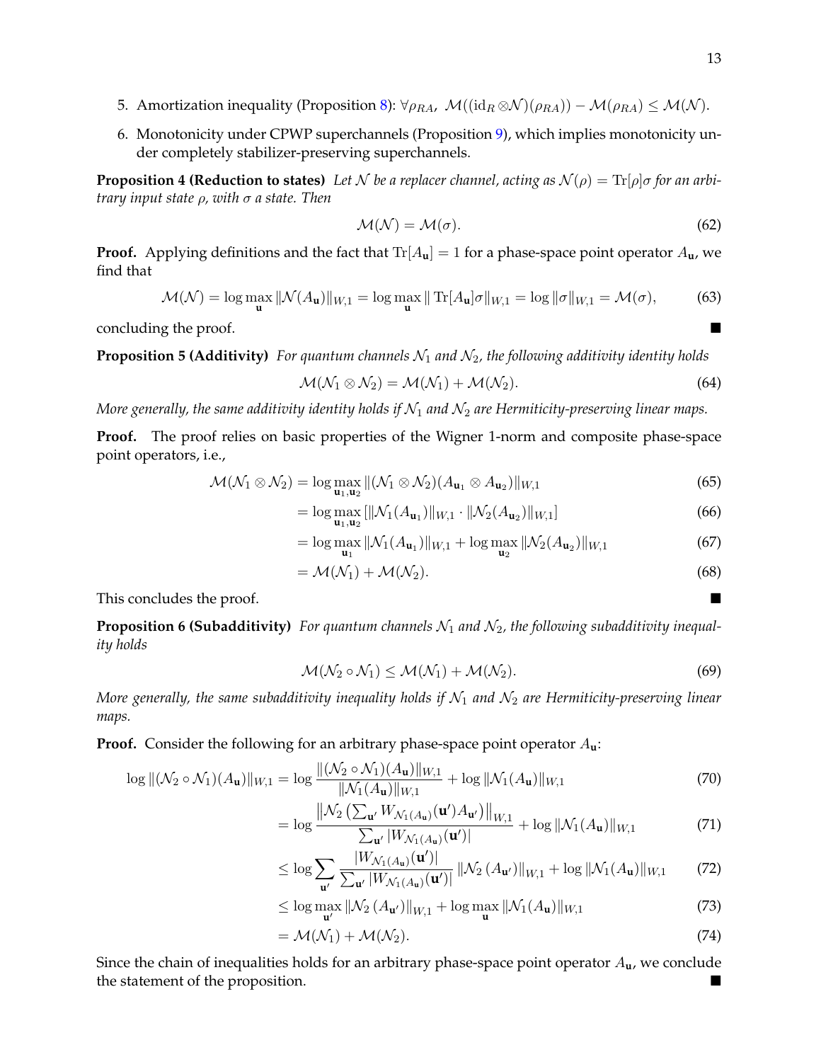5. Amortization inequality (Proposition 8): $\forall \rho_{RA},\ \mathcal{M}((\mathrm{id}_R \otimes \mathcal{N})(\rho_{RA})) - \mathcal{M}(\rho_{RA}) \leq \mathcal{M}(\mathcal{N})$.
6. Monotonicity under CPWP superchannels (Proposition 9), which implies monotonicity under completely stabilizer-preserving superchannels.

**Proposition 4 (Reduction to states)** *Let $\mathcal{N}$ be a replacer channel, acting as $\mathcal{N}(\rho) = \mathrm{Tr}[\rho]\sigma$ for an arbitrary input state $\rho$, with $\sigma$ a state. Then*

$$\mathcal{M}(\mathcal{N}) = \mathcal{M}(\sigma). \tag{62}$$

**Proof.** Applying definitions and the fact that $\mathrm{Tr}[A_{\mathbf{u}}] = 1$ for a phase-space point operator $A_{\mathbf{u}}$, we find that

$$\mathcal{M}(\mathcal{N}) = \log \max_{\mathbf{u}} \|\mathcal{N}(A_{\mathbf{u}})\|_{W,1} = \log \max_{\mathbf{u}} \| \mathrm{Tr}[A_{\mathbf{u}}]\sigma\|_{W,1} = \log \|\sigma\|_{W,1} = \mathcal{M}(\sigma), \tag{63}$$

concluding the proof. ∎

**Proposition 5 (Additivity)** *For quantum channels $\mathcal{N}_1$ and $\mathcal{N}_2$, the following additivity identity holds*

$$\mathcal{M}(\mathcal{N}_1 \otimes \mathcal{N}_2) = \mathcal{M}(\mathcal{N}_1) + \mathcal{M}(\mathcal{N}_2). \tag{64}$$

*More generally, the same additivity identity holds if $\mathcal{N}_1$ and $\mathcal{N}_2$ are Hermiticity-preserving linear maps.*

**Proof.** The proof relies on basic properties of the Wigner 1-norm and composite phase-space point operators, i.e.,

$$\mathcal{M}(\mathcal{N}_1 \otimes \mathcal{N}_2) = \log \max_{\mathbf{u}_1, \mathbf{u}_2} \|(\mathcal{N}_1 \otimes \mathcal{N}_2)(A_{\mathbf{u}_1} \otimes A_{\mathbf{u}_2})\|_{W,1} \tag{65}$$

$$= \log \max_{\mathbf{u}_1, \mathbf{u}_2} [\|\mathcal{N}_1(A_{\mathbf{u}_1})\|_{W,1} \cdot \|\mathcal{N}_2(A_{\mathbf{u}_2})\|_{W,1}] \tag{66}$$

$$= \log \max_{\mathbf{u}_1} \|\mathcal{N}_1(A_{\mathbf{u}_1})\|_{W,1} + \log \max_{\mathbf{u}_2} \|\mathcal{N}_2(A_{\mathbf{u}_2})\|_{W,1} \tag{67}$$

$$= \mathcal{M}(\mathcal{N}_1) + \mathcal{M}(\mathcal{N}_2). \tag{68}$$

This concludes the proof. ∎

**Proposition 6 (Subadditivity)** *For quantum channels $\mathcal{N}_1$ and $\mathcal{N}_2$, the following subadditivity inequality holds*

$$\mathcal{M}(\mathcal{N}_2 \circ \mathcal{N}_1) \leq \mathcal{M}(\mathcal{N}_1) + \mathcal{M}(\mathcal{N}_2). \tag{69}$$

*More generally, the same subadditivity inequality holds if $\mathcal{N}_1$ and $\mathcal{N}_2$ are Hermiticity-preserving linear maps.*

**Proof.** Consider the following for an arbitrary phase-space point operator $A_{\mathbf{u}}$:

$$\log \|(\mathcal{N}_2 \circ \mathcal{N}_1)(A_{\mathbf{u}})\|_{W,1} = \log \frac{\|(\mathcal{N}_2 \circ \mathcal{N}_1)(A_{\mathbf{u}})\|_{W,1}}{\|\mathcal{N}_1(A_{\mathbf{u}})\|_{W,1}} + \log \|\mathcal{N}_1(A_{\mathbf{u}})\|_{W,1} \tag{70}$$

$$= \log \frac{\left\|\mathcal{N}_2\left(\sum_{\mathbf{u}'} W_{\mathcal{N}_1(A_{\mathbf{u}})}(\mathbf{u}') A_{\mathbf{u}'}\right)\right\|_{W,1}}{\sum_{\mathbf{u}'} |W_{\mathcal{N}_1(A_{\mathbf{u}})}(\mathbf{u}')|} + \log \|\mathcal{N}_1(A_{\mathbf{u}})\|_{W,1} \tag{71}$$

$$\leq \log \sum_{\mathbf{u}'} \frac{|W_{\mathcal{N}_1(A_{\mathbf{u}})}(\mathbf{u}')|}{\sum_{\mathbf{u}'} |W_{\mathcal{N}_1(A_{\mathbf{u}})}(\mathbf{u}')|} \|\mathcal{N}_2(A_{\mathbf{u}'})\|_{W,1} + \log \|\mathcal{N}_1(A_{\mathbf{u}})\|_{W,1} \tag{72}$$

$$\leq \log \max_{\mathbf{u}'} \|\mathcal{N}_2(A_{\mathbf{u}'})\|_{W,1} + \log \max_{\mathbf{u}} \|\mathcal{N}_1(A_{\mathbf{u}})\|_{W,1} \tag{73}$$

$$= \mathcal{M}(\mathcal{N}_1) + \mathcal{M}(\mathcal{N}_2). \tag{74}$$

Since the chain of inequalities holds for an arbitrary phase-space point operator $A_{\mathbf{u}}$, we conclude the statement of the proposition. ∎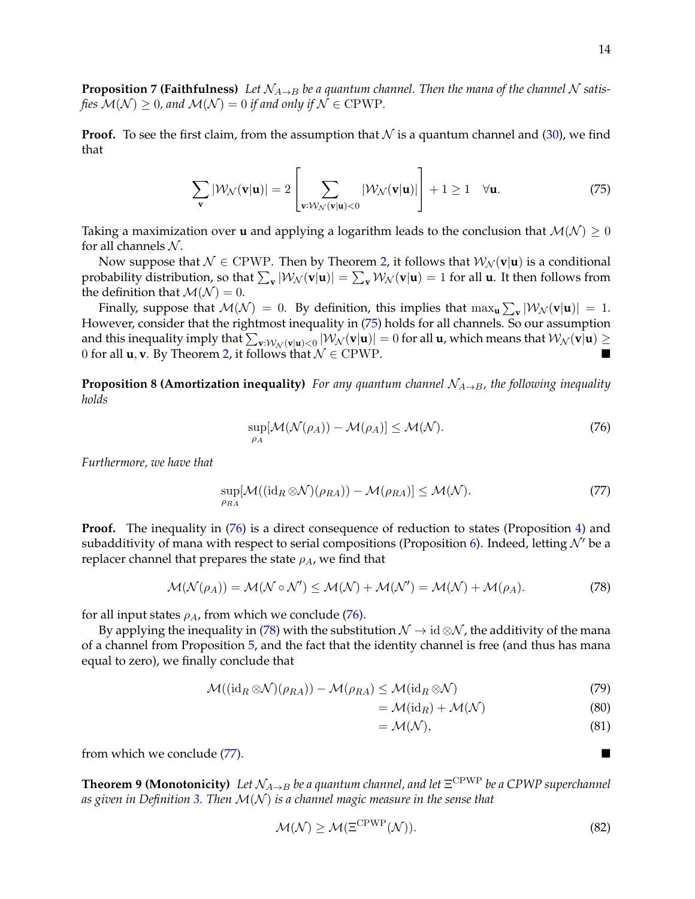**Proposition 7 (Faithfulness)** *Let $\mathcal{N}_{A\to B}$ be a quantum channel. Then the mana of the channel $\mathcal{N}$ satisfies $\mathcal{M}(\mathcal{N}) \geq 0$, and $\mathcal{M}(\mathcal{N}) = 0$ if and only if $\mathcal{N} \in \mathrm{CPWP}$.*

**Proof.** To see the first claim, from the assumption that $\mathcal{N}$ is a quantum channel and (30), we find that

$$\sum_{\mathbf{v}} |\mathcal{W}_{\mathcal{N}}(\mathbf{v}|\mathbf{u})| = 2\left[\sum_{\mathbf{v}:\mathcal{W}_{\mathcal{N}}(\mathbf{v}|\mathbf{u})<0} |\mathcal{W}_{\mathcal{N}}(\mathbf{v}|\mathbf{u})|\right] + 1 \geq 1 \quad \forall \mathbf{u}. \tag{75}$$

Taking a maximization over $\mathbf{u}$ and applying a logarithm leads to the conclusion that $\mathcal{M}(\mathcal{N}) \geq 0$ for all channels $\mathcal{N}$.

Now suppose that $\mathcal{N} \in \mathrm{CPWP}$. Then by Theorem 2, it follows that $\mathcal{W}_{\mathcal{N}}(\mathbf{v}|\mathbf{u})$ is a conditional probability distribution, so that $\sum_{\mathbf{v}} |\mathcal{W}_{\mathcal{N}}(\mathbf{v}|\mathbf{u})| = \sum_{\mathbf{v}} \mathcal{W}_{\mathcal{N}}(\mathbf{v}|\mathbf{u}) = 1$ for all $\mathbf{u}$. It then follows from the definition that $\mathcal{M}(\mathcal{N}) = 0$.

Finally, suppose that $\mathcal{M}(\mathcal{N}) = 0$. By definition, this implies that $\max_{\mathbf{u}} \sum_{\mathbf{v}} |\mathcal{W}_{\mathcal{N}}(\mathbf{v}|\mathbf{u})| = 1$. However, consider that the rightmost inequality in (75) holds for all channels. So our assumption and this inequality imply that $\sum_{\mathbf{v}:\mathcal{W}_{\mathcal{N}}(\mathbf{v}|\mathbf{u})<0} |\mathcal{W}_{\mathcal{N}}(\mathbf{v}|\mathbf{u})| = 0$ for all $\mathbf{u}$, which means that $\mathcal{W}_{\mathcal{N}}(\mathbf{v}|\mathbf{u}) \geq 0$ for all $\mathbf{u}, \mathbf{v}$. By Theorem 2, it follows that $\mathcal{N} \in \mathrm{CPWP}$. ∎

**Proposition 8 (Amortization inequality)** *For any quantum channel $\mathcal{N}_{A\to B}$, the following inequality holds*

$$\sup_{\rho_A} [\mathcal{M}(\mathcal{N}(\rho_A)) - \mathcal{M}(\rho_A)] \leq \mathcal{M}(\mathcal{N}). \tag{76}$$

*Furthermore, we have that*

$$\sup_{\rho_{RA}} [\mathcal{M}((\mathrm{id}_R \otimes \mathcal{N})(\rho_{RA})) - \mathcal{M}(\rho_{RA})] \leq \mathcal{M}(\mathcal{N}). \tag{77}$$

**Proof.** The inequality in (76) is a direct consequence of reduction to states (Proposition 4) and subadditivity of mana with respect to serial compositions (Proposition 6). Indeed, letting $\mathcal{N}'$ be a replacer channel that prepares the state $\rho_A$, we find that

$$\mathcal{M}(\mathcal{N}(\rho_A)) = \mathcal{M}(\mathcal{N} \circ \mathcal{N}') \leq \mathcal{M}(\mathcal{N}) + \mathcal{M}(\mathcal{N}') = \mathcal{M}(\mathcal{N}) + \mathcal{M}(\rho_A). \tag{78}$$

for all input states $\rho_A$, from which we conclude (76).

By applying the inequality in (78) with the substitution $\mathcal{N} \to \mathrm{id} \otimes \mathcal{N}$, the additivity of the mana of a channel from Proposition 5, and the fact that the identity channel is free (and thus has mana equal to zero), we finally conclude that

$$\begin{aligned}
\mathcal{M}((\mathrm{id}_R \otimes \mathcal{N})(\rho_{RA})) - \mathcal{M}(\rho_{RA}) &\leq \mathcal{M}(\mathrm{id}_R \otimes \mathcal{N}) &(79)\\
&= \mathcal{M}(\mathrm{id}_R) + \mathcal{M}(\mathcal{N}) &(80)\\
&= \mathcal{M}(\mathcal{N}), &(81)
\end{aligned}$$

from which we conclude (77). ∎

**Theorem 9 (Monotonicity)** *Let $\mathcal{N}_{A\to B}$ be a quantum channel, and let $\Xi^{\mathrm{CPWP}}$ be a CPWP superchannel as given in Definition 3. Then $\mathcal{M}(\mathcal{N})$ is a channel magic measure in the sense that*

$$\mathcal{M}(\mathcal{N}) \geq \mathcal{M}(\Xi^{\mathrm{CPWP}}(\mathcal{N})). \tag{82}$$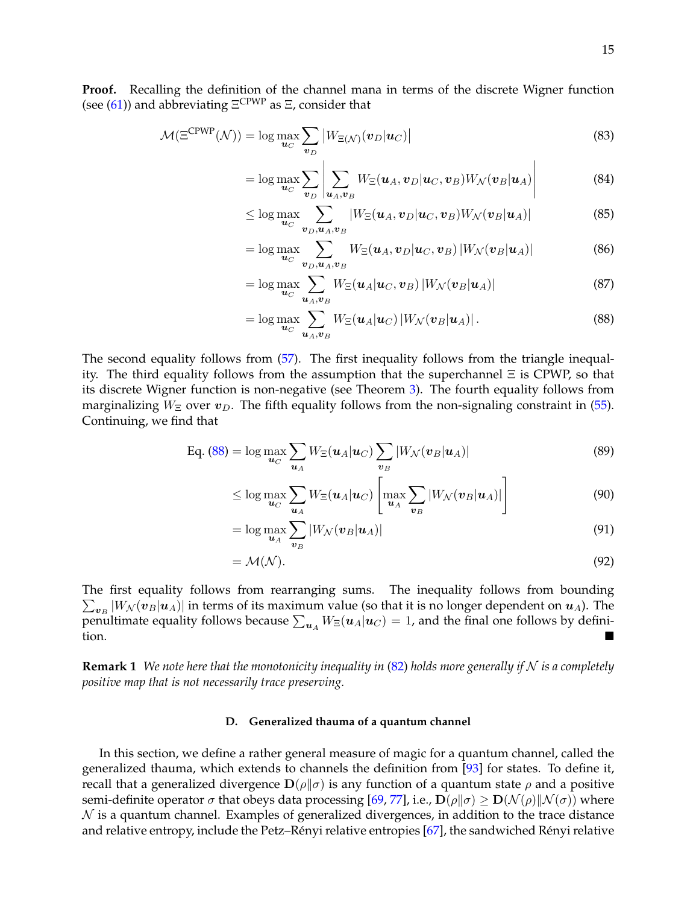**Proof.** Recalling the definition of the channel mana in terms of the discrete Wigner function (see (61)) and abbreviating $\Xi^{\text{CPWP}}$ as $\Xi$, consider that

$$\mathcal{M}(\Xi^{\text{CPWP}}(\mathcal{N})) = \log \max_{\boldsymbol{u}_C} \sum_{\boldsymbol{v}_D} \left| W_{\Xi(\mathcal{N})}(\boldsymbol{v}_D|\boldsymbol{u}_C) \right| \tag{83}$$

$$= \log \max_{\boldsymbol{u}_C} \sum_{\boldsymbol{v}_D} \left| \sum_{\boldsymbol{u}_A, \boldsymbol{v}_B} W_\Xi(\boldsymbol{u}_A, \boldsymbol{v}_D|\boldsymbol{u}_C, \boldsymbol{v}_B) W_\mathcal{N}(\boldsymbol{v}_B|\boldsymbol{u}_A) \right| \tag{84}$$

$$\leq \log \max_{\boldsymbol{u}_C} \sum_{\boldsymbol{v}_D, \boldsymbol{u}_A, \boldsymbol{v}_B} \left| W_\Xi(\boldsymbol{u}_A, \boldsymbol{v}_D|\boldsymbol{u}_C, \boldsymbol{v}_B) W_\mathcal{N}(\boldsymbol{v}_B|\boldsymbol{u}_A) \right| \tag{85}$$

$$= \log \max_{\boldsymbol{u}_C} \sum_{\boldsymbol{v}_D, \boldsymbol{u}_A, \boldsymbol{v}_B} W_\Xi(\boldsymbol{u}_A, \boldsymbol{v}_D|\boldsymbol{u}_C, \boldsymbol{v}_B) \left| W_\mathcal{N}(\boldsymbol{v}_B|\boldsymbol{u}_A) \right| \tag{86}$$

$$= \log \max_{\boldsymbol{u}_C} \sum_{\boldsymbol{u}_A, \boldsymbol{v}_B} W_\Xi(\boldsymbol{u}_A|\boldsymbol{u}_C, \boldsymbol{v}_B) \left| W_\mathcal{N}(\boldsymbol{v}_B|\boldsymbol{u}_A) \right| \tag{87}$$

$$= \log \max_{\boldsymbol{u}_C} \sum_{\boldsymbol{u}_A, \boldsymbol{v}_B} W_\Xi(\boldsymbol{u}_A|\boldsymbol{u}_C) \left| W_\mathcal{N}(\boldsymbol{v}_B|\boldsymbol{u}_A) \right|. \tag{88}$$

The second equality follows from (57). The first inequality follows from the triangle inequality. The third equality follows from the assumption that the superchannel $\Xi$ is CPWP, so that its discrete Wigner function is non-negative (see Theorem 3). The fourth equality follows from marginalizing $W_\Xi$ over $\boldsymbol{v}_D$. The fifth equality follows from the non-signaling constraint in (55). Continuing, we find that

$$\text{Eq. (88)} = \log \max_{\boldsymbol{u}_C} \sum_{\boldsymbol{u}_A} W_\Xi(\boldsymbol{u}_A|\boldsymbol{u}_C) \sum_{\boldsymbol{v}_B} \left| W_\mathcal{N}(\boldsymbol{v}_B|\boldsymbol{u}_A) \right| \tag{89}$$

$$\leq \log \max_{\boldsymbol{u}_C} \sum_{\boldsymbol{u}_A} W_\Xi(\boldsymbol{u}_A|\boldsymbol{u}_C) \left[ \max_{\boldsymbol{u}_A} \sum_{\boldsymbol{v}_B} \left| W_\mathcal{N}(\boldsymbol{v}_B|\boldsymbol{u}_A) \right| \right] \tag{90}$$

$$= \log \max_{\boldsymbol{u}_A} \sum_{\boldsymbol{v}_B} \left| W_\mathcal{N}(\boldsymbol{v}_B|\boldsymbol{u}_A) \right| \tag{91}$$

$$= \mathcal{M}(\mathcal{N}). \tag{92}$$

The first equality follows from rearranging sums. The inequality follows from bounding $\sum_{\boldsymbol{v}_B} |W_\mathcal{N}(\boldsymbol{v}_B|\boldsymbol{u}_A)|$ in terms of its maximum value (so that it is no longer dependent on $\boldsymbol{u}_A$). The penultimate equality follows because $\sum_{\boldsymbol{u}_A} W_\Xi(\boldsymbol{u}_A|\boldsymbol{u}_C) = 1$, and the final one follows by definition. ■

**Remark 1** *We note here that the monotonicity inequality in (82) holds more generally if $\mathcal{N}$ is a completely positive map that is not necessarily trace preserving.*

### D. Generalized thauma of a quantum channel

In this section, we define a rather general measure of magic for a quantum channel, called the generalized thauma, which extends to channels the definition from [93] for states. To define it, recall that a generalized divergence $\mathbf{D}(\rho\|\sigma)$ is any function of a quantum state $\rho$ and a positive semi-definite operator $\sigma$ that obeys data processing [69, 77], i.e., $\mathbf{D}(\rho\|\sigma) \geq \mathbf{D}(\mathcal{N}(\rho)\|\mathcal{N}(\sigma))$ where $\mathcal{N}$ is a quantum channel. Examples of generalized divergences, in addition to the trace distance and relative entropy, include the Petz–Rényi relative entropies [67], the sandwiched Rényi relative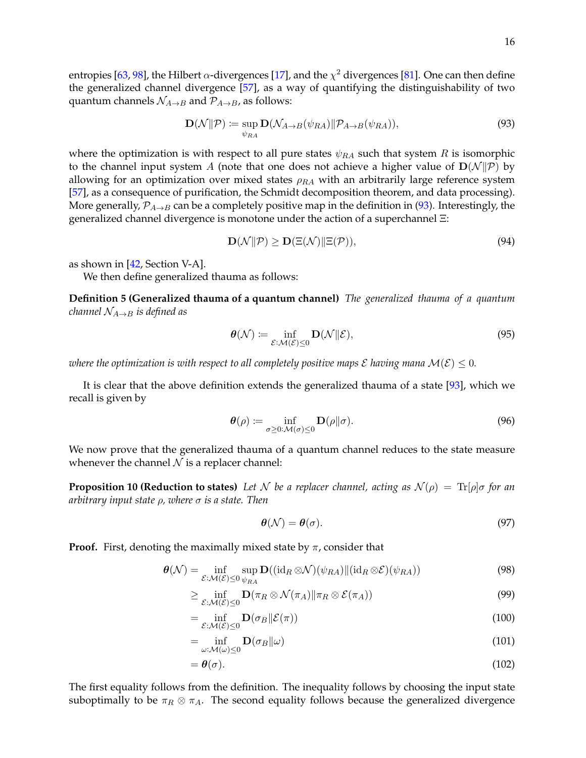entropies [63, 98], the Hilbert $\alpha$-divergences [17], and the $\chi^2$ divergences [81]. One can then define the generalized channel divergence [57], as a way of quantifying the distinguishability of two quantum channels $\mathcal{N}_{A\to B}$ and $\mathcal{P}_{A\to B}$, as follows:

$$\mathbf{D}(\mathcal{N}\|\mathcal{P}) \coloneqq \sup_{\psi_{RA}} \mathbf{D}(\mathcal{N}_{A\to B}(\psi_{RA})\|\mathcal{P}_{A\to B}(\psi_{RA})), \tag{93}$$

where the optimization is with respect to all pure states $\psi_{RA}$ such that system $R$ is isomorphic to the channel input system $A$ (note that one does not achieve a higher value of $\mathbf{D}(\mathcal{N}\|\mathcal{P})$ by allowing for an optimization over mixed states $\rho_{RA}$ with an arbitrarily large reference system [57], as a consequence of purification, the Schmidt decomposition theorem, and data processing). More generally, $\mathcal{P}_{A\to B}$ can be a completely positive map in the definition in (93). Interestingly, the generalized channel divergence is monotone under the action of a superchannel $\Xi$:

$$\mathbf{D}(\mathcal{N}\|\mathcal{P}) \geq \mathbf{D}(\Xi(\mathcal{N})\|\Xi(\mathcal{P})), \tag{94}$$

as shown in [42, Section V-A].

We then define generalized thauma as follows:

**Definition 5 (Generalized thauma of a quantum channel)** *The generalized thauma of a quantum channel $\mathcal{N}_{A\to B}$ is defined as*

$$\boldsymbol{\theta}(\mathcal{N}) \coloneqq \inf_{\mathcal{E}:\mathcal{M}(\mathcal{E})\leq 0} \mathbf{D}(\mathcal{N}\|\mathcal{E}), \tag{95}$$

*where the optimization is with respect to all completely positive maps $\mathcal{E}$ having mana $\mathcal{M}(\mathcal{E}) \leq 0$.*

It is clear that the above definition extends the generalized thauma of a state [93], which we recall is given by

$$\boldsymbol{\theta}(\rho) \coloneqq \inf_{\sigma\geq 0:\mathcal{M}(\sigma)\leq 0} \mathbf{D}(\rho\|\sigma). \tag{96}$$

We now prove that the generalized thauma of a quantum channel reduces to the state measure whenever the channel $\mathcal{N}$ is a replacer channel:

**Proposition 10 (Reduction to states)** *Let $\mathcal{N}$ be a replacer channel, acting as $\mathcal{N}(\rho) = \operatorname{Tr}[\rho]\sigma$ for an arbitrary input state $\rho$, where $\sigma$ is a state. Then*

$$\boldsymbol{\theta}(\mathcal{N}) = \boldsymbol{\theta}(\sigma). \tag{97}$$

**Proof.** First, denoting the maximally mixed state by $\pi$, consider that

$$\boldsymbol{\theta}(\mathcal{N}) = \inf_{\mathcal{E}:\mathcal{M}(\mathcal{E})\leq 0} \sup_{\psi_{RA}} \mathbf{D}((\mathrm{id}_R\otimes\mathcal{N})(\psi_{RA})\|(\mathrm{id}_R\otimes\mathcal{E})(\psi_{RA})) \tag{98}$$

$$\geq \inf_{\mathcal{E}:\mathcal{M}(\mathcal{E})\leq 0} \mathbf{D}(\pi_R\otimes\mathcal{N}(\pi_A)\|\pi_R\otimes\mathcal{E}(\pi_A)) \tag{99}$$

$$= \inf_{\mathcal{E}:\mathcal{M}(\mathcal{E})\leq 0} \mathbf{D}(\sigma_B\|\mathcal{E}(\pi)) \tag{100}$$

$$= \inf_{\omega:\mathcal{M}(\omega)\leq 0} \mathbf{D}(\sigma_B\|\omega) \tag{101}$$

$$= \boldsymbol{\theta}(\sigma). \tag{102}$$

The first equality follows from the definition. The inequality follows by choosing the input state suboptimally to be $\pi_R\otimes\pi_A$. The second equality follows because the generalized divergence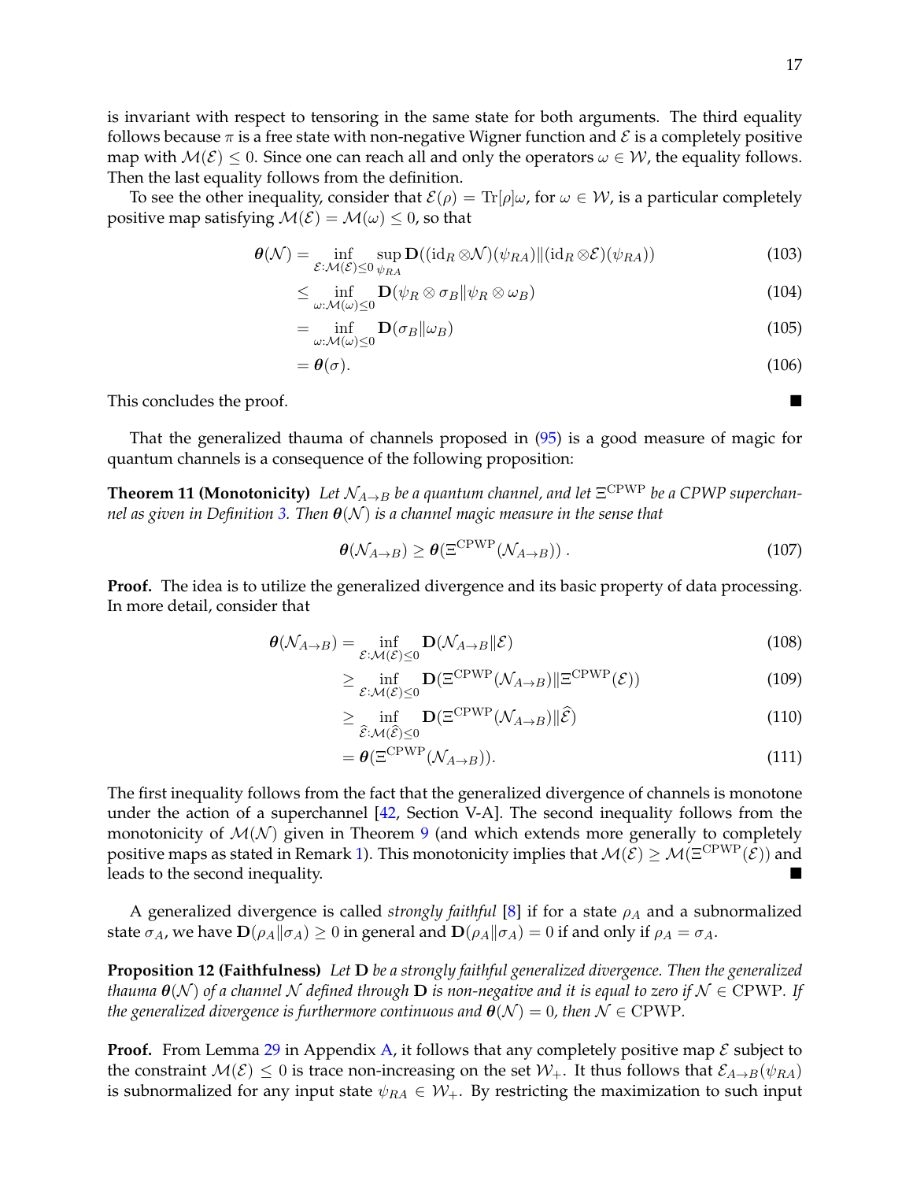is invariant with respect to tensoring in the same state for both arguments. The third equality follows because $\pi$ is a free state with non-negative Wigner function and $\mathcal{E}$ is a completely positive map with $\mathcal{M}(\mathcal{E}) \leq 0$. Since one can reach all and only the operators $\omega \in \mathcal{W}$, the equality follows. Then the last equality follows from the definition.

To see the other inequality, consider that $\mathcal{E}(\rho) = \mathrm{Tr}[\rho]\omega$, for $\omega \in \mathcal{W}$, is a particular completely positive map satisfying $\mathcal{M}(\mathcal{E}) = \mathcal{M}(\omega) \leq 0$, so that

$$\boldsymbol{\theta}(\mathcal{N}) = \inf_{\mathcal{E}:\mathcal{M}(\mathcal{E})\leq 0} \sup_{\psi_{RA}} \mathbf{D}((\mathrm{id}_R \otimes \mathcal{N})(\psi_{RA}) \| (\mathrm{id}_R \otimes \mathcal{E})(\psi_{RA})) \tag{103}$$

$$\leq \inf_{\omega:\mathcal{M}(\omega)\leq 0} \mathbf{D}(\psi_R \otimes \sigma_B \| \psi_R \otimes \omega_B) \tag{104}$$

$$= \inf_{\omega:\mathcal{M}(\omega)\leq 0} \mathbf{D}(\sigma_B \| \omega_B) \tag{105}$$

$$= \boldsymbol{\theta}(\sigma). \tag{106}$$

This concludes the proof. ■

That the generalized thauma of channels proposed in (95) is a good measure of magic for quantum channels is a consequence of the following proposition:

**Theorem 11 (Monotonicity)** *Let $\mathcal{N}_{A\to B}$ be a quantum channel, and let $\Xi^{\mathrm{CPWP}}$ be a CPWP superchannel as given in Definition 3. Then $\boldsymbol{\theta}(\mathcal{N})$ is a channel magic measure in the sense that*

$$\boldsymbol{\theta}(\mathcal{N}_{A\to B}) \geq \boldsymbol{\theta}(\Xi^{\mathrm{CPWP}}(\mathcal{N}_{A\to B}))\,. \tag{107}$$

**Proof.** The idea is to utilize the generalized divergence and its basic property of data processing. In more detail, consider that

$$\boldsymbol{\theta}(\mathcal{N}_{A\to B}) = \inf_{\mathcal{E}:\mathcal{M}(\mathcal{E})\leq 0} \mathbf{D}(\mathcal{N}_{A\to B} \| \mathcal{E}) \tag{108}$$

$$\geq \inf_{\mathcal{E}:\mathcal{M}(\mathcal{E})\leq 0} \mathbf{D}(\Xi^{\mathrm{CPWP}}(\mathcal{N}_{A\to B}) \| \Xi^{\mathrm{CPWP}}(\mathcal{E})) \tag{109}$$

$$\geq \inf_{\widehat{\mathcal{E}}:\mathcal{M}(\widehat{\mathcal{E}})\leq 0} \mathbf{D}(\Xi^{\mathrm{CPWP}}(\mathcal{N}_{A\to B}) \| \widehat{\mathcal{E}}) \tag{110}$$

$$= \boldsymbol{\theta}(\Xi^{\mathrm{CPWP}}(\mathcal{N}_{A\to B})). \tag{111}$$

The first inequality follows from the fact that the generalized divergence of channels is monotone under the action of a superchannel [42, Section V-A]. The second inequality follows from the monotonicity of $\mathcal{M}(\mathcal{N})$ given in Theorem 9 (and which extends more generally to completely positive maps as stated in Remark 1). This monotonicity implies that $\mathcal{M}(\mathcal{E}) \geq \mathcal{M}(\Xi^{\mathrm{CPWP}}(\mathcal{E}))$ and leads to the second inequality. ■

A generalized divergence is called *strongly faithful* [8] if for a state $\rho_A$ and a subnormalized state $\sigma_A$, we have $\mathbf{D}(\rho_A \| \sigma_A) \geq 0$ in general and $\mathbf{D}(\rho_A \| \sigma_A) = 0$ if and only if $\rho_A = \sigma_A$.

**Proposition 12 (Faithfulness)** *Let $\mathbf{D}$ be a strongly faithful generalized divergence. Then the generalized thauma $\boldsymbol{\theta}(\mathcal{N})$ of a channel $\mathcal{N}$ defined through $\mathbf{D}$ is non-negative and it is equal to zero if $\mathcal{N} \in \mathrm{CPWP}$. If the generalized divergence is furthermore continuous and $\boldsymbol{\theta}(\mathcal{N}) = 0$, then $\mathcal{N} \in \mathrm{CPWP}$.*

**Proof.** From Lemma 29 in Appendix A, it follows that any completely positive map $\mathcal{E}$ subject to the constraint $\mathcal{M}(\mathcal{E}) \leq 0$ is trace non-increasing on the set $\mathcal{W}_+$. It thus follows that $\mathcal{E}_{A\to B}(\psi_{RA})$ is subnormalized for any input state $\psi_{RA} \in \mathcal{W}_+$. By restricting the maximization to such input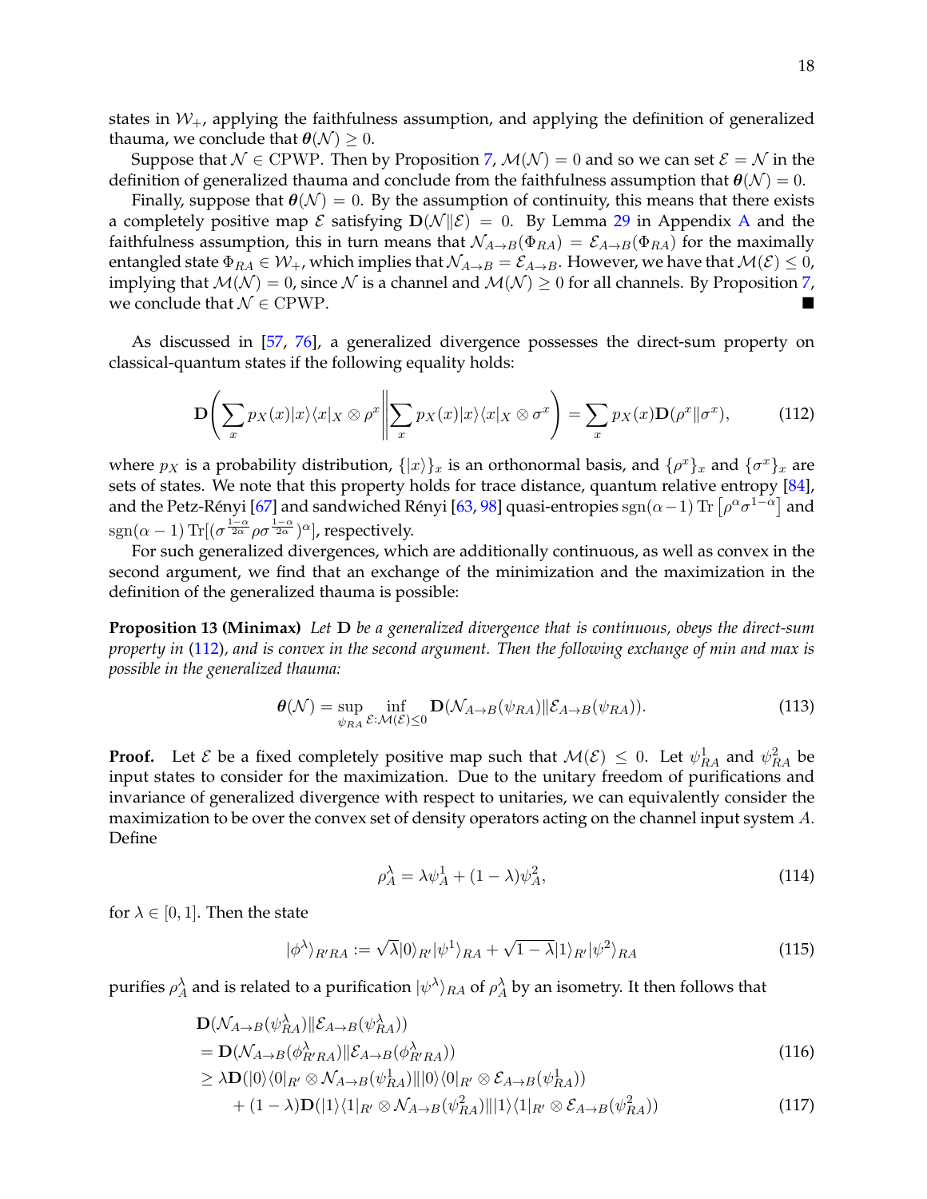states in $\mathcal{W}_+$, applying the faithfulness assumption, and applying the definition of generalized thauma, we conclude that $\boldsymbol{\theta}(\mathcal{N}) \geq 0$.

Suppose that $\mathcal{N} \in \text{CPWP}$. Then by Proposition 7, $\mathcal{M}(\mathcal{N}) = 0$ and so we can set $\mathcal{E} = \mathcal{N}$ in the definition of generalized thauma and conclude from the faithfulness assumption that $\boldsymbol{\theta}(\mathcal{N}) = 0$.

Finally, suppose that $\boldsymbol{\theta}(\mathcal{N}) = 0$. By the assumption of continuity, this means that there exists a completely positive map $\mathcal{E}$ satisfying $\mathbf{D}(\mathcal{N} \| \mathcal{E}) = 0$. By Lemma 29 in Appendix A and the faithfulness assumption, this in turn means that $\mathcal{N}_{A\to B}(\Phi_{RA}) = \mathcal{E}_{A\to B}(\Phi_{RA})$ for the maximally entangled state $\Phi_{RA} \in \mathcal{W}_+$, which implies that $\mathcal{N}_{A\to B} = \mathcal{E}_{A\to B}$. However, we have that $\mathcal{M}(\mathcal{E}) \leq 0$, implying that $\mathcal{M}(\mathcal{N}) = 0$, since $\mathcal{N}$ is a channel and $\mathcal{M}(\mathcal{N}) \geq 0$ for all channels. By Proposition 7, we conclude that $\mathcal{N} \in \text{CPWP}$. ■

As discussed in [57, 76], a generalized divergence possesses the direct-sum property on classical-quantum states if the following equality holds:

$$\mathbf{D}\left(\sum_x p_X(x)|x\rangle\langle x|_X \otimes \rho^x \middle\| \sum_x p_X(x)|x\rangle\langle x|_X \otimes \sigma^x\right) = \sum_x p_X(x)\mathbf{D}(\rho^x \| \sigma^x), \tag{112}$$

where $p_X$ is a probability distribution, $\{|x\rangle\}_x$ is an orthonormal basis, and $\{\rho^x\}_x$ and $\{\sigma^x\}_x$ are sets of states. We note that this property holds for trace distance, quantum relative entropy [84], and the Petz-Rényi [67] and sandwiched Rényi [63, 98] quasi-entropies $\operatorname{sgn}(\alpha-1)\operatorname{Tr}\left[\rho^\alpha \sigma^{1-\alpha}\right]$ and $\operatorname{sgn}(\alpha-1)\operatorname{Tr}[(\sigma^{\frac{1-\alpha}{2\alpha}} \rho \sigma^{\frac{1-\alpha}{2\alpha}})^\alpha]$, respectively.

For such generalized divergences, which are additionally continuous, as well as convex in the second argument, we find that an exchange of the minimization and the maximization in the definition of the generalized thauma is possible:

**Proposition 13 (Minimax)** *Let $\mathbf{D}$ be a generalized divergence that is continuous, obeys the direct-sum property in (112), and is convex in the second argument. Then the following exchange of min and max is possible in the generalized thauma:*

$$\boldsymbol{\theta}(\mathcal{N}) = \sup_{\psi_{RA}} \inf_{\mathcal{E}:\mathcal{M}(\mathcal{E})\leq 0} \mathbf{D}(\mathcal{N}_{A\to B}(\psi_{RA}) \| \mathcal{E}_{A\to B}(\psi_{RA})). \tag{113}$$

**Proof.** Let $\mathcal{E}$ be a fixed completely positive map such that $\mathcal{M}(\mathcal{E}) \leq 0$. Let $\psi^1_{RA}$ and $\psi^2_{RA}$ be input states to consider for the maximization. Due to the unitary freedom of purifications and invariance of generalized divergence with respect to unitaries, we can equivalently consider the maximization to be over the convex set of density operators acting on the channel input system $A$. Define

$$\rho^\lambda_A = \lambda \psi^1_A + (1-\lambda)\psi^2_A, \tag{114}$$

for $\lambda \in [0,1]$. Then the state

$$|\phi^\lambda\rangle_{R'RA} := \sqrt{\lambda}|0\rangle_{R'}|\psi^1\rangle_{RA} + \sqrt{1-\lambda}|1\rangle_{R'}|\psi^2\rangle_{RA} \tag{115}$$

purifies $\rho^\lambda_A$ and is related to a purification $|\psi^\lambda\rangle_{RA}$ of $\rho^\lambda_A$ by an isometry. It then follows that

$$\begin{aligned}
&\mathbf{D}(\mathcal{N}_{A\to B}(\psi^\lambda_{RA}) \| \mathcal{E}_{A\to B}(\psi^\lambda_{RA})) \\
&= \mathbf{D}(\mathcal{N}_{A\to B}(\phi^\lambda_{R'RA}) \| \mathcal{E}_{A\to B}(\phi^\lambda_{R'RA})) &(116)\\
&\geq \lambda \mathbf{D}(|0\rangle\langle 0|_{R'} \otimes \mathcal{N}_{A\to B}(\psi^1_{RA}) \| |0\rangle\langle 0|_{R'} \otimes \mathcal{E}_{A\to B}(\psi^1_{RA})) \\
&\quad + (1-\lambda)\mathbf{D}(|1\rangle\langle 1|_{R'} \otimes \mathcal{N}_{A\to B}(\psi^2_{RA}) \| |1\rangle\langle 1|_{R'} \otimes \mathcal{E}_{A\to B}(\psi^2_{RA})) &(117)
\end{aligned}$$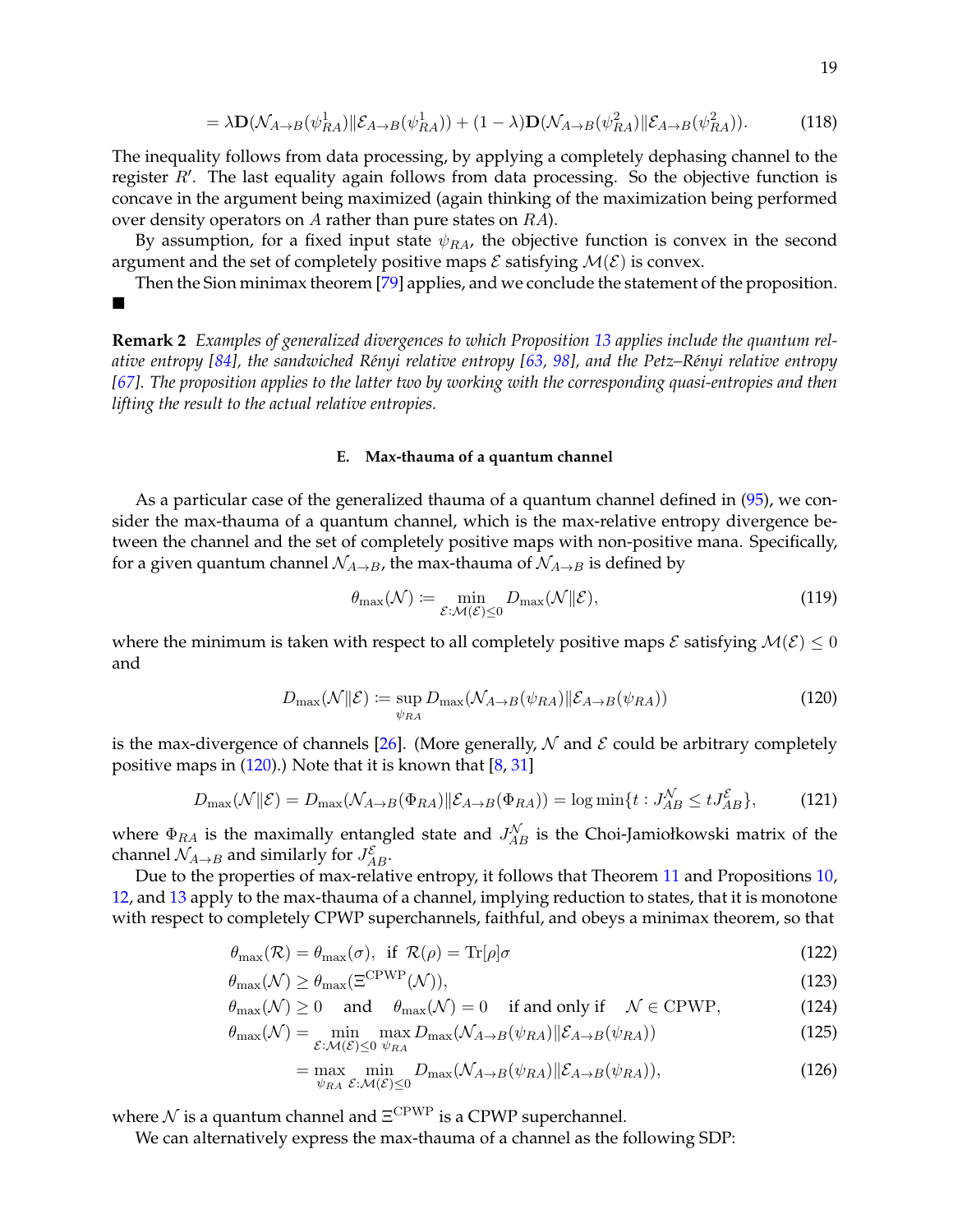$$= \lambda \mathbf{D}(\mathcal{N}_{A\to B}(\psi^1_{RA}) \| \mathcal{E}_{A\to B}(\psi^1_{RA})) + (1-\lambda)\mathbf{D}(\mathcal{N}_{A\to B}(\psi^2_{RA}) \| \mathcal{E}_{A\to B}(\psi^2_{RA})). \tag{118}$$

The inequality follows from data processing, by applying a completely dephasing channel to the register $R'$. The last equality again follows from data processing. So the objective function is concave in the argument being maximized (again thinking of the maximization being performed over density operators on $A$ rather than pure states on $RA$).

By assumption, for a fixed input state $\psi_{RA}$, the objective function is convex in the second argument and the set of completely positive maps $\mathcal{E}$ satisfying $\mathcal{M}(\mathcal{E})$ is convex.

Then the Sion minimax theorem [79] applies, and we conclude the statement of the proposition. ■

**Remark 2** *Examples of generalized divergences to which Proposition 13 applies include the quantum relative entropy [84], the sandwiched Rényi relative entropy [63, 98], and the Petz–Rényi relative entropy [67]. The proposition applies to the latter two by working with the corresponding quasi-entropies and then lifting the result to the actual relative entropies.*

### E. Max-thauma of a quantum channel

As a particular case of the generalized thauma of a quantum channel defined in (95), we consider the max-thauma of a quantum channel, which is the max-relative entropy divergence between the channel and the set of completely positive maps with non-positive mana. Specifically, for a given quantum channel $\mathcal{N}_{A\to B}$, the max-thauma of $\mathcal{N}_{A\to B}$ is defined by

$$\theta_{\max}(\mathcal{N}) \coloneqq \min_{\mathcal{E}:\mathcal{M}(\mathcal{E})\leq 0} D_{\max}(\mathcal{N}\|\mathcal{E}), \tag{119}$$

where the minimum is taken with respect to all completely positive maps $\mathcal{E}$ satisfying $\mathcal{M}(\mathcal{E}) \leq 0$ and

$$D_{\max}(\mathcal{N}\|\mathcal{E}) \coloneqq \sup_{\psi_{RA}} D_{\max}(\mathcal{N}_{A\to B}(\psi_{RA}) \| \mathcal{E}_{A\to B}(\psi_{RA})) \tag{120}$$

is the max-divergence of channels [26]. (More generally, $\mathcal{N}$ and $\mathcal{E}$ could be arbitrary completely positive maps in (120).) Note that it is known that [8, 31]

$$D_{\max}(\mathcal{N}\|\mathcal{E}) = D_{\max}(\mathcal{N}_{A\to B}(\Phi_{RA}) \| \mathcal{E}_{A\to B}(\Phi_{RA})) = \log \min\{t : J^{\mathcal{N}}_{AB} \leq t J^{\mathcal{E}}_{AB}\}, \tag{121}$$

where $\Phi_{RA}$ is the maximally entangled state and $J^{\mathcal{N}}_{AB}$ is the Choi-Jamiołkowski matrix of the channel $\mathcal{N}_{A\to B}$ and similarly for $J^{\mathcal{E}}_{AB}$.

Due to the properties of max-relative entropy, it follows that Theorem 11 and Propositions 10, 12, and 13 apply to the max-thauma of a channel, implying reduction to states, that it is monotone with respect to completely CPWP superchannels, faithful, and obeys a minimax theorem, so that

$$\theta_{\max}(\mathcal{R}) = \theta_{\max}(\sigma), \text{ if } \mathcal{R}(\rho) = \mathrm{Tr}[\rho]\sigma \tag{122}$$

$$\theta_{\max}(\mathcal{N}) \geq \theta_{\max}(\Xi^{\mathrm{CPWP}}(\mathcal{N})), \tag{123}$$

$$\theta_{\max}(\mathcal{N}) \geq 0 \quad \text{and} \quad \theta_{\max}(\mathcal{N}) = 0 \quad \text{if and only if} \quad \mathcal{N} \in \mathrm{CPWP}, \tag{124}$$

$$\theta_{\max}(\mathcal{N}) = \min_{\mathcal{E}:\mathcal{M}(\mathcal{E})\leq 0} \max_{\psi_{RA}} D_{\max}(\mathcal{N}_{A\to B}(\psi_{RA}) \| \mathcal{E}_{A\to B}(\psi_{RA})) \tag{125}$$

$$= \max_{\psi_{RA}} \min_{\mathcal{E}:\mathcal{M}(\mathcal{E})\leq 0} D_{\max}(\mathcal{N}_{A\to B}(\psi_{RA}) \| \mathcal{E}_{A\to B}(\psi_{RA})), \tag{126}$$

where $\mathcal{N}$ is a quantum channel and $\Xi^{\mathrm{CPWP}}$ is a CPWP superchannel.

We can alternatively express the max-thauma of a channel as the following SDP: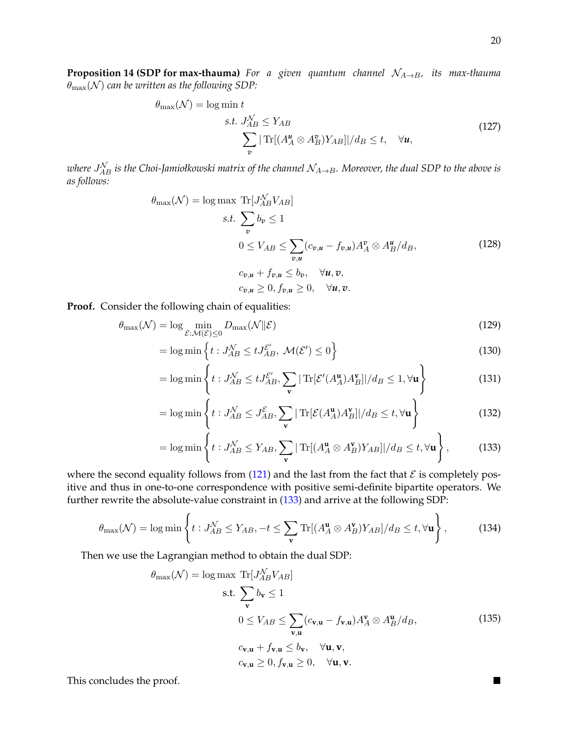**Proposition 14 (SDP for max-thauma)** *For a given quantum channel $\mathcal{N}_{A\to B}$, its max-thauma $\theta_{\max}(\mathcal{N})$ can be written as the following SDP:*

$$
\begin{aligned}
\theta_{\max}(\mathcal{N}) = \log \min\ & t \\
\text{s.t. }\ & J^{\mathcal{N}}_{AB} \le Y_{AB} \\
& \sum_{\boldsymbol{v}} |\operatorname{Tr}[(A^{\boldsymbol{u}}_A \otimes A^{\boldsymbol{v}}_B) Y_{AB}]|/d_B \le t, \quad \forall \boldsymbol{u},
\end{aligned} \tag{127}
$$

*where $J^{\mathcal{N}}_{AB}$ is the Choi-Jamiołkowski matrix of the channel $\mathcal{N}_{A\to B}$. Moreover, the dual SDP to the above is as follows:*

$$
\begin{aligned}
\theta_{\max}(\mathcal{N}) = \log \max\ & \operatorname{Tr}[J^{\mathcal{N}}_{AB} V_{AB}] \\
\text{s.t. }\ & \sum_{\boldsymbol{v}} b_{\boldsymbol{v}} \le 1 \\
& 0 \le V_{AB} \le \sum_{\boldsymbol{v},\boldsymbol{u}} (c_{\boldsymbol{v},\boldsymbol{u}} - f_{\boldsymbol{v},\boldsymbol{u}}) A^{\boldsymbol{v}}_A \otimes A^{\boldsymbol{u}}_B / d_B, \\
& c_{\boldsymbol{v},\boldsymbol{u}} + f_{\boldsymbol{v},\boldsymbol{u}} \le b_{\boldsymbol{v}}, \quad \forall \boldsymbol{u}, \boldsymbol{v}, \\
& c_{\boldsymbol{v},\boldsymbol{u}} \ge 0, f_{\boldsymbol{v},\boldsymbol{u}} \ge 0, \quad \forall \boldsymbol{u}, \boldsymbol{v}.
\end{aligned} \tag{128}
$$

**Proof.** Consider the following chain of equalities:

$$
\theta_{\max}(\mathcal{N}) = \log \min_{\mathcal{E}:\mathcal{M}(\mathcal{E})\le 0} D_{\max}(\mathcal{N}\|\mathcal{E}) \tag{129}
$$

$$
= \log \min \left\{ t : J^{\mathcal{N}}_{AB} \le t J^{\mathcal{E}'}_{AB},\ \mathcal{M}(\mathcal{E}') \le 0 \right\} \tag{130}
$$

$$
= \log \min \left\{ t : J^{\mathcal{N}}_{AB} \le t J^{\mathcal{E}'}_{AB}, \sum_{\mathbf{v}} |\operatorname{Tr}[\mathcal{E}'(A^{\mathbf{u}}_A) A^{\mathbf{v}}_B]|/d_B \le 1, \forall \mathbf{u} \right\} \tag{131}
$$

$$
= \log \min \left\{ t : J^{\mathcal{N}}_{AB} \le J^{\mathcal{E}}_{AB}, \sum_{\mathbf{v}} |\operatorname{Tr}[\mathcal{E}(A^{\mathbf{u}}_A) A^{\mathbf{v}}_B]|/d_B \le t, \forall \mathbf{u} \right\} \tag{132}
$$

$$
= \log \min \left\{ t : J^{\mathcal{N}}_{AB} \le Y_{AB}, \sum_{\mathbf{v}} |\operatorname{Tr}[(A^{\mathbf{u}}_A \otimes A^{\mathbf{v}}_B) Y_{AB}]|/d_B \le t, \forall \mathbf{u} \right\}, \tag{133}
$$

where the second equality follows from (121) and the last from the fact that $\mathcal{E}$ is completely positive and thus in one-to-one correspondence with positive semi-definite bipartite operators. We further rewrite the absolute-value constraint in (133) and arrive at the following SDP:

$$
\theta_{\max}(\mathcal{N}) = \log \min \left\{ t : J^{\mathcal{N}}_{AB} \le Y_{AB}, -t \le \sum_{\mathbf{v}} \operatorname{Tr}[(A^{\mathbf{u}}_A \otimes A^{\mathbf{v}}_B) Y_{AB}]/d_B \le t, \forall \mathbf{u} \right\}, \tag{134}
$$

Then we use the Lagrangian method to obtain the dual SDP:

$$
\begin{aligned}
\theta_{\max}(\mathcal{N}) = \log \max\ & \operatorname{Tr}[J^{\mathcal{N}}_{AB} V_{AB}] \\
\text{s.t. }\ & \sum_{\mathbf{v}} b_{\mathbf{v}} \le 1 \\
& 0 \le V_{AB} \le \sum_{\mathbf{v},\mathbf{u}} (c_{\mathbf{v},\mathbf{u}} - f_{\mathbf{v},\mathbf{u}}) A^{\mathbf{v}}_A \otimes A^{\mathbf{u}}_B / d_B, \\
& c_{\mathbf{v},\mathbf{u}} + f_{\mathbf{v},\mathbf{u}} \le b_{\mathbf{v}}, \quad \forall \mathbf{u}, \mathbf{v}, \\
& c_{\mathbf{v},\mathbf{u}} \ge 0, f_{\mathbf{v},\mathbf{u}} \ge 0, \quad \forall \mathbf{u}, \mathbf{v}.
\end{aligned} \tag{135}
$$

This concludes the proof. ■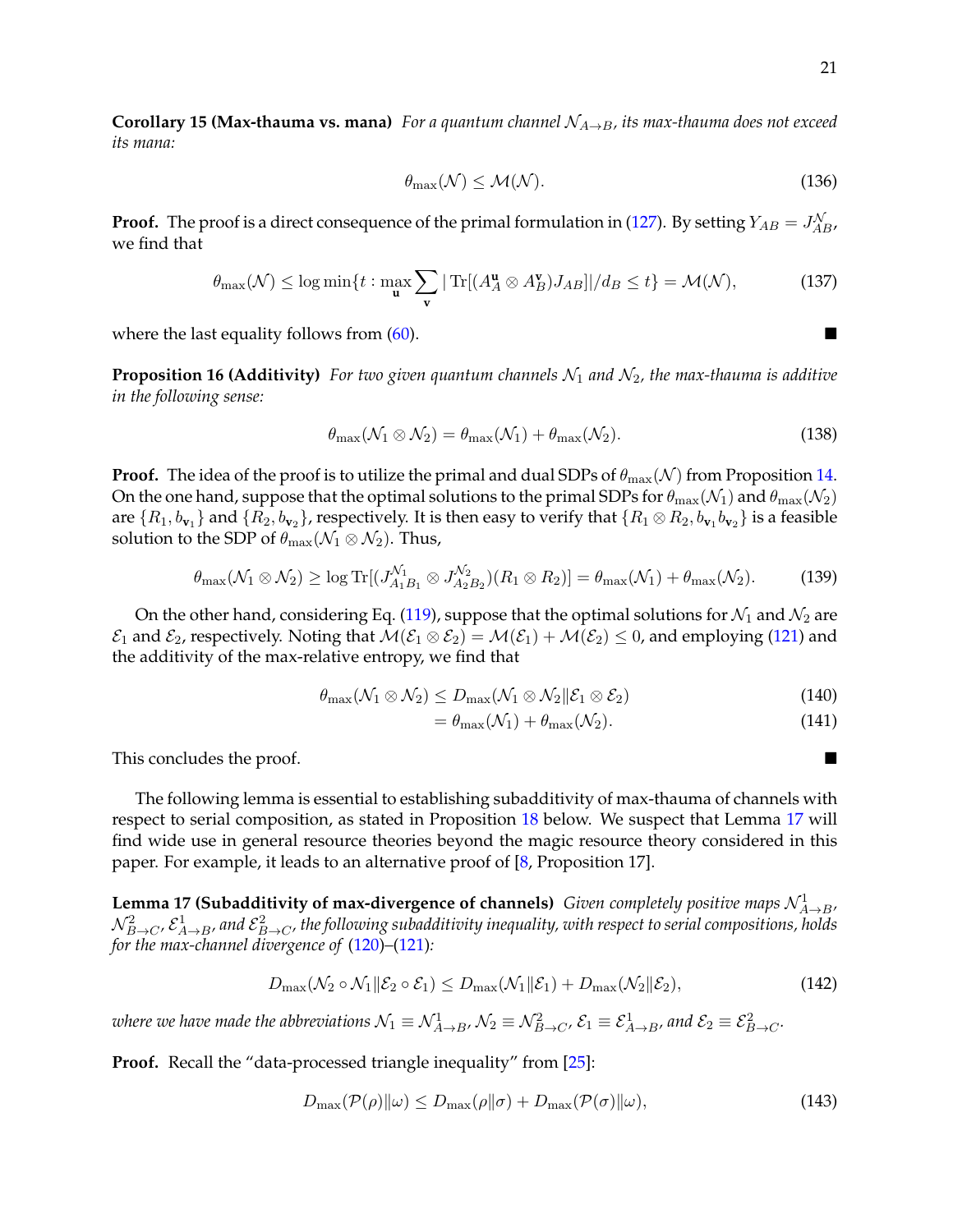**Corollary 15 (Max-thauma vs. mana)** *For a quantum channel $\mathcal{N}_{A\to B}$, its max-thauma does not exceed its mana:*

$$\theta_{\max}(\mathcal{N}) \leq \mathcal{M}(\mathcal{N}). \tag{136}$$

**Proof.** The proof is a direct consequence of the primal formulation in (127). By setting $Y_{AB} = J^{\mathcal{N}}_{AB}$, we find that

$$\theta_{\max}(\mathcal{N}) \leq \log \min\{t : \max_{\mathbf{u}} \sum_{\mathbf{v}} |\operatorname{Tr}[(A^{\mathbf{u}}_A \otimes A^{\mathbf{v}}_B) J_{AB}]|/d_B \leq t\} = \mathcal{M}(\mathcal{N}), \tag{137}$$

where the last equality follows from (60). ∎

**Proposition 16 (Additivity)** *For two given quantum channels $\mathcal{N}_1$ and $\mathcal{N}_2$, the max-thauma is additive in the following sense:*

$$\theta_{\max}(\mathcal{N}_1 \otimes \mathcal{N}_2) = \theta_{\max}(\mathcal{N}_1) + \theta_{\max}(\mathcal{N}_2). \tag{138}$$

**Proof.** The idea of the proof is to utilize the primal and dual SDPs of $\theta_{\max}(\mathcal{N})$ from Proposition 14. On the one hand, suppose that the optimal solutions to the primal SDPs for $\theta_{\max}(\mathcal{N}_1)$ and $\theta_{\max}(\mathcal{N}_2)$ are $\{R_1, b_{\mathbf{v}_1}\}$ and $\{R_2, b_{\mathbf{v}_2}\}$, respectively. It is then easy to verify that $\{R_1 \otimes R_2, b_{\mathbf{v}_1} b_{\mathbf{v}_2}\}$ is a feasible solution to the SDP of $\theta_{\max}(\mathcal{N}_1 \otimes \mathcal{N}_2)$. Thus,

$$\theta_{\max}(\mathcal{N}_1 \otimes \mathcal{N}_2) \geq \log \operatorname{Tr}[(J^{\mathcal{N}_1}_{A_1 B_1} \otimes J^{\mathcal{N}_2}_{A_2 B_2})(R_1 \otimes R_2)] = \theta_{\max}(\mathcal{N}_1) + \theta_{\max}(\mathcal{N}_2). \tag{139}$$

On the other hand, considering Eq. (119), suppose that the optimal solutions for $\mathcal{N}_1$ and $\mathcal{N}_2$ are $\mathcal{E}_1$ and $\mathcal{E}_2$, respectively. Noting that $\mathcal{M}(\mathcal{E}_1 \otimes \mathcal{E}_2) = \mathcal{M}(\mathcal{E}_1) + \mathcal{M}(\mathcal{E}_2) \leq 0$, and employing (121) and the additivity of the max-relative entropy, we find that

$$\theta_{\max}(\mathcal{N}_1 \otimes \mathcal{N}_2) \leq D_{\max}(\mathcal{N}_1 \otimes \mathcal{N}_2 \| \mathcal{E}_1 \otimes \mathcal{E}_2) \tag{140}$$

$$= \theta_{\max}(\mathcal{N}_1) + \theta_{\max}(\mathcal{N}_2). \tag{141}$$

This concludes the proof. ∎

The following lemma is essential to establishing subadditivity of max-thauma of channels with respect to serial composition, as stated in Proposition 18 below. We suspect that Lemma 17 will find wide use in general resource theories beyond the magic resource theory considered in this paper. For example, it leads to an alternative proof of [8, Proposition 17].

**Lemma 17 (Subadditivity of max-divergence of channels)** *Given completely positive maps $\mathcal{N}^1_{A\to B}$, $\mathcal{N}^2_{B\to C}$, $\mathcal{E}^1_{A\to B}$, and $\mathcal{E}^2_{B\to C}$, the following subadditivity inequality, with respect to serial compositions, holds for the max-channel divergence of (120)–(121):*

$$D_{\max}(\mathcal{N}_2 \circ \mathcal{N}_1 \| \mathcal{E}_2 \circ \mathcal{E}_1) \leq D_{\max}(\mathcal{N}_1 \| \mathcal{E}_1) + D_{\max}(\mathcal{N}_2 \| \mathcal{E}_2), \tag{142}$$

*where we have made the abbreviations $\mathcal{N}_1 \equiv \mathcal{N}^1_{A\to B}$, $\mathcal{N}_2 \equiv \mathcal{N}^2_{B\to C}$, $\mathcal{E}_1 \equiv \mathcal{E}^1_{A\to B}$, and $\mathcal{E}_2 \equiv \mathcal{E}^2_{B\to C}$.*

**Proof.** Recall the "data-processed triangle inequality" from [25]:

$$D_{\max}(\mathcal{P}(\rho) \| \omega) \leq D_{\max}(\rho \| \sigma) + D_{\max}(\mathcal{P}(\sigma) \| \omega), \tag{143}$$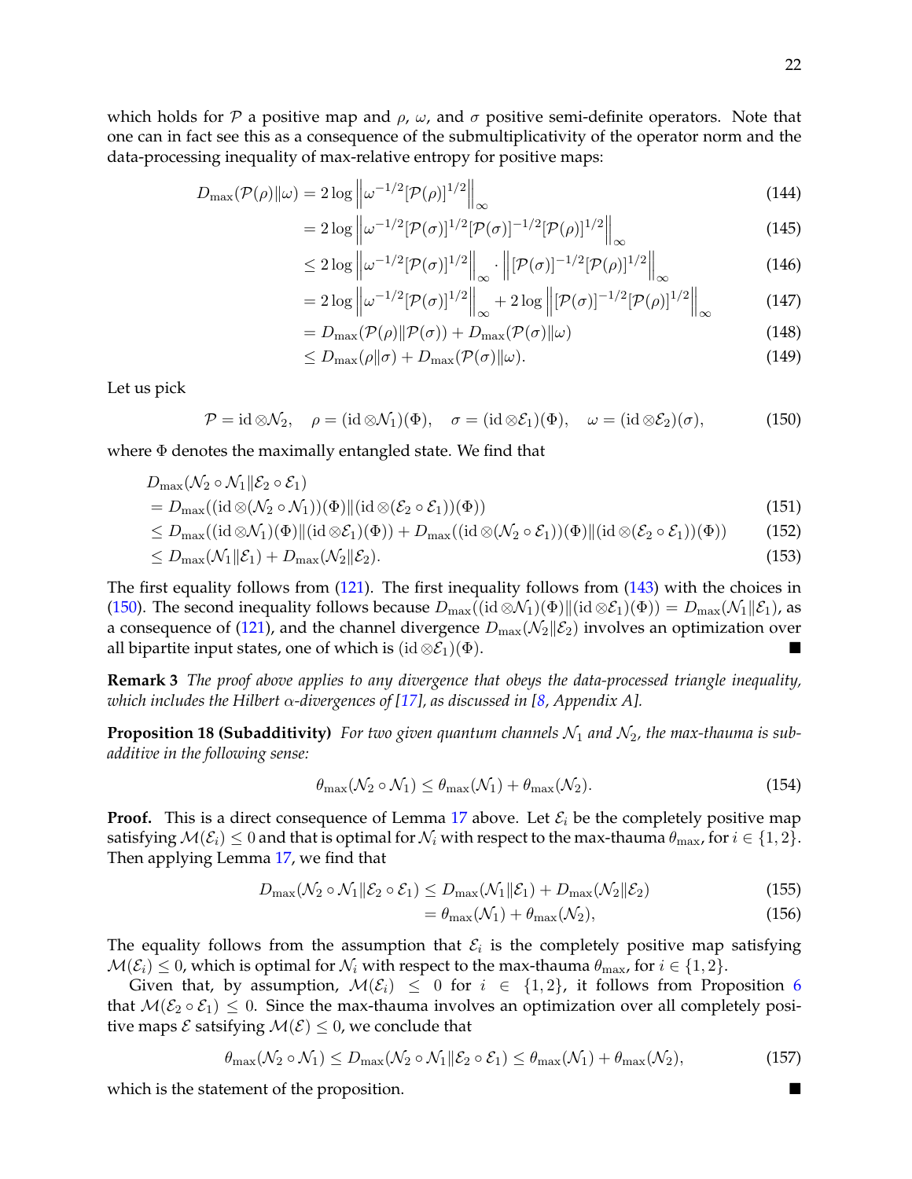which holds for $\mathcal{P}$ a positive map and $\rho$, $\omega$, and $\sigma$ positive semi-definite operators. Note that one can in fact see this as a consequence of the submultiplicativity of the operator norm and the data-processing inequality of max-relative entropy for positive maps:

$$
\begin{aligned}
D_{\max}(\mathcal{P}(\rho)\|\omega) &= 2\log\left\|\omega^{-1/2}[\mathcal{P}(\rho)]^{1/2}\right\|_\infty && (144)\\
&= 2\log\left\|\omega^{-1/2}[\mathcal{P}(\sigma)]^{1/2}[\mathcal{P}(\sigma)]^{-1/2}[\mathcal{P}(\rho)]^{1/2}\right\|_\infty && (145)\\
&\leq 2\log\left\|\omega^{-1/2}[\mathcal{P}(\sigma)]^{1/2}\right\|_\infty \cdot \left\|[\mathcal{P}(\sigma)]^{-1/2}[\mathcal{P}(\rho)]^{1/2}\right\|_\infty && (146)\\
&= 2\log\left\|\omega^{-1/2}[\mathcal{P}(\sigma)]^{1/2}\right\|_\infty + 2\log\left\|[\mathcal{P}(\sigma)]^{-1/2}[\mathcal{P}(\rho)]^{1/2}\right\|_\infty && (147)\\
&= D_{\max}(\mathcal{P}(\rho)\|\mathcal{P}(\sigma)) + D_{\max}(\mathcal{P}(\sigma)\|\omega) && (148)\\
&\leq D_{\max}(\rho\|\sigma) + D_{\max}(\mathcal{P}(\sigma)\|\omega). && (149)
\end{aligned}
$$

Let us pick

$$
\mathcal{P} = \mathrm{id}\otimes\mathcal{N}_2, \quad \rho = (\mathrm{id}\otimes\mathcal{N}_1)(\Phi), \quad \sigma = (\mathrm{id}\otimes\mathcal{E}_1)(\Phi), \quad \omega = (\mathrm{id}\otimes\mathcal{E}_2)(\sigma), \tag{150}
$$

where $\Phi$ denotes the maximally entangled state. We find that

$$
\begin{aligned}
&D_{\max}(\mathcal{N}_2\circ\mathcal{N}_1\|\mathcal{E}_2\circ\mathcal{E}_1)\\
&= D_{\max}((\mathrm{id}\otimes(\mathcal{N}_2\circ\mathcal{N}_1))(\Phi)\|(\mathrm{id}\otimes(\mathcal{E}_2\circ\mathcal{E}_1))(\Phi)) && (151)\\
&\leq D_{\max}((\mathrm{id}\otimes\mathcal{N}_1)(\Phi)\|(\mathrm{id}\otimes\mathcal{E}_1)(\Phi)) + D_{\max}((\mathrm{id}\otimes(\mathcal{N}_2\circ\mathcal{E}_1))(\Phi)\|(\mathrm{id}\otimes(\mathcal{E}_2\circ\mathcal{E}_1))(\Phi)) && (152)\\
&\leq D_{\max}(\mathcal{N}_1\|\mathcal{E}_1) + D_{\max}(\mathcal{N}_2\|\mathcal{E}_2). && (153)
\end{aligned}
$$

The first equality follows from (121). The first inequality follows from (143) with the choices in (150). The second inequality follows because $D_{\max}((\mathrm{id}\otimes\mathcal{N}_1)(\Phi)\|(\mathrm{id}\otimes\mathcal{E}_1)(\Phi)) = D_{\max}(\mathcal{N}_1\|\mathcal{E}_1)$, as a consequence of (121), and the channel divergence $D_{\max}(\mathcal{N}_2\|\mathcal{E}_2)$ involves an optimization over all bipartite input states, one of which is $(\mathrm{id}\otimes\mathcal{E}_1)(\Phi)$. ∎

**Remark 3** *The proof above applies to any divergence that obeys the data-processed triangle inequality, which includes the Hilbert $\alpha$-divergences of [17], as discussed in [8, Appendix A].*

**Proposition 18 (Subadditivity)** *For two given quantum channels $\mathcal{N}_1$ and $\mathcal{N}_2$, the max-thauma is subadditive in the following sense:*

$$
\theta_{\max}(\mathcal{N}_2\circ\mathcal{N}_1) \leq \theta_{\max}(\mathcal{N}_1) + \theta_{\max}(\mathcal{N}_2). \tag{154}
$$

**Proof.** This is a direct consequence of Lemma 17 above. Let $\mathcal{E}_i$ be the completely positive map satisfying $\mathcal{M}(\mathcal{E}_i) \leq 0$ and that is optimal for $\mathcal{N}_i$ with respect to the max-thauma $\theta_{\max}$, for $i \in \{1,2\}$. Then applying Lemma 17, we find that

$$
\begin{aligned}
D_{\max}(\mathcal{N}_2\circ\mathcal{N}_1\|\mathcal{E}_2\circ\mathcal{E}_1) &\leq D_{\max}(\mathcal{N}_1\|\mathcal{E}_1) + D_{\max}(\mathcal{N}_2\|\mathcal{E}_2) && (155)\\
&= \theta_{\max}(\mathcal{N}_1) + \theta_{\max}(\mathcal{N}_2), && (156)
\end{aligned}
$$

The equality follows from the assumption that $\mathcal{E}_i$ is the completely positive map satisfying $\mathcal{M}(\mathcal{E}_i) \leq 0$, which is optimal for $\mathcal{N}_i$ with respect to the max-thauma $\theta_{\max}$, for $i \in \{1,2\}$.

Given that, by assumption, $\mathcal{M}(\mathcal{E}_i) \leq 0$ for $i \in \{1,2\}$, it follows from Proposition 6 that $\mathcal{M}(\mathcal{E}_2\circ\mathcal{E}_1) \leq 0$. Since the max-thauma involves an optimization over all completely positive maps $\mathcal{E}$ satsifying $\mathcal{M}(\mathcal{E}) \leq 0$, we conclude that

$$
\theta_{\max}(\mathcal{N}_2\circ\mathcal{N}_1) \leq D_{\max}(\mathcal{N}_2\circ\mathcal{N}_1\|\mathcal{E}_2\circ\mathcal{E}_1) \leq \theta_{\max}(\mathcal{N}_1) + \theta_{\max}(\mathcal{N}_2), \tag{157}
$$

which is the statement of the proposition. ∎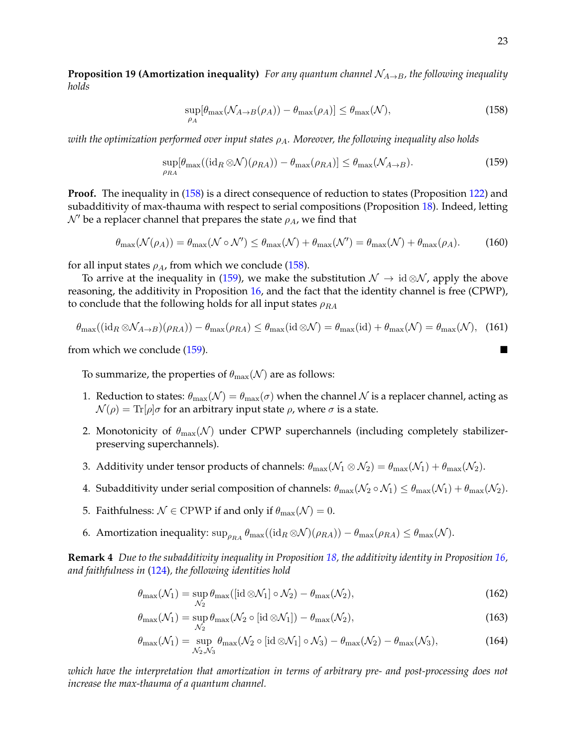**Proposition 19 (Amortization inequality)** *For any quantum channel $\mathcal{N}_{A\to B}$, the following inequality holds*

$$\sup_{\rho_A}[\theta_{\max}(\mathcal{N}_{A\to B}(\rho_A)) - \theta_{\max}(\rho_A)] \leq \theta_{\max}(\mathcal{N}), \tag{158}$$

*with the optimization performed over input states $\rho_A$. Moreover, the following inequality also holds*

$$\sup_{\rho_{RA}}[\theta_{\max}((\mathrm{id}_R \otimes \mathcal{N})(\rho_{RA})) - \theta_{\max}(\rho_{RA})] \leq \theta_{\max}(\mathcal{N}_{A\to B}). \tag{159}$$

**Proof.** The inequality in (158) is a direct consequence of reduction to states (Proposition 122) and subadditivity of max-thauma with respect to serial compositions (Proposition 18). Indeed, letting $\mathcal{N}'$ be a replacer channel that prepares the state $\rho_A$, we find that

$$\theta_{\max}(\mathcal{N}(\rho_A)) = \theta_{\max}(\mathcal{N} \circ \mathcal{N}') \leq \theta_{\max}(\mathcal{N}) + \theta_{\max}(\mathcal{N}') = \theta_{\max}(\mathcal{N}) + \theta_{\max}(\rho_A). \tag{160}$$

for all input states $\rho_A$, from which we conclude (158).

To arrive at the inequality in (159), we make the substitution $\mathcal{N} \to \mathrm{id} \otimes \mathcal{N}$, apply the above reasoning, the additivity in Proposition 16, and the fact that the identity channel is free (CPWP), to conclude that the following holds for all input states $\rho_{RA}$

$$\theta_{\max}((\mathrm{id}_R \otimes \mathcal{N}_{A\to B})(\rho_{RA})) - \theta_{\max}(\rho_{RA}) \leq \theta_{\max}(\mathrm{id} \otimes \mathcal{N}) = \theta_{\max}(\mathrm{id}) + \theta_{\max}(\mathcal{N}) = \theta_{\max}(\mathcal{N}), \tag{161}$$

from which we conclude (159). ■

To summarize, the properties of $\theta_{\max}(\mathcal{N})$ are as follows:

1. Reduction to states: $\theta_{\max}(\mathcal{N}) = \theta_{\max}(\sigma)$ when the channel $\mathcal{N}$ is a replacer channel, acting as $\mathcal{N}(\rho) = \mathrm{Tr}[\rho]\sigma$ for an arbitrary input state $\rho$, where $\sigma$ is a state.
2. Monotonicity of $\theta_{\max}(\mathcal{N})$ under CPWP superchannels (including completely stabilizer-preserving superchannels).
3. Additivity under tensor products of channels: $\theta_{\max}(\mathcal{N}_1 \otimes \mathcal{N}_2) = \theta_{\max}(\mathcal{N}_1) + \theta_{\max}(\mathcal{N}_2)$.
4. Subadditivity under serial composition of channels: $\theta_{\max}(\mathcal{N}_2 \circ \mathcal{N}_1) \leq \theta_{\max}(\mathcal{N}_1) + \theta_{\max}(\mathcal{N}_2)$.
5. Faithfulness: $\mathcal{N} \in$ CPWP if and only if $\theta_{\max}(\mathcal{N}) = 0$.
6. Amortization inequality: $\sup_{\rho_{RA}} \theta_{\max}((\mathrm{id}_R \otimes \mathcal{N})(\rho_{RA})) - \theta_{\max}(\rho_{RA}) \leq \theta_{\max}(\mathcal{N})$.

**Remark 4** *Due to the subadditivity inequality in Proposition 18, the additivity identity in Proposition 16, and faithfulness in (124), the following identities hold*

$$\theta_{\max}(\mathcal{N}_1) = \sup_{\mathcal{N}_2} \theta_{\max}([\mathrm{id} \otimes \mathcal{N}_1] \circ \mathcal{N}_2) - \theta_{\max}(\mathcal{N}_2), \tag{162}$$

$$\theta_{\max}(\mathcal{N}_1) = \sup_{\mathcal{N}_2} \theta_{\max}(\mathcal{N}_2 \circ [\mathrm{id} \otimes \mathcal{N}_1]) - \theta_{\max}(\mathcal{N}_2), \tag{163}$$

$$\theta_{\max}(\mathcal{N}_1) = \sup_{\mathcal{N}_2, \mathcal{N}_3} \theta_{\max}(\mathcal{N}_2 \circ [\mathrm{id} \otimes \mathcal{N}_1] \circ \mathcal{N}_3) - \theta_{\max}(\mathcal{N}_2) - \theta_{\max}(\mathcal{N}_3), \tag{164}$$

*which have the interpretation that amortization in terms of arbitrary pre- and post-processing does not increase the max-thauma of a quantum channel.*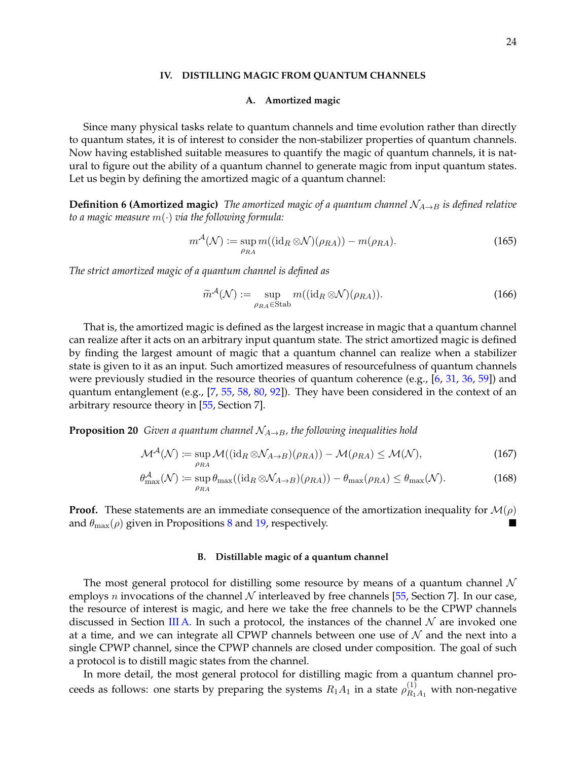## IV. DISTILLING MAGIC FROM QUANTUM CHANNELS

### A. Amortized magic

Since many physical tasks relate to quantum channels and time evolution rather than directly to quantum states, it is of interest to consider the non-stabilizer properties of quantum channels. Now having established suitable measures to quantify the magic of quantum channels, it is natural to figure out the ability of a quantum channel to generate magic from input quantum states. Let us begin by defining the amortized magic of a quantum channel:

**Definition 6 (Amortized magic)** *The amortized magic of a quantum channel $\mathcal{N}_{A\to B}$ is defined relative to a magic measure $m(\cdot)$ via the following formula:*

$$m^{\mathcal{A}}(\mathcal{N}) := \sup_{\rho_{RA}} m((\mathrm{id}_R \otimes \mathcal{N})(\rho_{RA})) - m(\rho_{RA}). \tag{165}$$

*The strict amortized magic of a quantum channel is defined as*

$$\widetilde{m}^{\mathcal{A}}(\mathcal{N}) := \sup_{\rho_{RA}\in \mathrm{Stab}} m((\mathrm{id}_R \otimes \mathcal{N})(\rho_{RA})). \tag{166}$$

That is, the amortized magic is defined as the largest increase in magic that a quantum channel can realize after it acts on an arbitrary input quantum state. The strict amortized magic is defined by finding the largest amount of magic that a quantum channel can realize when a stabilizer state is given to it as an input. Such amortized measures of resourcefulness of quantum channels were previously studied in the resource theories of quantum coherence (e.g., [6, 31, 36, 59]) and quantum entanglement (e.g., [7, 55, 58, 80, 92]). They have been considered in the context of an arbitrary resource theory in [55, Section 7].

**Proposition 20** *Given a quantum channel $\mathcal{N}_{A\to B}$, the following inequalities hold*

$$\mathcal{M}^{\mathcal{A}}(\mathcal{N}) := \sup_{\rho_{RA}} \mathcal{M}((\mathrm{id}_R \otimes \mathcal{N}_{A\to B})(\rho_{RA})) - \mathcal{M}(\rho_{RA}) \leq \mathcal{M}(\mathcal{N}), \tag{167}$$

$$\theta^{\mathcal{A}}_{\max}(\mathcal{N}) := \sup_{\rho_{RA}} \theta_{\max}((\mathrm{id}_R \otimes \mathcal{N}_{A\to B})(\rho_{RA})) - \theta_{\max}(\rho_{RA}) \leq \theta_{\max}(\mathcal{N}). \tag{168}$$

**Proof.** These statements are an immediate consequence of the amortization inequality for $\mathcal{M}(\rho)$ and $\theta_{\max}(\rho)$ given in Propositions 8 and 19, respectively. ∎

### B. Distillable magic of a quantum channel

The most general protocol for distilling some resource by means of a quantum channel $\mathcal{N}$ employs $n$ invocations of the channel $\mathcal{N}$ interleaved by free channels [55, Section 7]. In our case, the resource of interest is magic, and here we take the free channels to be the CPWP channels discussed in Section III A. In such a protocol, the instances of the channel $\mathcal{N}$ are invoked one at a time, and we can integrate all CPWP channels between one use of $\mathcal{N}$ and the next into a single CPWP channel, since the CPWP channels are closed under composition. The goal of such a protocol is to distill magic states from the channel.

In more detail, the most general protocol for distilling magic from a quantum channel proceeds as follows: one starts by preparing the systems $R_1A_1$ in a state $\rho^{(1)}_{R_1A_1}$ with non-negative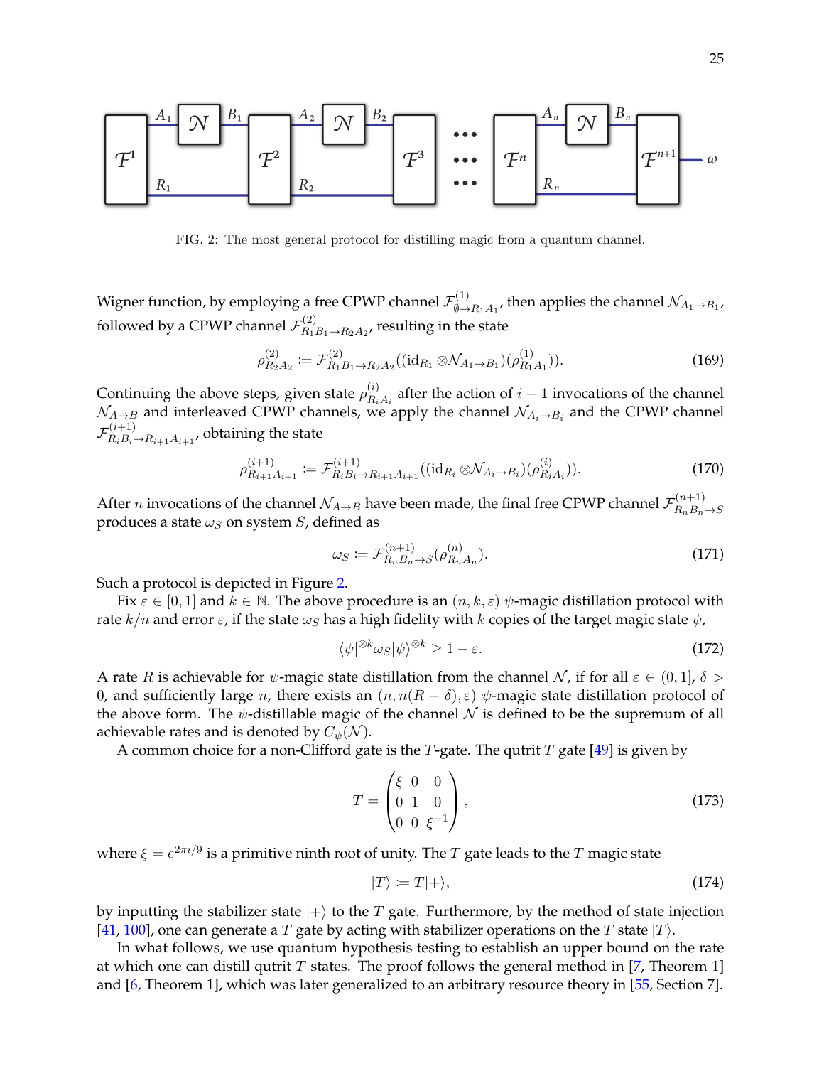FIG. 2: The most general protocol for distilling magic from a quantum channel.

Wigner function, by employing a free CPWP channel $\mathcal{F}^{(1)}_{\emptyset\to R_1A_1}$, then applies the channel $\mathcal{N}_{A_1\to B_1}$, followed by a CPWP channel $\mathcal{F}^{(2)}_{R_1B_1\to R_2A_2}$, resulting in the state

$$\rho^{(2)}_{R_2A_2} \coloneqq \mathcal{F}^{(2)}_{R_1B_1\to R_2A_2}((\mathrm{id}_{R_1}\otimes\mathcal{N}_{A_1\to B_1})(\rho^{(1)}_{R_1A_1})). \tag{169}$$

Continuing the above steps, given state $\rho^{(i)}_{R_iA_i}$ after the action of $i-1$ invocations of the channel $\mathcal{N}_{A\to B}$ and interleaved CPWP channels, we apply the channel $\mathcal{N}_{A_i\to B_i}$ and the CPWP channel $\mathcal{F}^{(i+1)}_{R_iB_i\to R_{i+1}A_{i+1}}$, obtaining the state

$$\rho^{(i+1)}_{R_{i+1}A_{i+1}} \coloneqq \mathcal{F}^{(i+1)}_{R_iB_i\to R_{i+1}A_{i+1}}((\mathrm{id}_{R_i}\otimes\mathcal{N}_{A_i\to B_i})(\rho^{(i)}_{R_iA_i})). \tag{170}$$

After $n$ invocations of the channel $\mathcal{N}_{A\to B}$ have been made, the final free CPWP channel $\mathcal{F}^{(n+1)}_{R_nB_n\to S}$ produces a state $\omega_S$ on system $S$, defined as

$$\omega_S \coloneqq \mathcal{F}^{(n+1)}_{R_nB_n\to S}(\rho^{(n)}_{R_nA_n}). \tag{171}$$

Such a protocol is depicted in Figure 2.

Fix $\varepsilon\in[0,1]$ and $k\in\mathbb{N}$. The above procedure is an $(n,k,\varepsilon)$ $\psi$-magic distillation protocol with rate $k/n$ and error $\varepsilon$, if the state $\omega_S$ has a high fidelity with $k$ copies of the target magic state $\psi$,

$$\langle\psi|^{\otimes k}\omega_S|\psi\rangle^{\otimes k}\geq 1-\varepsilon. \tag{172}$$

A rate $R$ is achievable for $\psi$-magic state distillation from the channel $\mathcal{N}$, if for all $\varepsilon\in(0,1]$, $\delta>0$, and sufficiently large $n$, there exists an $(n,n(R-\delta),\varepsilon)$ $\psi$-magic state distillation protocol of the above form. The $\psi$-distillable magic of the channel $\mathcal{N}$ is defined to be the supremum of all achievable rates and is denoted by $C_\psi(\mathcal{N})$.

A common choice for a non-Clifford gate is the $T$-gate. The qutrit $T$ gate [49] is given by

$$T=\begin{pmatrix}\xi & 0 & 0\\ 0 & 1 & 0\\ 0 & 0 & \xi^{-1}\end{pmatrix}, \tag{173}$$

where $\xi=e^{2\pi i/9}$ is a primitive ninth root of unity. The $T$ gate leads to the $T$ magic state

$$|T\rangle \coloneqq T|+\rangle, \tag{174}$$

by inputting the stabilizer state $|+\rangle$ to the $T$ gate. Furthermore, by the method of state injection [41, 100], one can generate a $T$ gate by acting with stabilizer operations on the $T$ state $|T\rangle$.

In what follows, we use quantum hypothesis testing to establish an upper bound on the rate at which one can distill qutrit $T$ states. The proof follows the general method in [7, Theorem 1] and [6, Theorem 1], which was later generalized to an arbitrary resource theory in [55, Section 7].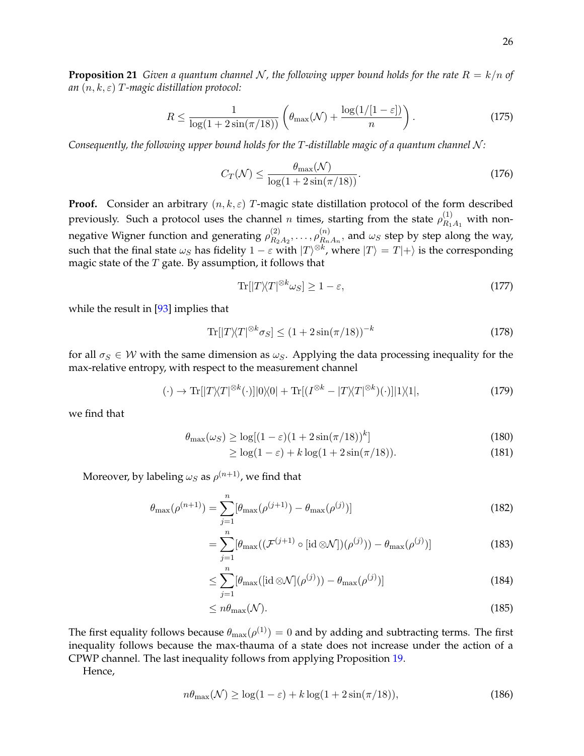**Proposition 21** *Given a quantum channel $\mathcal{N}$, the following upper bound holds for the rate $R = k/n$ of an $(n, k, \varepsilon)$ $T$-magic distillation protocol:*

$$R \leq \frac{1}{\log(1 + 2\sin(\pi/18))}\left(\theta_{\max}(\mathcal{N}) + \frac{\log(1/[1-\varepsilon])}{n}\right). \tag{175}$$

*Consequently, the following upper bound holds for the $T$-distillable magic of a quantum channel $\mathcal{N}$:*

$$C_T(\mathcal{N}) \leq \frac{\theta_{\max}(\mathcal{N})}{\log(1 + 2\sin(\pi/18))}. \tag{176}$$

**Proof.** Consider an arbitrary $(n, k, \varepsilon)$ $T$-magic state distillation protocol of the form described previously. Such a protocol uses the channel $n$ times, starting from the state $\rho^{(1)}_{R_1 A_1}$ with non-negative Wigner function and generating $\rho^{(2)}_{R_2 A_2}, \ldots, \rho^{(n)}_{R_n A_n}$, and $\omega_S$ step by step along the way, such that the final state $\omega_S$ has fidelity $1-\varepsilon$ with $|T\rangle^{\otimes k}$, where $|T\rangle = T|+\rangle$ is the corresponding magic state of the $T$ gate. By assumption, it follows that

$$\mathrm{Tr}[|T\rangle\langle T|^{\otimes k}\omega_S] \geq 1 - \varepsilon, \tag{177}$$

while the result in [93] implies that

$$\mathrm{Tr}[|T\rangle\langle T|^{\otimes k}\sigma_S] \leq (1 + 2\sin(\pi/18))^{-k} \tag{178}$$

for all $\sigma_S \in \mathcal{W}$ with the same dimension as $\omega_S$. Applying the data processing inequality for the max-relative entropy, with respect to the measurement channel

$$(\cdot) \to \mathrm{Tr}[|T\rangle\langle T|^{\otimes k}(\cdot)]|0\rangle\langle 0| + \mathrm{Tr}[(I^{\otimes k} - |T\rangle\langle T|^{\otimes k})(\cdot)]|1\rangle\langle 1|, \tag{179}$$

we find that

$$\theta_{\max}(\omega_S) \geq \log[(1-\varepsilon)(1 + 2\sin(\pi/18))^k] \tag{180}$$

$$\geq \log(1-\varepsilon) + k\log(1 + 2\sin(\pi/18)). \tag{181}$$

Moreover, by labeling $\omega_S$ as $\rho^{(n+1)}$, we find that

$$\theta_{\max}(\rho^{(n+1)}) = \sum_{j=1}^{n}[\theta_{\max}(\rho^{(j+1)}) - \theta_{\max}(\rho^{(j)})] \tag{182}$$

$$= \sum_{j=1}^{n}[\theta_{\max}((\mathcal{F}^{(j+1)} \circ [\mathrm{id} \otimes \mathcal{N}])(\rho^{(j)})) - \theta_{\max}(\rho^{(j)})] \tag{183}$$

$$\leq \sum_{j=1}^{n}[\theta_{\max}([\mathrm{id} \otimes \mathcal{N}](\rho^{(j)})) - \theta_{\max}(\rho^{(j)})] \tag{184}$$

$$\leq n\theta_{\max}(\mathcal{N}). \tag{185}$$

The first equality follows because $\theta_{\max}(\rho^{(1)}) = 0$ and by adding and subtracting terms. The first inequality follows because the max-thauma of a state does not increase under the action of a CPWP channel. The last inequality follows from applying Proposition 19.

Hence,

$$n\theta_{\max}(\mathcal{N}) \geq \log(1-\varepsilon) + k\log(1 + 2\sin(\pi/18)), \tag{186}$$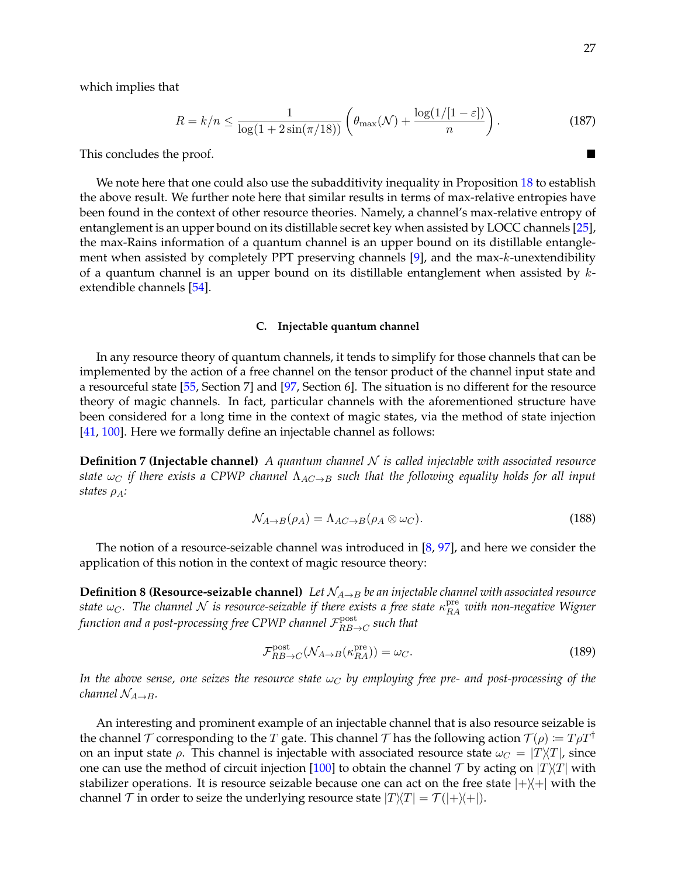which implies that

$$
R = k/n \leq \frac{1}{\log(1 + 2\sin(\pi/18))} \left( \theta_{\max}(\mathcal{N}) + \frac{\log(1/[1-\varepsilon])}{n} \right). \tag{187}
$$

This concludes the proof. ■

We note here that one could also use the subadditivity inequality in Proposition 18 to establish the above result. We further note here that similar results in terms of max-relative entropies have been found in the context of other resource theories. Namely, a channel's max-relative entropy of entanglement is an upper bound on its distillable secret key when assisted by LOCC channels [25], the max-Rains information of a quantum channel is an upper bound on its distillable entanglement when assisted by completely PPT preserving channels [9], and the max-$k$-unextendibility of a quantum channel is an upper bound on its distillable entanglement when assisted by $k$-extendible channels [54].

### C. Injectable quantum channel

In any resource theory of quantum channels, it tends to simplify for those channels that can be implemented by the action of a free channel on the tensor product of the channel input state and a resourceful state [55, Section 7] and [97, Section 6]. The situation is no different for the resource theory of magic channels. In fact, particular channels with the aforementioned structure have been considered for a long time in the context of magic states, via the method of state injection [41, 100]. Here we formally define an injectable channel as follows:

**Definition 7 (Injectable channel)** *A quantum channel $\mathcal{N}$ is called injectable with associated resource state $\omega_C$ if there exists a CPWP channel $\Lambda_{AC\to B}$ such that the following equality holds for all input states $\rho_A$:*

$$
\mathcal{N}_{A\to B}(\rho_A) = \Lambda_{AC\to B}(\rho_A \otimes \omega_C). \tag{188}
$$

The notion of a resource-seizable channel was introduced in [8, 97], and here we consider the application of this notion in the context of magic resource theory:

**Definition 8 (Resource-seizable channel)** *Let $\mathcal{N}_{A\to B}$ be an injectable channel with associated resource state $\omega_C$. The channel $\mathcal{N}$ is resource-seizable if there exists a free state $\kappa_{RA}^{\text{pre}}$ with non-negative Wigner function and a post-processing free CPWP channel $\mathcal{F}_{RB\to C}^{\text{post}}$ such that*

$$
\mathcal{F}_{RB\to C}^{\text{post}}(\mathcal{N}_{A\to B}(\kappa_{RA}^{\text{pre}})) = \omega_C. \tag{189}
$$

*In the above sense, one seizes the resource state $\omega_C$ by employing free pre- and post-processing of the channel $\mathcal{N}_{A\to B}$.*

An interesting and prominent example of an injectable channel that is also resource seizable is the channel $\mathcal{T}$ corresponding to the $T$ gate. This channel $\mathcal{T}$ has the following action $\mathcal{T}(\rho) \coloneqq T\rho T^\dagger$ on an input state $\rho$. This channel is injectable with associated resource state $\omega_C = |T\rangle\!\langle T|$, since one can use the method of circuit injection [100] to obtain the channel $\mathcal{T}$ by acting on $|T\rangle\!\langle T|$ with stabilizer operations. It is resource seizable because one can act on the free state $|+\rangle\!\langle +|$ with the channel $\mathcal{T}$ in order to seize the underlying resource state $|T\rangle\!\langle T| = \mathcal{T}(|+\rangle\!\langle +|)$.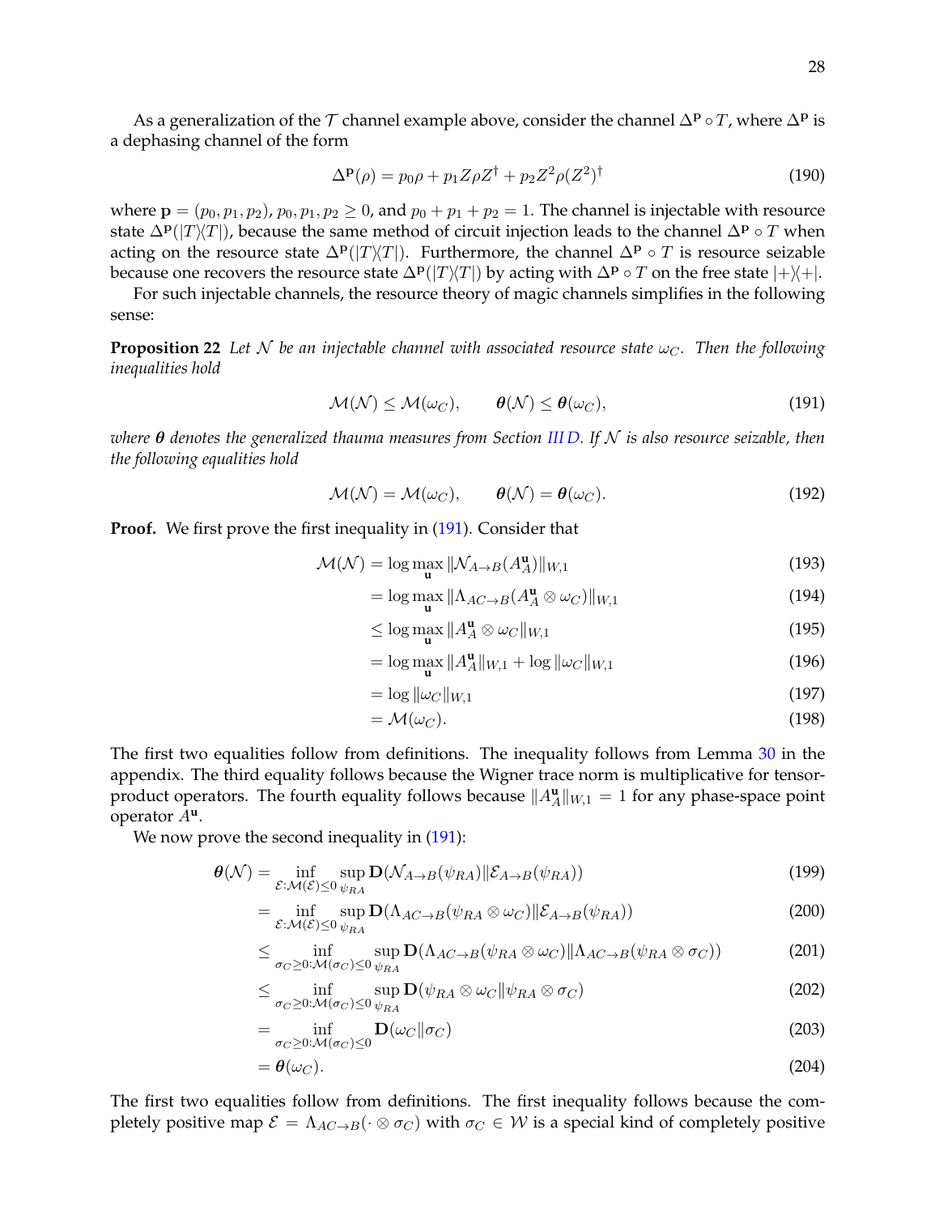As a generalization of the $\mathcal{T}$ channel example above, consider the channel $\Delta^{\mathbf{p}} \circ T$, where $\Delta^{\mathbf{p}}$ is a dephasing channel of the form

$$\Delta^{\mathbf{p}}(\rho) = p_0 \rho + p_1 Z \rho Z^{\dagger} + p_2 Z^2 \rho (Z^2)^{\dagger} \tag{190}$$

where $\mathbf{p} = (p_0, p_1, p_2)$, $p_0, p_1, p_2 \geq 0$, and $p_0 + p_1 + p_2 = 1$. The channel is injectable with resource state $\Delta^{\mathbf{p}}(|T\rangle\langle T|)$, because the same method of circuit injection leads to the channel $\Delta^{\mathbf{p}} \circ T$ when acting on the resource state $\Delta^{\mathbf{p}}(|T\rangle\langle T|)$. Furthermore, the channel $\Delta^{\mathbf{p}} \circ T$ is resource seizable because one recovers the resource state $\Delta^{\mathbf{p}}(|T\rangle\langle T|)$ by acting with $\Delta^{\mathbf{p}} \circ T$ on the free state $|+\rangle\langle +|$.

For such injectable channels, the resource theory of magic channels simplifies in the following sense:

**Proposition 22** *Let $\mathcal{N}$ be an injectable channel with associated resource state $\omega_C$. Then the following inequalities hold*

$$\mathcal{M}(\mathcal{N}) \leq \mathcal{M}(\omega_C), \qquad \boldsymbol{\theta}(\mathcal{N}) \leq \boldsymbol{\theta}(\omega_C), \tag{191}$$

*where $\boldsymbol{\theta}$ denotes the generalized thauma measures from Section III D. If $\mathcal{N}$ is also resource seizable, then the following equalities hold*

$$\mathcal{M}(\mathcal{N}) = \mathcal{M}(\omega_C), \qquad \boldsymbol{\theta}(\mathcal{N}) = \boldsymbol{\theta}(\omega_C). \tag{192}$$

**Proof.** We first prove the first inequality in (191). Consider that

$$\begin{aligned}
\mathcal{M}(\mathcal{N}) &= \log \max_{\mathbf{u}} \|\mathcal{N}_{A\to B}(A_A^{\mathbf{u}})\|_{W,1} &(193)\\
&= \log \max_{\mathbf{u}} \|\Lambda_{AC\to B}(A_A^{\mathbf{u}} \otimes \omega_C)\|_{W,1} &(194)\\
&\leq \log \max_{\mathbf{u}} \|A_A^{\mathbf{u}} \otimes \omega_C\|_{W,1} &(195)\\
&= \log \max_{\mathbf{u}} \|A_A^{\mathbf{u}}\|_{W,1} + \log \|\omega_C\|_{W,1} &(196)\\
&= \log \|\omega_C\|_{W,1} &(197)\\
&= \mathcal{M}(\omega_C). &(198)
\end{aligned}$$

The first two equalities follow from definitions. The inequality follows from Lemma 30 in the appendix. The third equality follows because the Wigner trace norm is multiplicative for tensor-product operators. The fourth equality follows because $\|A_A^{\mathbf{u}}\|_{W,1} = 1$ for any phase-space point operator $A^{\mathbf{u}}$.

We now prove the second inequality in (191):

$$\begin{aligned}
\boldsymbol{\theta}(\mathcal{N}) &= \inf_{\mathcal{E}:\mathcal{M}(\mathcal{E})\leq 0} \sup_{\psi_{RA}} \mathbf{D}(\mathcal{N}_{A\to B}(\psi_{RA}) \| \mathcal{E}_{A\to B}(\psi_{RA})) &(199)\\
&= \inf_{\mathcal{E}:\mathcal{M}(\mathcal{E})\leq 0} \sup_{\psi_{RA}} \mathbf{D}(\Lambda_{AC\to B}(\psi_{RA} \otimes \omega_C) \| \mathcal{E}_{A\to B}(\psi_{RA})) &(200)\\
&\leq \inf_{\sigma_C \geq 0:\mathcal{M}(\sigma_C)\leq 0} \sup_{\psi_{RA}} \mathbf{D}(\Lambda_{AC\to B}(\psi_{RA} \otimes \omega_C) \| \Lambda_{AC\to B}(\psi_{RA} \otimes \sigma_C)) &(201)\\
&\leq \inf_{\sigma_C \geq 0:\mathcal{M}(\sigma_C)\leq 0} \sup_{\psi_{RA}} \mathbf{D}(\psi_{RA} \otimes \omega_C \| \psi_{RA} \otimes \sigma_C) &(202)\\
&= \inf_{\sigma_C \geq 0:\mathcal{M}(\sigma_C)\leq 0} \mathbf{D}(\omega_C \| \sigma_C) &(203)\\
&= \boldsymbol{\theta}(\omega_C). &(204)
\end{aligned}$$

The first two equalities follow from definitions. The first inequality follows because the completely positive map $\mathcal{E} = \Lambda_{AC\to B}(\cdot \otimes \sigma_C)$ with $\sigma_C \in \mathcal{W}$ is a special kind of completely positive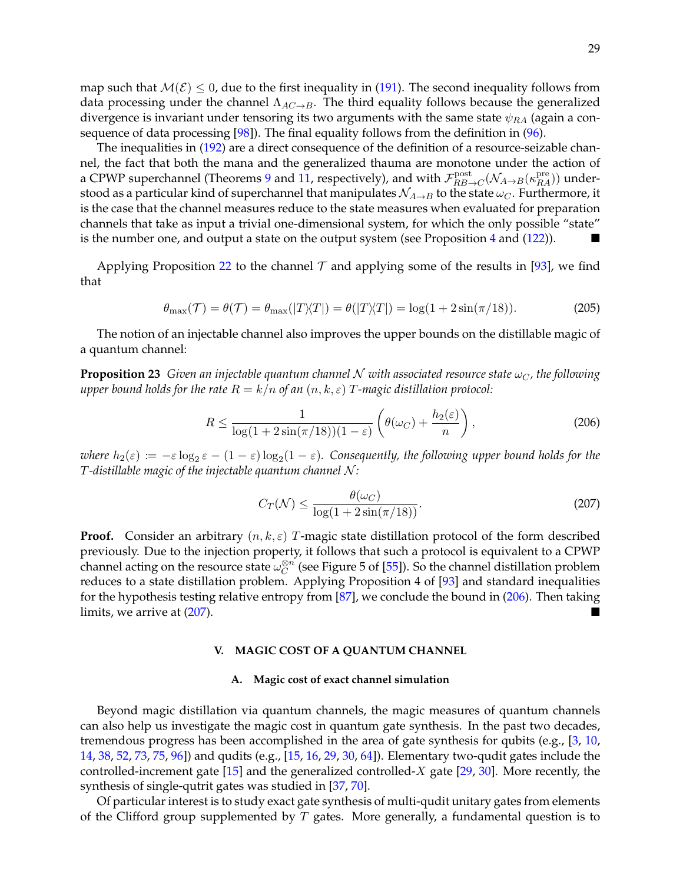map such that $\mathcal{M}(\mathcal{E}) \leq 0$, due to the first inequality in (191). The second inequality follows from data processing under the channel $\Lambda_{AC\to B}$. The third equality follows because the generalized divergence is invariant under tensoring its two arguments with the same state $\psi_{RA}$ (again a consequence of data processing [98]). The final equality follows from the definition in (96).

The inequalities in (192) are a direct consequence of the definition of a resource-seizable channel, the fact that both the mana and the generalized thauma are monotone under the action of a CPWP superchannel (Theorems 9 and 11, respectively), and with $\mathcal{F}^{\text{post}}_{RB\to C}(\mathcal{N}_{A\to B}(\kappa^{\text{pre}}_{RA}))$ understood as a particular kind of superchannel that manipulates $\mathcal{N}_{A\to B}$ to the state $\omega_C$. Furthermore, it is the case that the channel measures reduce to the state measures when evaluated for preparation channels that take as input a trivial one-dimensional system, for which the only possible "state" is the number one, and output a state on the output system (see Proposition 4 and (122)). ■

Applying Proposition 22 to the channel $\mathcal{T}$ and applying some of the results in [93], we find that

$$\theta_{\max}(\mathcal{T}) = \theta(\mathcal{T}) = \theta_{\max}(|T\rangle\langle T|) = \theta(|T\rangle\langle T|) = \log(1 + 2\sin(\pi/18)). \tag{205}$$

The notion of an injectable channel also improves the upper bounds on the distillable magic of a quantum channel:

**Proposition 23** *Given an injectable quantum channel $\mathcal{N}$ with associated resource state $\omega_C$, the following upper bound holds for the rate $R = k/n$ of an $(n, k, \varepsilon)$ $T$-magic distillation protocol:*

$$R \leq \frac{1}{\log(1 + 2\sin(\pi/18))(1-\varepsilon)}\left(\theta(\omega_C) + \frac{h_2(\varepsilon)}{n}\right), \tag{206}$$

*where $h_2(\varepsilon) := -\varepsilon\log_2\varepsilon - (1-\varepsilon)\log_2(1-\varepsilon)$. Consequently, the following upper bound holds for the $T$-distillable magic of the injectable quantum channel $\mathcal{N}$:*

$$C_T(\mathcal{N}) \leq \frac{\theta(\omega_C)}{\log(1 + 2\sin(\pi/18))}. \tag{207}$$

**Proof.** Consider an arbitrary $(n, k, \varepsilon)$ $T$-magic state distillation protocol of the form described previously. Due to the injection property, it follows that such a protocol is equivalent to a CPWP channel acting on the resource state $\omega_C^{\otimes n}$ (see Figure 5 of [55]). So the channel distillation problem reduces to a state distillation problem. Applying Proposition 4 of [93] and standard inequalities for the hypothesis testing relative entropy from [87], we conclude the bound in (206). Then taking limits, we arrive at (207). ■

## V. MAGIC COST OF A QUANTUM CHANNEL

### A. Magic cost of exact channel simulation

Beyond magic distillation via quantum channels, the magic measures of quantum channels can also help us investigate the magic cost in quantum gate synthesis. In the past two decades, tremendous progress has been accomplished in the area of gate synthesis for qubits (e.g., [3, 10, 14, 38, 52, 73, 75, 96]) and qudits (e.g., [15, 16, 29, 30, 64]). Elementary two-qudit gates include the controlled-increment gate [15] and the generalized controlled-$X$ gate [29, 30]. More recently, the synthesis of single-qutrit gates was studied in [37, 70].

Of particular interest is to study exact gate synthesis of multi-qudit unitary gates from elements of the Clifford group supplemented by $T$ gates. More generally, a fundamental question is to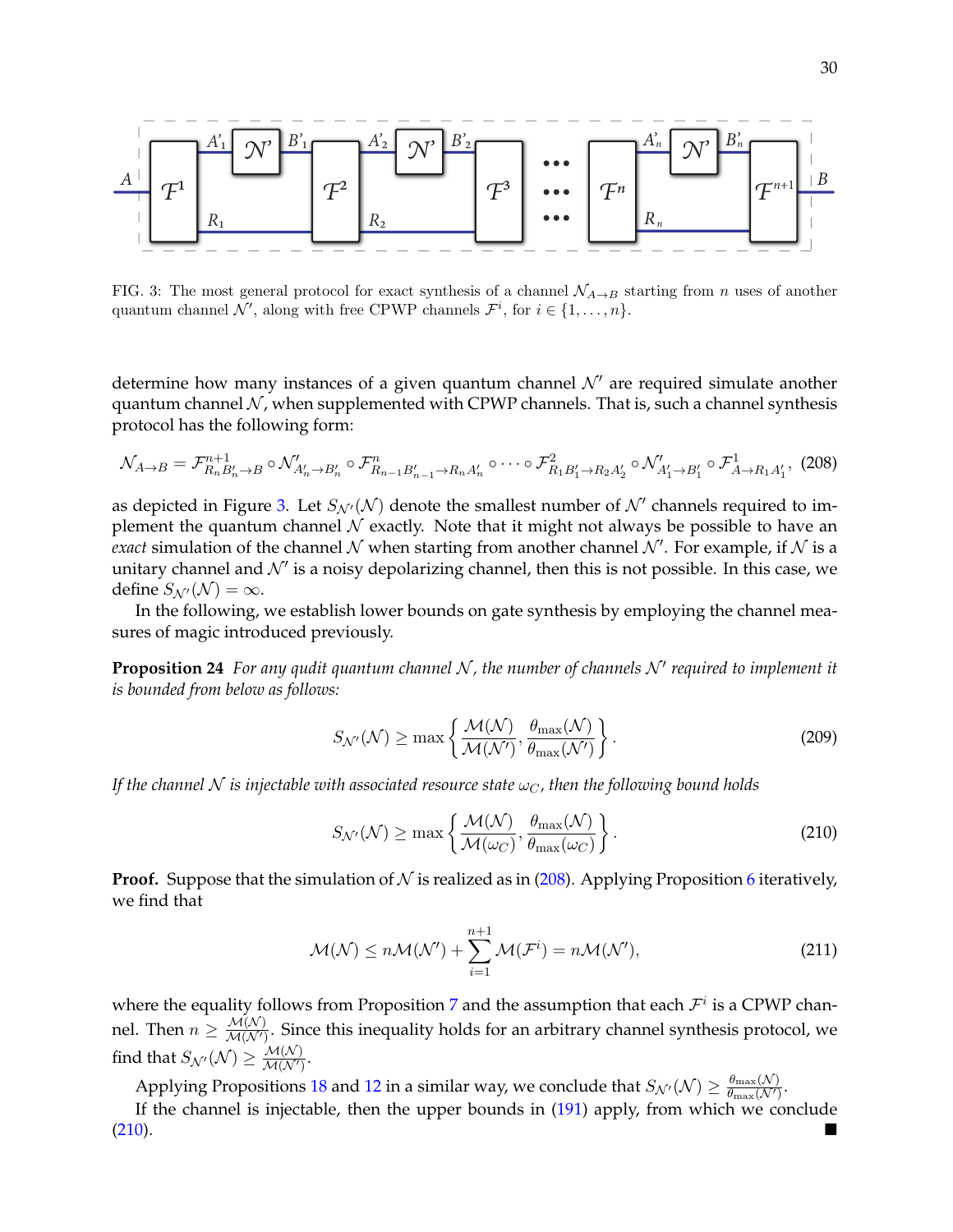FIG. 3: The most general protocol for exact synthesis of a channel $\mathcal{N}_{A\to B}$ starting from $n$ uses of another quantum channel $\mathcal{N}'$, along with free CPWP channels $\mathcal{F}^i$, for $i \in \{1,\ldots,n\}$.

determine how many instances of a given quantum channel $\mathcal{N}'$ are required simulate another quantum channel $\mathcal{N}$, when supplemented with CPWP channels. That is, such a channel synthesis protocol has the following form:

$$\mathcal{N}_{A\to B} = \mathcal{F}^{n+1}_{R_n B'_n \to B} \circ \mathcal{N}'_{A'_n \to B'_n} \circ \mathcal{F}^{n}_{R_{n-1}B'_{n-1}\to R_n A'_n} \circ \cdots \circ \mathcal{F}^{2}_{R_1 B'_1 \to R_2 A'_2} \circ \mathcal{N}'_{A'_1\to B'_1} \circ \mathcal{F}^{1}_{A\to R_1 A'_1}, \tag{208}$$

as depicted in Figure 3. Let $S_{\mathcal{N}'}(\mathcal{N})$ denote the smallest number of $\mathcal{N}'$ channels required to implement the quantum channel $\mathcal{N}$ exactly. Note that it might not always be possible to have an *exact* simulation of the channel $\mathcal{N}$ when starting from another channel $\mathcal{N}'$. For example, if $\mathcal{N}$ is a unitary channel and $\mathcal{N}'$ is a noisy depolarizing channel, then this is not possible. In this case, we define $S_{\mathcal{N}'}(\mathcal{N}) = \infty$.

In the following, we establish lower bounds on gate synthesis by employing the channel measures of magic introduced previously.

**Proposition 24** *For any qudit quantum channel $\mathcal{N}$, the number of channels $\mathcal{N}'$ required to implement it is bounded from below as follows:*

$$S_{\mathcal{N}'}(\mathcal{N}) \geq \max\left\{\frac{\mathcal{M}(\mathcal{N})}{\mathcal{M}(\mathcal{N}')}, \frac{\theta_{\max}(\mathcal{N})}{\theta_{\max}(\mathcal{N}')}\right\}. \tag{209}$$

*If the channel $\mathcal{N}$ is injectable with associated resource state $\omega_C$, then the following bound holds*

$$S_{\mathcal{N}'}(\mathcal{N}) \geq \max\left\{\frac{\mathcal{M}(\mathcal{N})}{\mathcal{M}(\omega_C)}, \frac{\theta_{\max}(\mathcal{N})}{\theta_{\max}(\omega_C)}\right\}. \tag{210}$$

**Proof.** Suppose that the simulation of $\mathcal{N}$ is realized as in (208). Applying Proposition 6 iteratively, we find that

$$\mathcal{M}(\mathcal{N}) \leq n\mathcal{M}(\mathcal{N}') + \sum_{i=1}^{n+1} \mathcal{M}(\mathcal{F}^i) = n\mathcal{M}(\mathcal{N}'), \tag{211}$$

where the equality follows from Proposition 7 and the assumption that each $\mathcal{F}^i$ is a CPWP channel. Then $n \geq \frac{\mathcal{M}(\mathcal{N})}{\mathcal{M}(\mathcal{N}')}$. Since this inequality holds for an arbitrary channel synthesis protocol, we find that $S_{\mathcal{N}'}(\mathcal{N}) \geq \frac{\mathcal{M}(\mathcal{N})}{\mathcal{M}(\mathcal{N}')}$.

Applying Propositions 18 and 12 in a similar way, we conclude that $S_{\mathcal{N}'}(\mathcal{N}) \geq \frac{\theta_{\max}(\mathcal{N})}{\theta_{\max}(\mathcal{N}')}$.

If the channel is injectable, then the upper bounds in (191) apply, from which we conclude (210). ■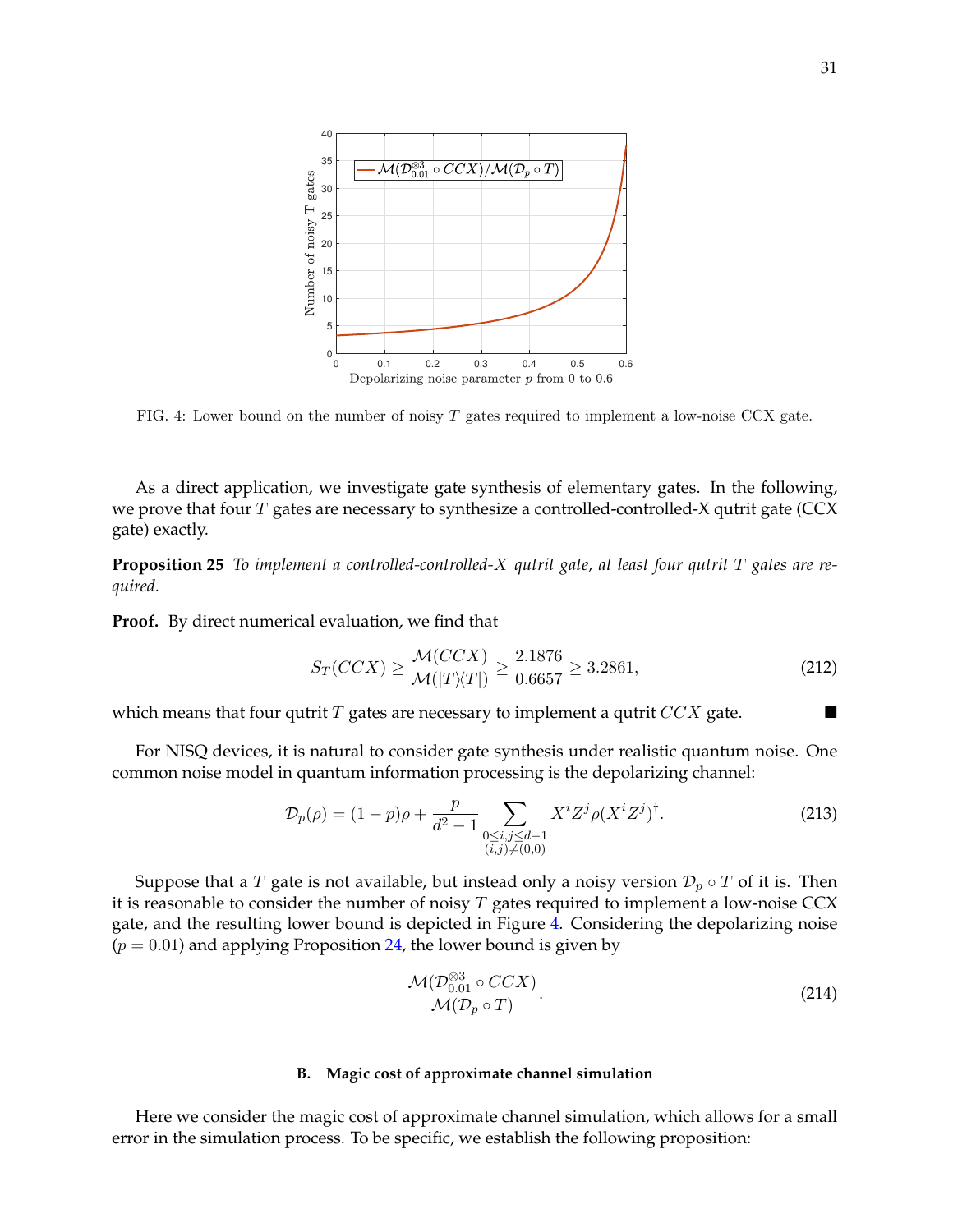FIG. 4: Lower bound on the number of noisy $T$ gates required to implement a low-noise CCX gate.

As a direct application, we investigate gate synthesis of elementary gates. In the following, we prove that four $T$ gates are necessary to synthesize a controlled-controlled-X qutrit gate (CCX gate) exactly.

**Proposition 25** *To implement a controlled-controlled-X qutrit gate, at least four qutrit T gates are required.*

**Proof.** By direct numerical evaluation, we find that

$$S_T(CCX) \geq \frac{\mathcal{M}(CCX)}{\mathcal{M}(|T\rangle\langle T|)} \geq \frac{2.1876}{0.6657} \geq 3.2861, \tag{212}$$

which means that four qutrit $T$ gates are necessary to implement a qutrit $CCX$ gate. ■

For NISQ devices, it is natural to consider gate synthesis under realistic quantum noise. One common noise model in quantum information processing is the depolarizing channel:

$$\mathcal{D}_p(\rho) = (1-p)\rho + \frac{p}{d^2-1} \sum_{\substack{0 \leq i,j \leq d-1 \\ (i,j) \neq (0,0)}} X^i Z^j \rho (X^i Z^j)^\dagger. \tag{213}$$

Suppose that a $T$ gate is not available, but instead only a noisy version $\mathcal{D}_p \circ T$ of it is. Then it is reasonable to consider the number of noisy $T$ gates required to implement a low-noise CCX gate, and the resulting lower bound is depicted in Figure 4. Considering the depolarizing noise ($p = 0.01$) and applying Proposition 24, the lower bound is given by

$$\frac{\mathcal{M}(\mathcal{D}_{0.01}^{\otimes 3} \circ CCX)}{\mathcal{M}(\mathcal{D}_p \circ T)}. \tag{214}$$

### B. Magic cost of approximate channel simulation

Here we consider the magic cost of approximate channel simulation, which allows for a small error in the simulation process. To be specific, we establish the following proposition: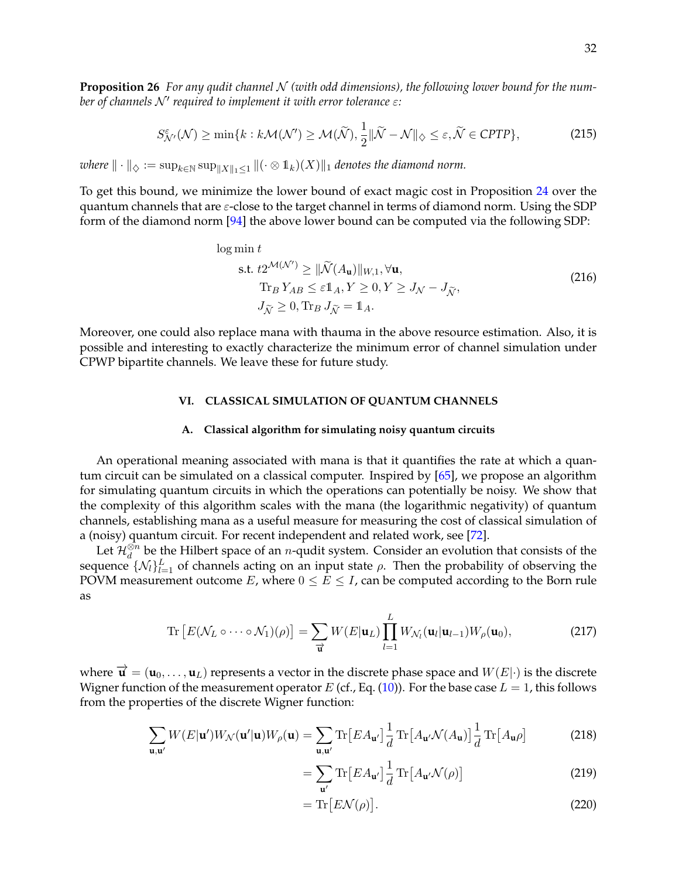**Proposition 26** *For any qudit channel $\mathcal{N}$ (with odd dimensions), the following lower bound for the number of channels $\mathcal{N}'$ required to implement it with error tolerance $\varepsilon$:*

$$
S^{\varepsilon}_{\mathcal{N}'}(\mathcal{N}) \geq \min\{k : k\mathcal{M}(\mathcal{N}') \geq \mathcal{M}(\widetilde{\mathcal{N}}), \frac{1}{2}\|\widetilde{\mathcal{N}} - \mathcal{N}\|_{\diamond} \leq \varepsilon, \widetilde{\mathcal{N}} \in CPTP\}, \tag{215}
$$

*where $\|\cdot\|_{\diamond} := \sup_{k\in\mathbb{N}} \sup_{\|X\|_1 \leq 1} \|(\cdot \otimes \mathbb{1}_k)(X)\|_1$ denotes the diamond norm.*

To get this bound, we minimize the lower bound of exact magic cost in Proposition 24 over the quantum channels that are $\varepsilon$-close to the target channel in terms of diamond norm. Using the SDP form of the diamond norm [94] the above lower bound can be computed via the following SDP:

$$
\begin{aligned}
&\log \min t \\
&\quad \text{s.t. } t 2^{\mathcal{M}(\mathcal{N}')} \geq \|\widetilde{\mathcal{N}}(A_{\mathbf{u}})\|_{W,1}, \forall \mathbf{u}, \\
&\qquad \operatorname{Tr}_B Y_{AB} \leq \varepsilon \mathbb{1}_A, Y \geq 0, Y \geq J_{\mathcal{N}} - J_{\widetilde{\mathcal{N}}}, \\
&\qquad J_{\widetilde{\mathcal{N}}} \geq 0, \operatorname{Tr}_B J_{\widetilde{\mathcal{N}}} = \mathbb{1}_A.
\end{aligned} \tag{216}
$$

Moreover, one could also replace mana with thauma in the above resource estimation. Also, it is possible and interesting to exactly characterize the minimum error of channel simulation under CPWP bipartite channels. We leave these for future study.

## VI. CLASSICAL SIMULATION OF QUANTUM CHANNELS

### A. Classical algorithm for simulating noisy quantum circuits

An operational meaning associated with mana is that it quantifies the rate at which a quantum circuit can be simulated on a classical computer. Inspired by [65], we propose an algorithm for simulating quantum circuits in which the operations can potentially be noisy. We show that the complexity of this algorithm scales with the mana (the logarithmic negativity) of quantum channels, establishing mana as a useful measure for measuring the cost of classical simulation of a (noisy) quantum circuit. For recent independent and related work, see [72].

Let $\mathcal{H}_d^{\otimes n}$ be the Hilbert space of an $n$-qudit system. Consider an evolution that consists of the sequence $\{\mathcal{N}_l\}_{l=1}^L$ of channels acting on an input state $\rho$. Then the probability of observing the POVM measurement outcome $E$, where $0 \leq E \leq I$, can be computed according to the Born rule as

$$
\operatorname{Tr}\left[E(\mathcal{N}_L \circ \cdots \circ \mathcal{N}_1)(\rho)\right] = \sum_{\vec{\mathbf{u}}} W(E|\mathbf{u}_L) \prod_{l=1}^{L} W_{\mathcal{N}_l}(\mathbf{u}_l|\mathbf{u}_{l-1}) W_{\rho}(\mathbf{u}_0), \tag{217}
$$

where $\vec{\mathbf{u}} = (\mathbf{u}_0, \ldots, \mathbf{u}_L)$ represents a vector in the discrete phase space and $W(E|\cdot)$ is the discrete Wigner function of the measurement operator $E$ (cf., Eq. (10)). For the base case $L = 1$, this follows from the properties of the discrete Wigner function:

$$
\begin{aligned}
\sum_{\mathbf{u},\mathbf{u}'} W(E|\mathbf{u}') W_{\mathcal{N}}(\mathbf{u}'|\mathbf{u}) W_{\rho}(\mathbf{u}) &= \sum_{\mathbf{u},\mathbf{u}'} \operatorname{Tr}\big[E A_{\mathbf{u}'}\big] \frac{1}{d} \operatorname{Tr}\big[A_{\mathbf{u}'} \mathcal{N}(A_{\mathbf{u}})\big] \frac{1}{d} \operatorname{Tr}\big[A_{\mathbf{u}} \rho\big] && (218) \\
&= \sum_{\mathbf{u}'} \operatorname{Tr}\big[E A_{\mathbf{u}'}\big] \frac{1}{d} \operatorname{Tr}\big[A_{\mathbf{u}'} \mathcal{N}(\rho)\big] && (219) \\
&= \operatorname{Tr}\big[E \mathcal{N}(\rho)\big]. && (220)
\end{aligned}
$$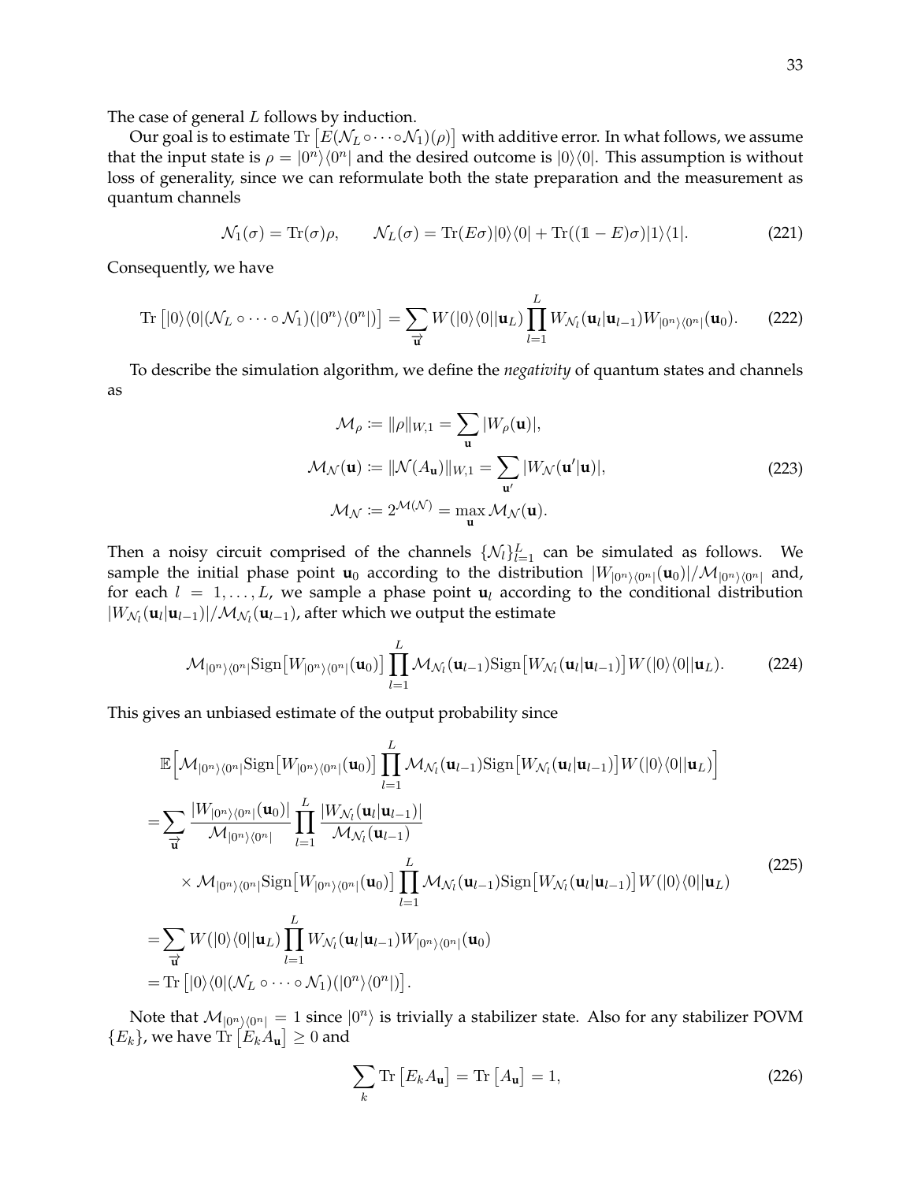The case of general $L$ follows by induction.

Our goal is to estimate $\mathrm{Tr}\left[E(\mathcal{N}_L \circ \cdots \circ \mathcal{N}_1)(\rho)\right]$ with additive error. In what follows, we assume that the input state is $\rho = |0^n\rangle\langle 0^n|$ and the desired outcome is $|0\rangle\langle 0|$. This assumption is without loss of generality, since we can reformulate both the state preparation and the measurement as quantum channels

$$\mathcal{N}_1(\sigma) = \mathrm{Tr}(\sigma)\rho, \qquad \mathcal{N}_L(\sigma) = \mathrm{Tr}(E\sigma)|0\rangle\langle 0| + \mathrm{Tr}((\mathbb{1} - E)\sigma)|1\rangle\langle 1|. \tag{221}$$

Consequently, we have

$$\mathrm{Tr}\left[|0\rangle\langle 0|(\mathcal{N}_L \circ \cdots \circ \mathcal{N}_1)(|0^n\rangle\langle 0^n|)\right] = \sum_{\vec{\mathbf{u}}} W(|0\rangle\langle 0||\mathbf{u}_L) \prod_{l=1}^{L} W_{\mathcal{N}_l}(\mathbf{u}_l|\mathbf{u}_{l-1}) W_{|0^n\rangle\langle 0^n|}(\mathbf{u}_0). \tag{222}$$

To describe the simulation algorithm, we define the *negativity* of quantum states and channels as

$$\begin{aligned}
\mathcal{M}_\rho &\coloneqq \|\rho\|_{W,1} = \sum_{\mathbf{u}} |W_\rho(\mathbf{u})|, \\
\mathcal{M}_{\mathcal{N}}(\mathbf{u}) &\coloneqq \|\mathcal{N}(A_{\mathbf{u}})\|_{W,1} = \sum_{\mathbf{u}'} |W_{\mathcal{N}}(\mathbf{u}'|\mathbf{u})|, \\
\mathcal{M}_{\mathcal{N}} &\coloneqq 2^{\mathcal{M}(\mathcal{N})} = \max_{\mathbf{u}} \mathcal{M}_{\mathcal{N}}(\mathbf{u}).
\end{aligned} \tag{223}$$

Then a noisy circuit comprised of the channels $\{\mathcal{N}_l\}_{l=1}^L$ can be simulated as follows. We sample the initial phase point $\mathbf{u}_0$ according to the distribution $|W_{|0^n\rangle\langle 0^n|}(\mathbf{u}_0)|/\mathcal{M}_{|0^n\rangle\langle 0^n|}$ and, for each $l = 1, \ldots, L$, we sample a phase point $\mathbf{u}_l$ according to the conditional distribution $|W_{\mathcal{N}_l}(\mathbf{u}_l|\mathbf{u}_{l-1})|/\mathcal{M}_{\mathcal{N}_l}(\mathbf{u}_{l-1})$, after which we output the estimate

$$\mathcal{M}_{|0^n\rangle\langle 0^n|}\mathrm{Sign}\big[W_{|0^n\rangle\langle 0^n|}(\mathbf{u}_0)\big] \prod_{l=1}^{L} \mathcal{M}_{\mathcal{N}_l}(\mathbf{u}_{l-1})\mathrm{Sign}\big[W_{\mathcal{N}_l}(\mathbf{u}_l|\mathbf{u}_{l-1})\big] W(|0\rangle\langle 0||\mathbf{u}_L). \tag{224}$$

This gives an unbiased estimate of the output probability since

$$\begin{aligned}
&\mathbb{E}\Big[\mathcal{M}_{|0^n\rangle\langle 0^n|}\mathrm{Sign}\big[W_{|0^n\rangle\langle 0^n|}(\mathbf{u}_0)\big] \prod_{l=1}^{L} \mathcal{M}_{\mathcal{N}_l}(\mathbf{u}_{l-1})\mathrm{Sign}\big[W_{\mathcal{N}_l}(\mathbf{u}_l|\mathbf{u}_{l-1})\big] W(|0\rangle\langle 0||\mathbf{u}_L)\Big] \\
&= \sum_{\vec{\mathbf{u}}} \frac{|W_{|0^n\rangle\langle 0^n|}(\mathbf{u}_0)|}{\mathcal{M}_{|0^n\rangle\langle 0^n|}} \prod_{l=1}^{L} \frac{|W_{\mathcal{N}_l}(\mathbf{u}_l|\mathbf{u}_{l-1})|}{\mathcal{M}_{\mathcal{N}_l}(\mathbf{u}_{l-1})} \\
&\quad \times \mathcal{M}_{|0^n\rangle\langle 0^n|}\mathrm{Sign}\big[W_{|0^n\rangle\langle 0^n|}(\mathbf{u}_0)\big] \prod_{l=1}^{L} \mathcal{M}_{\mathcal{N}_l}(\mathbf{u}_{l-1})\mathrm{Sign}\big[W_{\mathcal{N}_l}(\mathbf{u}_l|\mathbf{u}_{l-1})\big] W(|0\rangle\langle 0||\mathbf{u}_L) \\
&= \sum_{\vec{\mathbf{u}}} W(|0\rangle\langle 0||\mathbf{u}_L) \prod_{l=1}^{L} W_{\mathcal{N}_l}(\mathbf{u}_l|\mathbf{u}_{l-1}) W_{|0^n\rangle\langle 0^n|}(\mathbf{u}_0) \\
&= \mathrm{Tr}\left[|0\rangle\langle 0|(\mathcal{N}_L \circ \cdots \circ \mathcal{N}_1)(|0^n\rangle\langle 0^n|)\right].
\end{aligned} \tag{225}$$

Note that $\mathcal{M}_{|0^n\rangle\langle 0^n|} = 1$ since $|0^n\rangle$ is trivially a stabilizer state. Also for any stabilizer POVM $\{E_k\}$, we have $\mathrm{Tr}\left[E_k A_{\mathbf{u}}\right] \geq 0$ and

$$\sum_k \mathrm{Tr}\left[E_k A_{\mathbf{u}}\right] = \mathrm{Tr}\left[A_{\mathbf{u}}\right] = 1, \tag{226}$$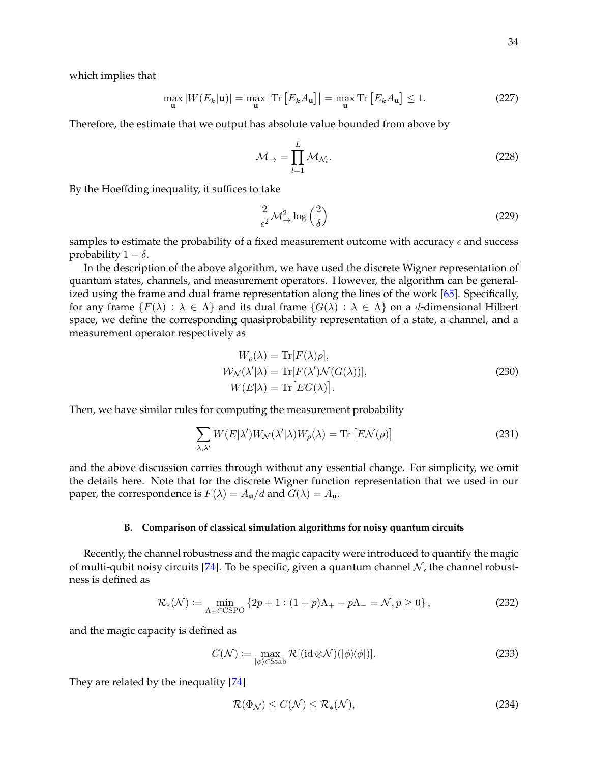which implies that

$$
\max_{\mathbf{u}} |W(E_k|\mathbf{u})| = \max_{\mathbf{u}} \left|\mathrm{Tr}\left[E_k A_{\mathbf{u}}\right]\right| = \max_{\mathbf{u}} \mathrm{Tr}\left[E_k A_{\mathbf{u}}\right] \leq 1. \tag{227}
$$

Therefore, the estimate that we output has absolute value bounded from above by

$$
\mathcal{M}_{\rightarrow} = \prod_{l=1}^{L} \mathcal{M}_{\mathcal{N}_l}. \tag{228}
$$

By the Hoeffding inequality, it suffices to take

$$
\frac{2}{\epsilon^2} \mathcal{M}_{\rightarrow}^2 \log\left(\frac{2}{\delta}\right) \tag{229}
$$

samples to estimate the probability of a fixed measurement outcome with accuracy $\epsilon$ and success probability $1 - \delta$.

In the description of the above algorithm, we have used the discrete Wigner representation of quantum states, channels, and measurement operators. However, the algorithm can be generalized using the frame and dual frame representation along the lines of the work [65]. Specifically, for any frame $\{F(\lambda) : \lambda \in \Lambda\}$ and its dual frame $\{G(\lambda) : \lambda \in \Lambda\}$ on a $d$-dimensional Hilbert space, we define the corresponding quasiprobability representation of a state, a channel, and a measurement operator respectively as

$$
\begin{aligned}
W_\rho(\lambda) &= \mathrm{Tr}[F(\lambda)\rho], \\
\mathcal{W}_{\mathcal{N}}(\lambda'|\lambda) &= \mathrm{Tr}[F(\lambda')\mathcal{N}(G(\lambda))], \\
W(E|\lambda) &= \mathrm{Tr}\big[E G(\lambda)\big].
\end{aligned} \tag{230}
$$

Then, we have similar rules for computing the measurement probability

$$
\sum_{\lambda,\lambda'} W(E|\lambda') W_{\mathcal{N}}(\lambda'|\lambda) W_\rho(\lambda) = \mathrm{Tr}\left[E\mathcal{N}(\rho)\right] \tag{231}
$$

and the above discussion carries through without any essential change. For simplicity, we omit the details here. Note that for the discrete Wigner function representation that we used in our paper, the correspondence is $F(\lambda) = A_{\mathbf{u}}/d$ and $G(\lambda) = A_{\mathbf{u}}$.

### B. Comparison of classical simulation algorithms for noisy quantum circuits

Recently, the channel robustness and the magic capacity were introduced to quantify the magic of multi-qubit noisy circuits [74]. To be specific, given a quantum channel $\mathcal{N}$, the channel robustness is defined as

$$
\mathcal{R}_*(\mathcal{N}) \coloneqq \min_{\Lambda_\pm \in \mathrm{CSPO}} \left\{2p + 1 : (1+p)\Lambda_+ - p\Lambda_- = \mathcal{N}, p \geq 0\right\}, \tag{232}
$$

and the magic capacity is defined as

$$
C(\mathcal{N}) \coloneqq \max_{|\phi\rangle \in \mathrm{Stab}} \mathcal{R}[(\mathrm{id} \otimes \mathcal{N})(|\phi\rangle\langle\phi|)]. \tag{233}
$$

They are related by the inequality [74]

$$
\mathcal{R}(\Phi_{\mathcal{N}}) \leq C(\mathcal{N}) \leq \mathcal{R}_*(\mathcal{N}), \tag{234}
$$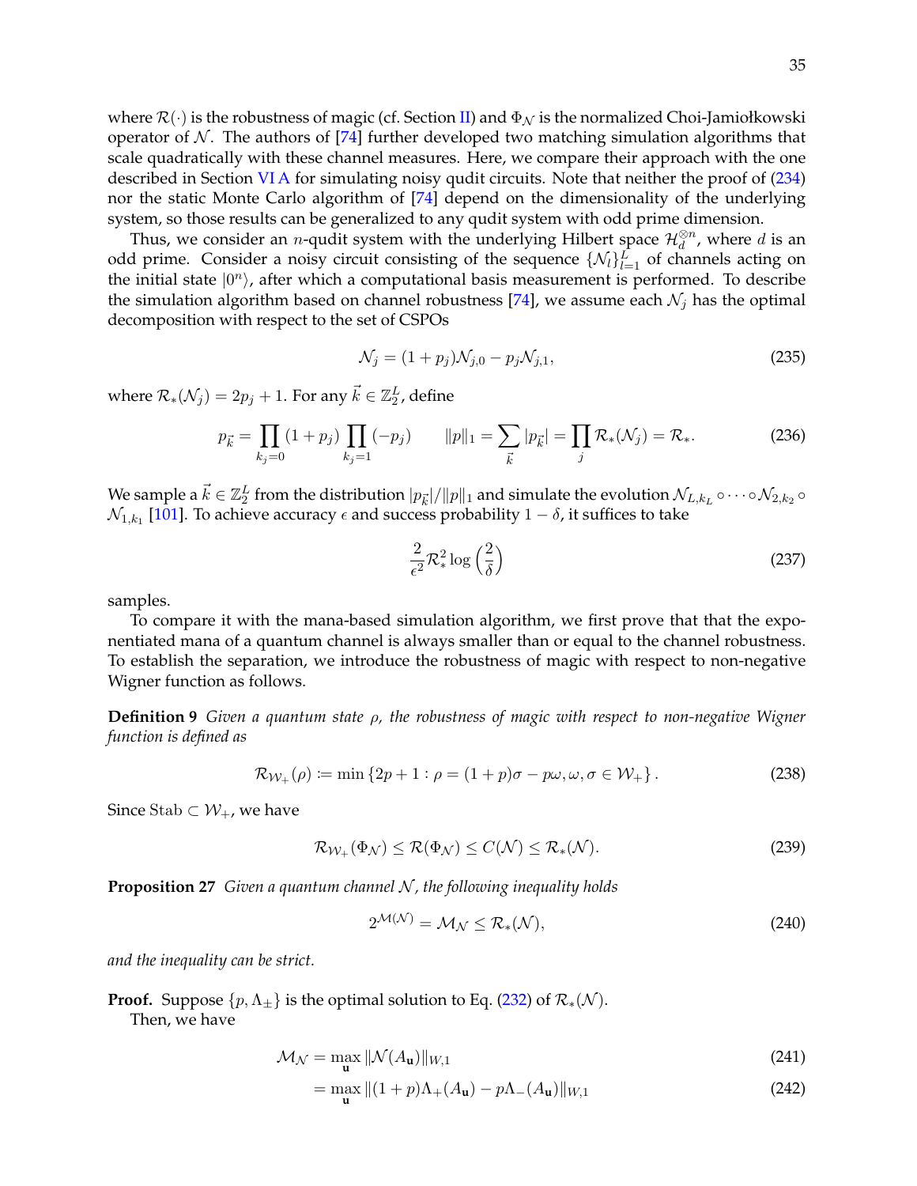where $\mathcal{R}(\cdot)$ is the robustness of magic (cf. Section II) and $\Phi_{\mathcal{N}}$ is the normalized Choi-Jamiołkowski operator of $\mathcal{N}$. The authors of [74] further developed two matching simulation algorithms that scale quadratically with these channel measures. Here, we compare their approach with the one described in Section VI A for simulating noisy qudit circuits. Note that neither the proof of (234) nor the static Monte Carlo algorithm of [74] depend on the dimensionality of the underlying system, so those results can be generalized to any qudit system with odd prime dimension.

Thus, we consider an $n$-qudit system with the underlying Hilbert space $\mathcal{H}_d^{\otimes n}$, where $d$ is an odd prime. Consider a noisy circuit consisting of the sequence $\{\mathcal{N}_l\}_{l=1}^L$ of channels acting on the initial state $|0^n\rangle$, after which a computational basis measurement is performed. To describe the simulation algorithm based on channel robustness [74], we assume each $\mathcal{N}_j$ has the optimal decomposition with respect to the set of CSPOs

$$\mathcal{N}_j = (1+p_j)\mathcal{N}_{j,0} - p_j\mathcal{N}_{j,1}, \tag{235}$$

where $\mathcal{R}_*(\mathcal{N}_j) = 2p_j + 1$. For any $\vec{k} \in \mathbb{Z}_2^L$, define

$$p_{\vec{k}} = \prod_{k_j=0}(1+p_j)\prod_{k_j=1}(-p_j) \qquad \|p\|_1 = \sum_{\vec{k}}|p_{\vec{k}}| = \prod_j \mathcal{R}_*(\mathcal{N}_j) = \mathcal{R}_*. \tag{236}$$

We sample a $\vec{k} \in \mathbb{Z}_2^L$ from the distribution $|p_{\vec{k}}|/\|p\|_1$ and simulate the evolution $\mathcal{N}_{L,k_L} \circ \cdots \circ \mathcal{N}_{2,k_2} \circ \mathcal{N}_{1,k_1}$ [101]. To achieve accuracy $\epsilon$ and success probability $1-\delta$, it suffices to take

$$\frac{2}{\epsilon^2}\mathcal{R}_*^2 \log\left(\frac{2}{\delta}\right) \tag{237}$$

samples.

To compare it with the mana-based simulation algorithm, we first prove that that the exponentiated mana of a quantum channel is always smaller than or equal to the channel robustness. To establish the separation, we introduce the robustness of magic with respect to non-negative Wigner function as follows.

**Definition 9** *Given a quantum state $\rho$, the robustness of magic with respect to non-negative Wigner function is defined as*

$$\mathcal{R}_{\mathcal{W}_+}(\rho) := \min\left\{2p+1 : \rho = (1+p)\sigma - p\omega, \omega, \sigma \in \mathcal{W}_+\right\}. \tag{238}$$

Since $\mathrm{Stab} \subset \mathcal{W}_+$, we have

$$\mathcal{R}_{\mathcal{W}_+}(\Phi_{\mathcal{N}}) \le \mathcal{R}(\Phi_{\mathcal{N}}) \le C(\mathcal{N}) \le \mathcal{R}_*(\mathcal{N}). \tag{239}$$

**Proposition 27** *Given a quantum channel $\mathcal{N}$, the following inequality holds*

$$2^{\mathcal{M}(\mathcal{N})} = \mathcal{M}_{\mathcal{N}} \le \mathcal{R}_*(\mathcal{N}), \tag{240}$$

*and the inequality can be strict.*

**Proof.** Suppose $\{p, \Lambda_\pm\}$ is the optimal solution to Eq. (232) of $\mathcal{R}_*(\mathcal{N})$.

Then, we have

$$\mathcal{M}_{\mathcal{N}} = \max_{\mathbf{u}} \|\mathcal{N}(A_{\mathbf{u}})\|_{W,1} \tag{241}$$

$$= \max_{\mathbf{u}} \|(1+p)\Lambda_+(A_{\mathbf{u}}) - p\Lambda_-(A_{\mathbf{u}})\|_{W,1} \tag{242}$$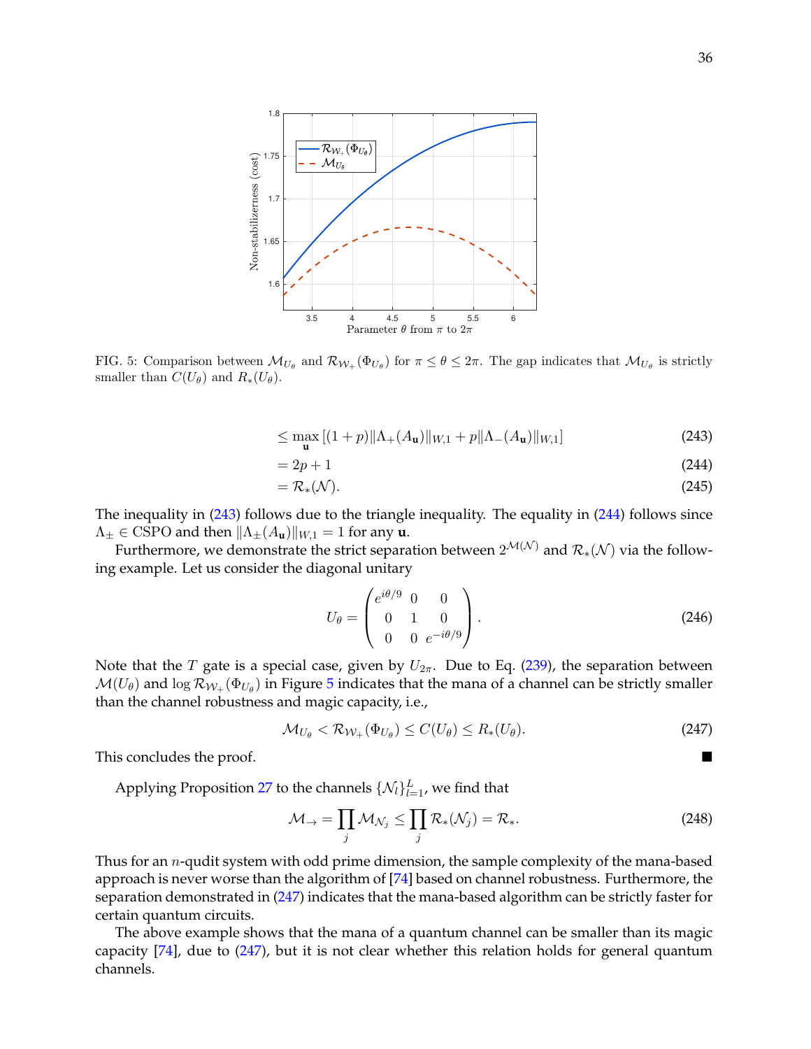FIG. 5: Comparison between $\mathcal{M}_{U_\theta}$ and $\mathcal{R}_{\mathcal{W}_+}(\Phi_{U_\theta})$ for $\pi \le \theta \le 2\pi$. The gap indicates that $\mathcal{M}_{U_\theta}$ is strictly smaller than $C(U_\theta)$ and $R_*(U_\theta)$.

$$\le \max_{\mathbf{u}} \left[(1+p)\|\Lambda_+(A_{\mathbf{u}})\|_{W,1} + p\|\Lambda_-(A_{\mathbf{u}})\|_{W,1}\right] \tag{243}$$

$$= 2p + 1 \tag{244}$$

$$= \mathcal{R}_*(\mathcal{N}). \tag{245}$$

The inequality in (243) follows due to the triangle inequality. The equality in (244) follows since $\Lambda_\pm \in$ CSPO and then $\|\Lambda_\pm(A_{\mathbf{u}})\|_{W,1} = 1$ for any $\mathbf{u}$.

Furthermore, we demonstrate the strict separation between $2^{\mathcal{M}(\mathcal{N})}$ and $\mathcal{R}_*(\mathcal{N})$ via the following example. Let us consider the diagonal unitary

$$U_\theta = \begin{pmatrix} e^{i\theta/9} & 0 & 0 \\ 0 & 1 & 0 \\ 0 & 0 & e^{-i\theta/9} \end{pmatrix}. \tag{246}$$

Note that the $T$ gate is a special case, given by $U_{2\pi}$. Due to Eq. (239), the separation between $\mathcal{M}(U_\theta)$ and $\log \mathcal{R}_{\mathcal{W}_+}(\Phi_{U_\theta})$ in Figure 5 indicates that the mana of a channel can be strictly smaller than the channel robustness and magic capacity, i.e.,

$$\mathcal{M}_{U_\theta} < \mathcal{R}_{\mathcal{W}_+}(\Phi_{U_\theta}) \le C(U_\theta) \le R_*(U_\theta). \tag{247}$$

This concludes the proof. ■

Applying Proposition 27 to the channels $\{\mathcal{N}_l\}_{l=1}^{L}$, we find that

$$\mathcal{M}_{\rightarrow} = \prod_j \mathcal{M}_{\mathcal{N}_j} \le \prod_j \mathcal{R}_*(\mathcal{N}_j) = \mathcal{R}_*. \tag{248}$$

Thus for an $n$-qudit system with odd prime dimension, the sample complexity of the mana-based approach is never worse than the algorithm of [74] based on channel robustness. Furthermore, the separation demonstrated in (247) indicates that the mana-based algorithm can be strictly faster for certain quantum circuits.

The above example shows that the mana of a quantum channel can be smaller than its magic capacity [74], due to (247), but it is not clear whether this relation holds for general quantum channels.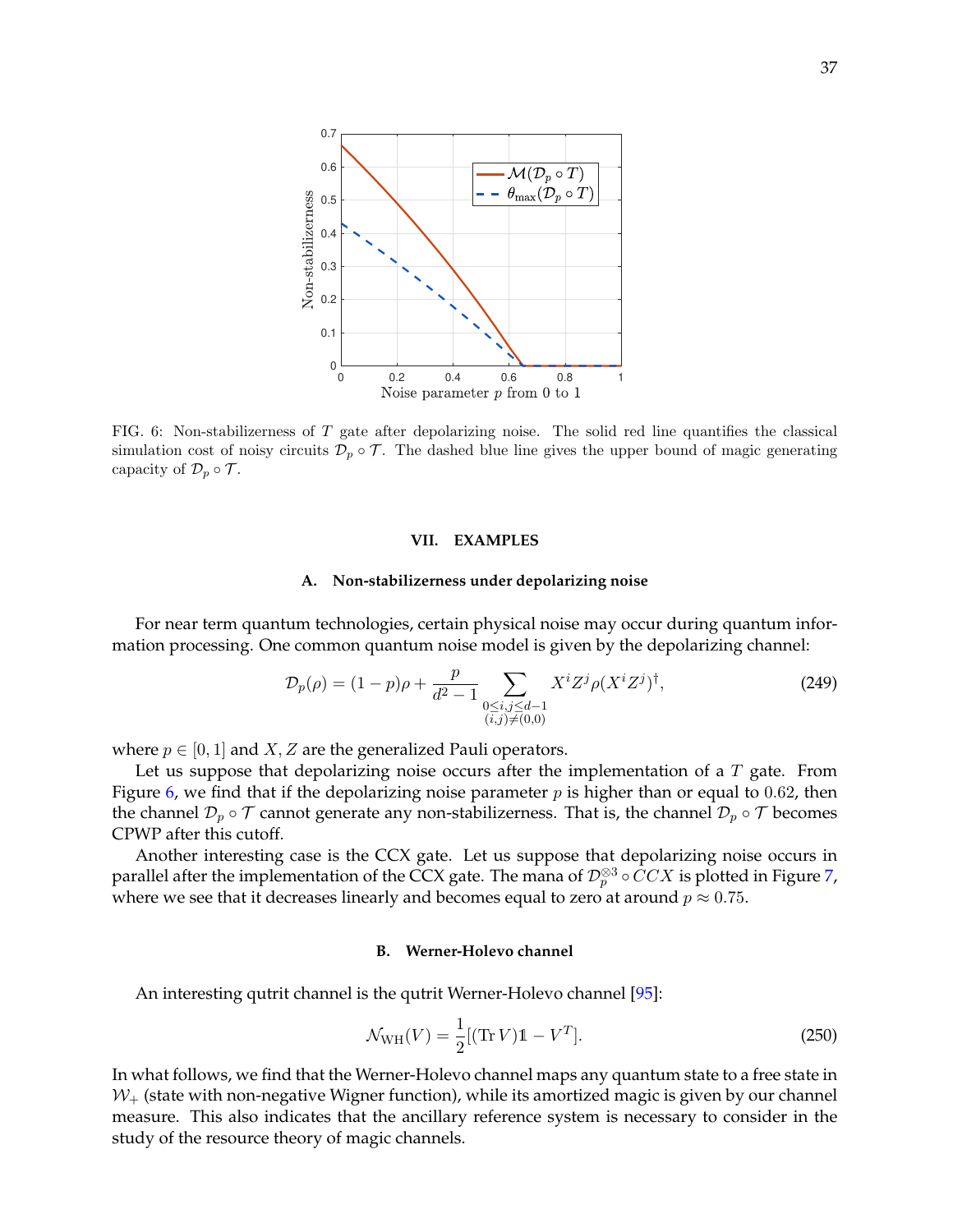FIG. 6: Non-stabilizerness of $T$ gate after depolarizing noise. The solid red line quantifies the classical simulation cost of noisy circuits $\mathcal{D}_p \circ \mathcal{T}$. The dashed blue line gives the upper bound of magic generating capacity of $\mathcal{D}_p \circ \mathcal{T}$.

## VII. EXAMPLES

### A. Non-stabilizerness under depolarizing noise

For near term quantum technologies, certain physical noise may occur during quantum information processing. One common quantum noise model is given by the depolarizing channel:

$$\mathcal{D}_p(\rho) = (1-p)\rho + \frac{p}{d^2-1} \sum_{\substack{0 \le i,j \le d-1 \\ (i,j)\neq(0,0)}} X^i Z^j \rho (X^i Z^j)^\dagger, \tag{249}$$

where $p \in [0,1]$ and $X, Z$ are the generalized Pauli operators.

Let us suppose that depolarizing noise occurs after the implementation of a $T$ gate. From Figure 6, we find that if the depolarizing noise parameter $p$ is higher than or equal to $0.62$, then the channel $\mathcal{D}_p \circ \mathcal{T}$ cannot generate any non-stabilizerness. That is, the channel $\mathcal{D}_p \circ \mathcal{T}$ becomes CPWP after this cutoff.

Another interesting case is the CCX gate. Let us suppose that depolarizing noise occurs in parallel after the implementation of the CCX gate. The mana of $\mathcal{D}_p^{\otimes 3} \circ CCX$ is plotted in Figure 7, where we see that it decreases linearly and becomes equal to zero at around $p \approx 0.75$.

### B. Werner-Holevo channel

An interesting qutrit channel is the qutrit Werner-Holevo channel [95]:

$$\mathcal{N}_{\mathrm{WH}}(V) = \frac{1}{2}[(\operatorname{Tr} V)\mathbb{1} - V^T]. \tag{250}$$

In what follows, we find that the Werner-Holevo channel maps any quantum state to a free state in $\mathcal{W}_+$ (state with non-negative Wigner function), while its amortized magic is given by our channel measure. This also indicates that the ancillary reference system is necessary to consider in the study of the resource theory of magic channels.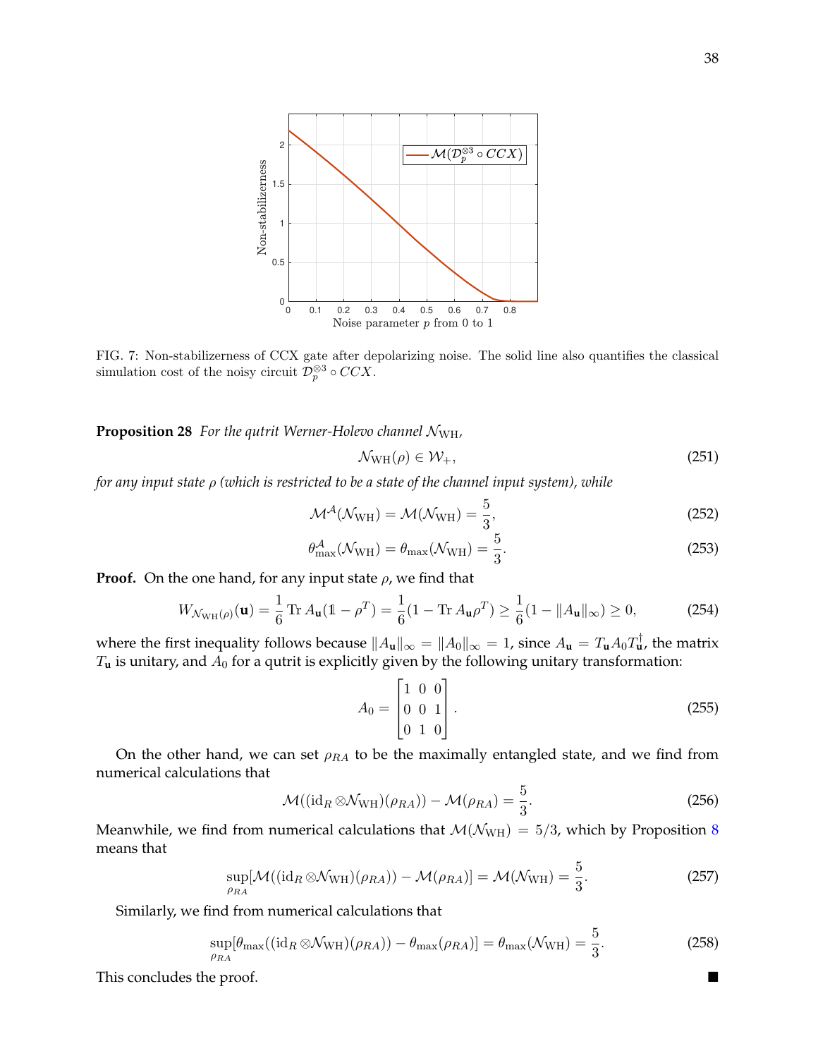FIG. 7: Non-stabilizerness of CCX gate after depolarizing noise. The solid line also quantifies the classical simulation cost of the noisy circuit $\mathcal{D}_p^{\otimes 3} \circ CCX$.

**Proposition 28** *For the qutrit Werner-Holevo channel $\mathcal{N}_{\rm WH}$,*

$$\mathcal{N}_{\rm WH}(\rho) \in \mathcal{W}_+, \tag{251}$$

*for any input state $\rho$ (which is restricted to be a state of the channel input system), while*

$$\mathcal{M}^{\mathcal{A}}(\mathcal{N}_{\rm WH}) = \mathcal{M}(\mathcal{N}_{\rm WH}) = \frac{5}{3}, \tag{252}$$

$$\theta^{\mathcal{A}}_{\max}(\mathcal{N}_{\rm WH}) = \theta_{\max}(\mathcal{N}_{\rm WH}) = \frac{5}{3}. \tag{253}$$

**Proof.** On the one hand, for any input state $\rho$, we find that

$$W_{\mathcal{N}_{\rm WH}(\rho)}(\mathbf{u}) = \frac{1}{6}\operatorname{Tr} A_{\mathbf{u}}(\mathbb{1} - \rho^T) = \frac{1}{6}(1 - \operatorname{Tr} A_{\mathbf{u}}\rho^T) \geq \frac{1}{6}(1 - \|A_{\mathbf{u}}\|_\infty) \geq 0, \tag{254}$$

where the first inequality follows because $\|A_{\mathbf{u}}\|_\infty = \|A_0\|_\infty = 1$, since $A_{\mathbf{u}} = T_{\mathbf{u}} A_0 T_{\mathbf{u}}^\dagger$, the matrix $T_{\mathbf{u}}$ is unitary, and $A_0$ for a qutrit is explicitly given by the following unitary transformation:

$$A_0 = \begin{bmatrix} 1 & 0 & 0 \\ 0 & 0 & 1 \\ 0 & 1 & 0 \end{bmatrix}. \tag{255}$$

On the other hand, we can set $\rho_{RA}$ to be the maximally entangled state, and we find from numerical calculations that

$$\mathcal{M}((\mathrm{id}_R \otimes \mathcal{N}_{\rm WH})(\rho_{RA})) - \mathcal{M}(\rho_{RA}) = \frac{5}{3}. \tag{256}$$

Meanwhile, we find from numerical calculations that $\mathcal{M}(\mathcal{N}_{\rm WH}) = 5/3$, which by Proposition 8 means that

$$\sup_{\rho_{RA}} [\mathcal{M}((\mathrm{id}_R \otimes \mathcal{N}_{\rm WH})(\rho_{RA})) - \mathcal{M}(\rho_{RA})] = \mathcal{M}(\mathcal{N}_{\rm WH}) = \frac{5}{3}. \tag{257}$$

Similarly, we find from numerical calculations that

$$\sup_{\rho_{RA}} [\theta_{\max}((\mathrm{id}_R \otimes \mathcal{N}_{\rm WH})(\rho_{RA})) - \theta_{\max}(\rho_{RA})] = \theta_{\max}(\mathcal{N}_{\rm WH}) = \frac{5}{3}. \tag{258}$$

This concludes the proof. ■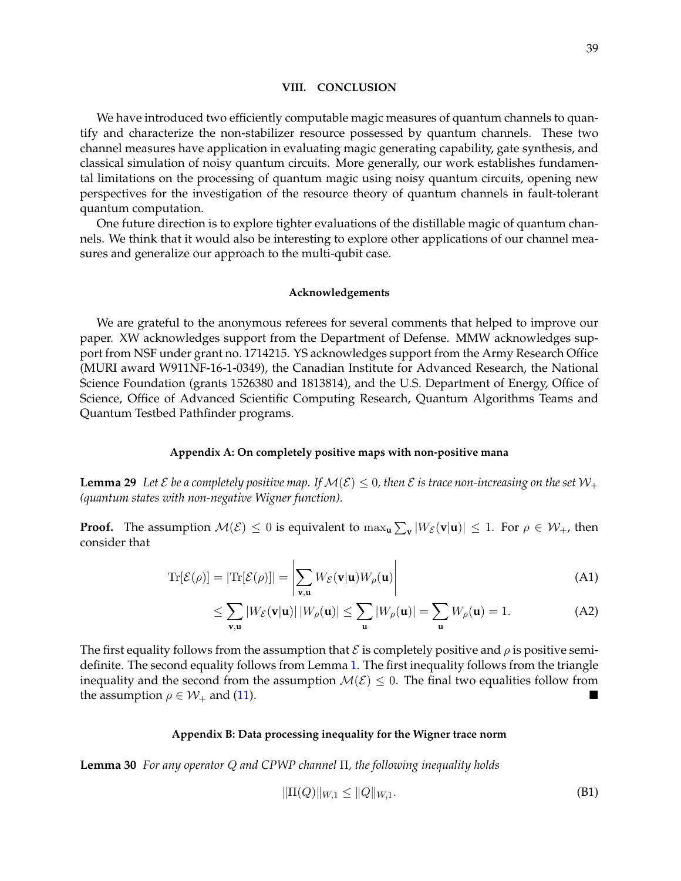## VIII. CONCLUSION

We have introduced two efficiently computable magic measures of quantum channels to quantify and characterize the non-stabilizer resource possessed by quantum channels. These two channel measures have application in evaluating magic generating capability, gate synthesis, and classical simulation of noisy quantum circuits. More generally, our work establishes fundamental limitations on the processing of quantum magic using noisy quantum circuits, opening new perspectives for the investigation of the resource theory of quantum channels in fault-tolerant quantum computation.

One future direction is to explore tighter evaluations of the distillable magic of quantum channels. We think that it would also be interesting to explore other applications of our channel measures and generalize our approach to the multi-qubit case.

### Acknowledgements

We are grateful to the anonymous referees for several comments that helped to improve our paper. XW acknowledges support from the Department of Defense. MMW acknowledges support from NSF under grant no. 1714215. YS acknowledges support from the Army Research Office (MURI award W911NF-16-1-0349), the Canadian Institute for Advanced Research, the National Science Foundation (grants 1526380 and 1813814), and the U.S. Department of Energy, Office of Science, Office of Advanced Scientific Computing Research, Quantum Algorithms Teams and Quantum Testbed Pathfinder programs.

### Appendix A: On completely positive maps with non-positive mana

**Lemma 29** *Let $\mathcal{E}$ be a completely positive map. If $\mathcal{M}(\mathcal{E}) \leq 0$, then $\mathcal{E}$ is trace non-increasing on the set $\mathcal{W}_+$ (quantum states with non-negative Wigner function).*

**Proof.** The assumption $\mathcal{M}(\mathcal{E}) \leq 0$ is equivalent to $\max_{\mathbf{u}} \sum_{\mathbf{v}} |W_{\mathcal{E}}(\mathbf{v}|\mathbf{u})| \leq 1$. For $\rho \in \mathcal{W}_+$, then consider that

$$\operatorname{Tr}[\mathcal{E}(\rho)] = |\operatorname{Tr}[\mathcal{E}(\rho)]| = \left| \sum_{\mathbf{v},\mathbf{u}} W_{\mathcal{E}}(\mathbf{v}|\mathbf{u}) W_\rho(\mathbf{u}) \right| \tag{A1}$$

$$\leq \sum_{\mathbf{v},\mathbf{u}} |W_{\mathcal{E}}(\mathbf{v}|\mathbf{u})| \, |W_\rho(\mathbf{u})| \leq \sum_{\mathbf{u}} |W_\rho(\mathbf{u})| = \sum_{\mathbf{u}} W_\rho(\mathbf{u}) = 1. \tag{A2}$$

The first equality follows from the assumption that $\mathcal{E}$ is completely positive and $\rho$ is positive semi-definite. The second equality follows from Lemma 1. The first inequality follows from the triangle inequality and the second from the assumption $\mathcal{M}(\mathcal{E}) \leq 0$. The final two equalities follow from the assumption $\rho \in \mathcal{W}_+$ and (11). ■

### Appendix B: Data processing inequality for the Wigner trace norm

**Lemma 30** *For any operator $Q$ and CPWP channel $\Pi$, the following inequality holds*

$$\|\Pi(Q)\|_{W,1} \leq \|Q\|_{W,1}. \tag{B1}$$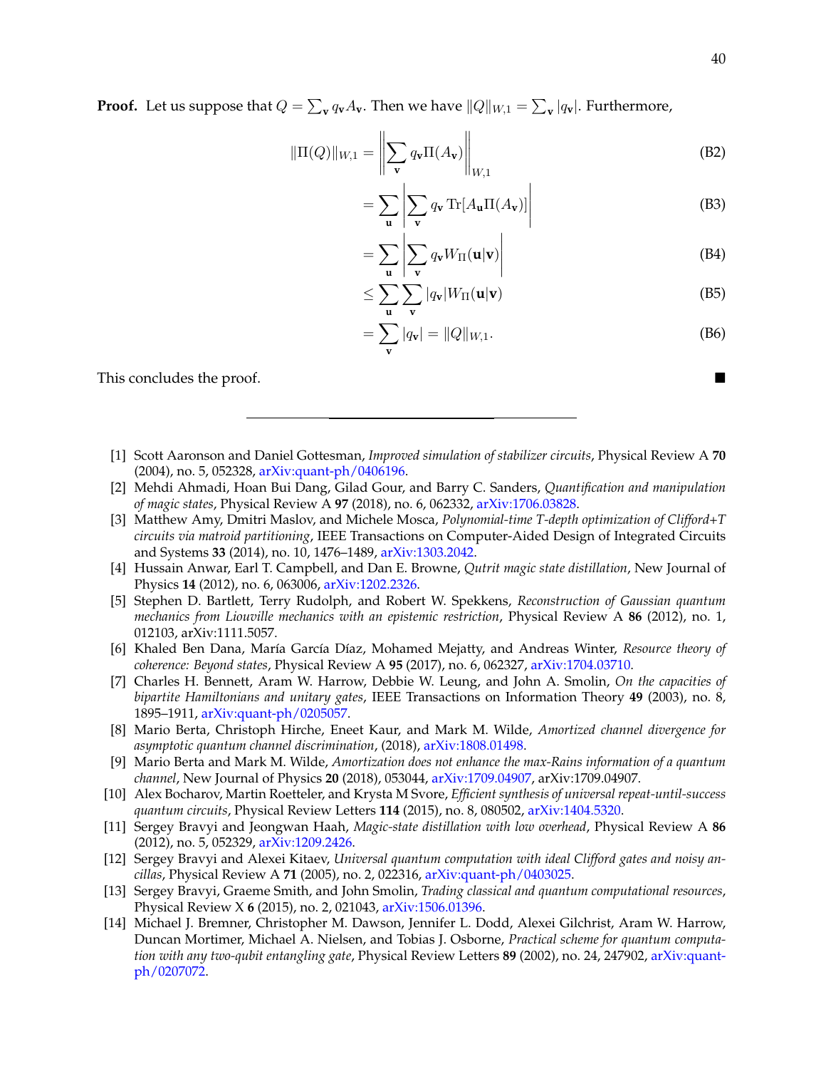**Proof.** Let us suppose that $Q = \sum_{\mathbf{v}} q_{\mathbf{v}} A_{\mathbf{v}}$. Then we have $\|Q\|_{W,1} = \sum_{\mathbf{v}} |q_{\mathbf{v}}|$. Furthermore,

$$
\begin{aligned}
\|\Pi(Q)\|_{W,1} &= \left\| \sum_{\mathbf{v}} q_{\mathbf{v}} \Pi(A_{\mathbf{v}}) \right\|_{W,1} && \text{(B2)} \\
&= \sum_{\mathbf{u}} \left| \sum_{\mathbf{v}} q_{\mathbf{v}} \operatorname{Tr}[A_{\mathbf{u}} \Pi(A_{\mathbf{v}})] \right| && \text{(B3)} \\
&= \sum_{\mathbf{u}} \left| \sum_{\mathbf{v}} q_{\mathbf{v}} W_{\Pi}(\mathbf{u}|\mathbf{v}) \right| && \text{(B4)} \\
&\leq \sum_{\mathbf{u}} \sum_{\mathbf{v}} |q_{\mathbf{v}}| W_{\Pi}(\mathbf{u}|\mathbf{v}) && \text{(B5)} \\
&= \sum_{\mathbf{v}} |q_{\mathbf{v}}| = \|Q\|_{W,1}. && \text{(B6)}
\end{aligned}
$$

This concludes the proof. ■

---

[1] Scott Aaronson and Daniel Gottesman, *Improved simulation of stabilizer circuits*, Physical Review A **70** (2004), no. 5, 052328, arXiv:quant-ph/0406196.

[2] Mehdi Ahmadi, Hoan Bui Dang, Gilad Gour, and Barry C. Sanders, *Quantification and manipulation of magic states*, Physical Review A **97** (2018), no. 6, 062332, arXiv:1706.03828.

[3] Matthew Amy, Dmitri Maslov, and Michele Mosca, *Polynomial-time T-depth optimization of Clifford+T circuits via matroid partitioning*, IEEE Transactions on Computer-Aided Design of Integrated Circuits and Systems **33** (2014), no. 10, 1476–1489, arXiv:1303.2042.

[4] Hussain Anwar, Earl T. Campbell, and Dan E. Browne, *Qutrit magic state distillation*, New Journal of Physics **14** (2012), no. 6, 063006, arXiv:1202.2326.

[5] Stephen D. Bartlett, Terry Rudolph, and Robert W. Spekkens, *Reconstruction of Gaussian quantum mechanics from Liouville mechanics with an epistemic restriction*, Physical Review A **86** (2012), no. 1, 012103, arXiv:1111.5057.

[6] Khaled Ben Dana, María García Díaz, Mohamed Mejatty, and Andreas Winter, *Resource theory of coherence: Beyond states*, Physical Review A **95** (2017), no. 6, 062327, arXiv:1704.03710.

[7] Charles H. Bennett, Aram W. Harrow, Debbie W. Leung, and John A. Smolin, *On the capacities of bipartite Hamiltonians and unitary gates*, IEEE Transactions on Information Theory **49** (2003), no. 8, 1895–1911, arXiv:quant-ph/0205057.

[8] Mario Berta, Christoph Hirche, Eneet Kaur, and Mark M. Wilde, *Amortized channel divergence for asymptotic quantum channel discrimination*, (2018), arXiv:1808.01498.

[9] Mario Berta and Mark M. Wilde, *Amortization does not enhance the max-Rains information of a quantum channel*, New Journal of Physics **20** (2018), 053044, arXiv:1709.04907, arXiv:1709.04907.

[10] Alex Bocharov, Martin Roetteler, and Krysta M Svore, *Efficient synthesis of universal repeat-until-success quantum circuits*, Physical Review Letters **114** (2015), no. 8, 080502, arXiv:1404.5320.

[11] Sergey Bravyi and Jeongwan Haah, *Magic-state distillation with low overhead*, Physical Review A **86** (2012), no. 5, 052329, arXiv:1209.2426.

[12] Sergey Bravyi and Alexei Kitaev, *Universal quantum computation with ideal Clifford gates and noisy ancillas*, Physical Review A **71** (2005), no. 2, 022316, arXiv:quant-ph/0403025.

[13] Sergey Bravyi, Graeme Smith, and John Smolin, *Trading classical and quantum computational resources*, Physical Review X **6** (2015), no. 2, 021043, arXiv:1506.01396.

[14] Michael J. Bremner, Christopher M. Dawson, Jennifer L. Dodd, Alexei Gilchrist, Aram W. Harrow, Duncan Mortimer, Michael A. Nielsen, and Tobias J. Osborne, *Practical scheme for quantum computation with any two-qubit entangling gate*, Physical Review Letters **89** (2002), no. 24, 247902, arXiv:quant-ph/0207072.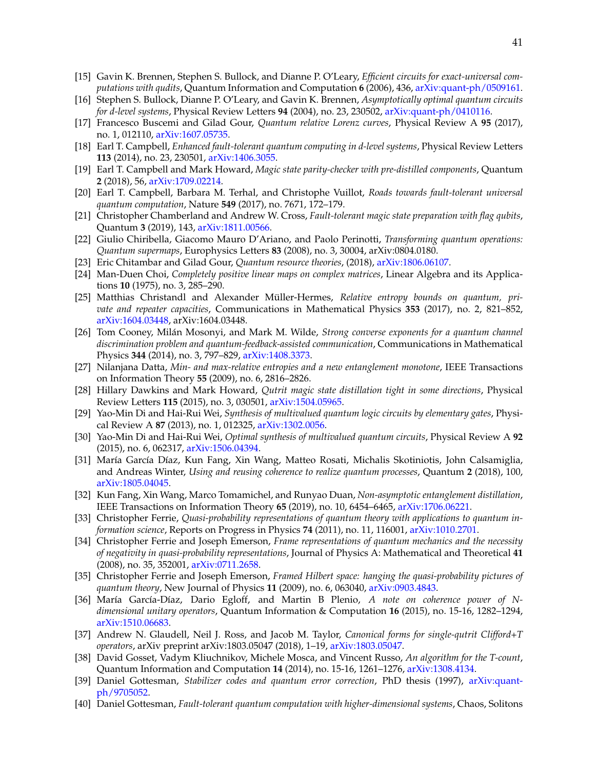[15] Gavin K. Brennen, Stephen S. Bullock, and Dianne P. O'Leary, *Efficient circuits for exact-universal computations with qudits*, Quantum Information and Computation **6** (2006), 436, arXiv:quant-ph/0509161.

[16] Stephen S. Bullock, Dianne P. O'Leary, and Gavin K. Brennen, *Asymptotically optimal quantum circuits for d-level systems*, Physical Review Letters **94** (2004), no. 23, 230502, arXiv:quant-ph/0410116.

[17] Francesco Buscemi and Gilad Gour, *Quantum relative Lorenz curves*, Physical Review A **95** (2017), no. 1, 012110, arXiv:1607.05735.

[18] Earl T. Campbell, *Enhanced fault-tolerant quantum computing in d-level systems*, Physical Review Letters **113** (2014), no. 23, 230501, arXiv:1406.3055.

[19] Earl T. Campbell and Mark Howard, *Magic state parity-checker with pre-distilled components*, Quantum **2** (2018), 56, arXiv:1709.02214.

[20] Earl T. Campbell, Barbara M. Terhal, and Christophe Vuillot, *Roads towards fault-tolerant universal quantum computation*, Nature **549** (2017), no. 7671, 172–179.

[21] Christopher Chamberland and Andrew W. Cross, *Fault-tolerant magic state preparation with flag qubits*, Quantum **3** (2019), 143, arXiv:1811.00566.

[22] Giulio Chiribella, Giacomo Mauro D'Ariano, and Paolo Perinotti, *Transforming quantum operations: Quantum supermaps*, Europhysics Letters **83** (2008), no. 3, 30004, arXiv:0804.0180.

[23] Eric Chitambar and Gilad Gour, *Quantum resource theories*, (2018), arXiv:1806.06107.

[24] Man-Duen Choi, *Completely positive linear maps on complex matrices*, Linear Algebra and its Applications **10** (1975), no. 3, 285–290.

[25] Matthias Christandl and Alexander Müller-Hermes, *Relative entropy bounds on quantum, private and repeater capacities*, Communications in Mathematical Physics **353** (2017), no. 2, 821–852, arXiv:1604.03448, arXiv:1604.03448.

[26] Tom Cooney, Milán Mosonyi, and Mark M. Wilde, *Strong converse exponents for a quantum channel discrimination problem and quantum-feedback-assisted communication*, Communications in Mathematical Physics **344** (2014), no. 3, 797–829, arXiv:1408.3373.

[27] Nilanjana Datta, *Min- and max-relative entropies and a new entanglement monotone*, IEEE Transactions on Information Theory **55** (2009), no. 6, 2816–2826.

[28] Hillary Dawkins and Mark Howard, *Qutrit magic state distillation tight in some directions*, Physical Review Letters **115** (2015), no. 3, 030501, arXiv:1504.05965.

[29] Yao-Min Di and Hai-Rui Wei, *Synthesis of multivalued quantum logic circuits by elementary gates*, Physical Review A **87** (2013), no. 1, 012325, arXiv:1302.0056.

[30] Yao-Min Di and Hai-Rui Wei, *Optimal synthesis of multivalued quantum circuits*, Physical Review A **92** (2015), no. 6, 062317, arXiv:1506.04394.

[31] María García Díaz, Kun Fang, Xin Wang, Matteo Rosati, Michalis Skotiniotis, John Calsamiglia, and Andreas Winter, *Using and reusing coherence to realize quantum processes*, Quantum **2** (2018), 100, arXiv:1805.04045.

[32] Kun Fang, Xin Wang, Marco Tomamichel, and Runyao Duan, *Non-asymptotic entanglement distillation*, IEEE Transactions on Information Theory **65** (2019), no. 10, 6454–6465, arXiv:1706.06221.

[33] Christopher Ferrie, *Quasi-probability representations of quantum theory with applications to quantum information science*, Reports on Progress in Physics **74** (2011), no. 11, 116001, arXiv:1010.2701.

[34] Christopher Ferrie and Joseph Emerson, *Frame representations of quantum mechanics and the necessity of negativity in quasi-probability representations*, Journal of Physics A: Mathematical and Theoretical **41** (2008), no. 35, 352001, arXiv:0711.2658.

[35] Christopher Ferrie and Joseph Emerson, *Framed Hilbert space: hanging the quasi-probability pictures of quantum theory*, New Journal of Physics **11** (2009), no. 6, 063040, arXiv:0903.4843.

[36] María García-Díaz, Dario Egloff, and Martin B Plenio, *A note on coherence power of N-dimensional unitary operators*, Quantum Information & Computation **16** (2015), no. 15-16, 1282–1294, arXiv:1510.06683.

[37] Andrew N. Glaudell, Neil J. Ross, and Jacob M. Taylor, *Canonical forms for single-qutrit Clifford+T operators*, arXiv preprint arXiv:1803.05047 (2018), 1–19, arXiv:1803.05047.

[38] David Gosset, Vadym Kliuchnikov, Michele Mosca, and Vincent Russo, *An algorithm for the T-count*, Quantum Information and Computation **14** (2014), no. 15-16, 1261–1276, arXiv:1308.4134.

[39] Daniel Gottesman, *Stabilizer codes and quantum error correction*, PhD thesis (1997), arXiv:quant-ph/9705052.

[40] Daniel Gottesman, *Fault-tolerant quantum computation with higher-dimensional systems*, Chaos, Solitons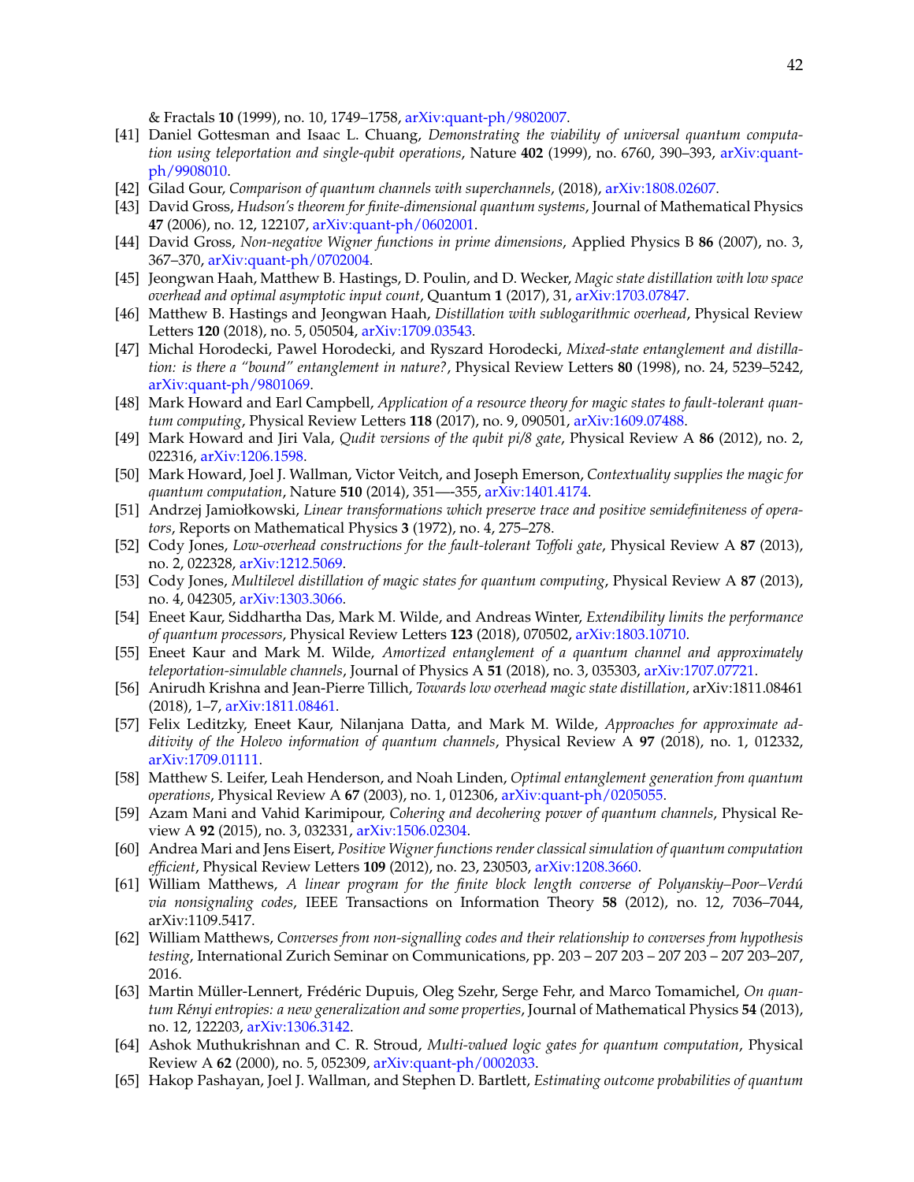& Fractals **10** (1999), no. 10, 1749–1758, arXiv:quant-ph/9802007.

[41] Daniel Gottesman and Isaac L. Chuang, *Demonstrating the viability of universal quantum computation using teleportation and single-qubit operations*, Nature **402** (1999), no. 6760, 390–393, arXiv:quant-ph/9908010.

[42] Gilad Gour, *Comparison of quantum channels with superchannels*, (2018), arXiv:1808.02607.

[43] David Gross, *Hudson's theorem for finite-dimensional quantum systems*, Journal of Mathematical Physics **47** (2006), no. 12, 122107, arXiv:quant-ph/0602001.

[44] David Gross, *Non-negative Wigner functions in prime dimensions*, Applied Physics B **86** (2007), no. 3, 367–370, arXiv:quant-ph/0702004.

[45] Jeongwan Haah, Matthew B. Hastings, D. Poulin, and D. Wecker, *Magic state distillation with low space overhead and optimal asymptotic input count*, Quantum **1** (2017), 31, arXiv:1703.07847.

[46] Matthew B. Hastings and Jeongwan Haah, *Distillation with sublogarithmic overhead*, Physical Review Letters **120** (2018), no. 5, 050504, arXiv:1709.03543.

[47] Michal Horodecki, Pawel Horodecki, and Ryszard Horodecki, *Mixed-state entanglement and distillation: is there a "bound" entanglement in nature?*, Physical Review Letters **80** (1998), no. 24, 5239–5242, arXiv:quant-ph/9801069.

[48] Mark Howard and Earl Campbell, *Application of a resource theory for magic states to fault-tolerant quantum computing*, Physical Review Letters **118** (2017), no. 9, 090501, arXiv:1609.07488.

[49] Mark Howard and Jiri Vala, *Qudit versions of the qubit pi/8 gate*, Physical Review A **86** (2012), no. 2, 022316, arXiv:1206.1598.

[50] Mark Howard, Joel J. Wallman, Victor Veitch, and Joseph Emerson, *Contextuality supplies the magic for quantum computation*, Nature **510** (2014), 351—-355, arXiv:1401.4174.

[51] Andrzej Jamiołkowski, *Linear transformations which preserve trace and positive semidefiniteness of operators*, Reports on Mathematical Physics **3** (1972), no. 4, 275–278.

[52] Cody Jones, *Low-overhead constructions for the fault-tolerant Toffoli gate*, Physical Review A **87** (2013), no. 2, 022328, arXiv:1212.5069.

[53] Cody Jones, *Multilevel distillation of magic states for quantum computing*, Physical Review A **87** (2013), no. 4, 042305, arXiv:1303.3066.

[54] Eneet Kaur, Siddhartha Das, Mark M. Wilde, and Andreas Winter, *Extendibility limits the performance of quantum processors*, Physical Review Letters **123** (2018), 070502, arXiv:1803.10710.

[55] Eneet Kaur and Mark M. Wilde, *Amortized entanglement of a quantum channel and approximately teleportation-simulable channels*, Journal of Physics A **51** (2018), no. 3, 035303, arXiv:1707.07721.

[56] Anirudh Krishna and Jean-Pierre Tillich, *Towards low overhead magic state distillation*, arXiv:1811.08461 (2018), 1–7, arXiv:1811.08461.

[57] Felix Leditzky, Eneet Kaur, Nilanjana Datta, and Mark M. Wilde, *Approaches for approximate additivity of the Holevo information of quantum channels*, Physical Review A **97** (2018), no. 1, 012332, arXiv:1709.01111.

[58] Matthew S. Leifer, Leah Henderson, and Noah Linden, *Optimal entanglement generation from quantum operations*, Physical Review A **67** (2003), no. 1, 012306, arXiv:quant-ph/0205055.

[59] Azam Mani and Vahid Karimipour, *Cohering and decohering power of quantum channels*, Physical Review A **92** (2015), no. 3, 032331, arXiv:1506.02304.

[60] Andrea Mari and Jens Eisert, *Positive Wigner functions render classical simulation of quantum computation efficient*, Physical Review Letters **109** (2012), no. 23, 230503, arXiv:1208.3660.

[61] William Matthews, *A linear program for the finite block length converse of Polyanskiy–Poor–Verdú via nonsignaling codes*, IEEE Transactions on Information Theory **58** (2012), no. 12, 7036–7044, arXiv:1109.5417.

[62] William Matthews, *Converses from non-signalling codes and their relationship to converses from hypothesis testing*, International Zurich Seminar on Communications, pp. 203 – 207 203 – 207 203 – 207 203–207, 2016.

[63] Martin Müller-Lennert, Frédéric Dupuis, Oleg Szehr, Serge Fehr, and Marco Tomamichel, *On quantum Rényi entropies: a new generalization and some properties*, Journal of Mathematical Physics **54** (2013), no. 12, 122203, arXiv:1306.3142.

[64] Ashok Muthukrishnan and C. R. Stroud, *Multi-valued logic gates for quantum computation*, Physical Review A **62** (2000), no. 5, 052309, arXiv:quant-ph/0002033.

[65] Hakop Pashayan, Joel J. Wallman, and Stephen D. Bartlett, *Estimating outcome probabilities of quantum*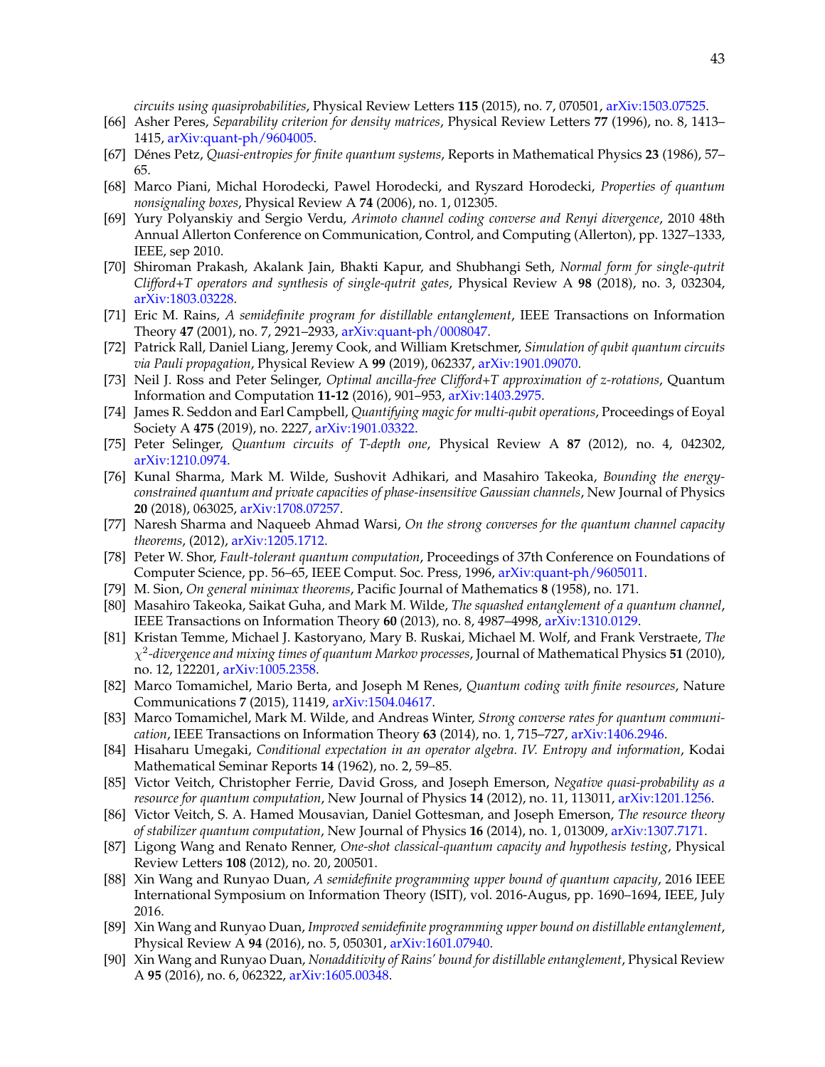*circuits using quasiprobabilities*, Physical Review Letters **115** (2015), no. 7, 070501, arXiv:1503.07525.

[66] Asher Peres, *Separability criterion for density matrices*, Physical Review Letters **77** (1996), no. 8, 1413–1415, arXiv:quant-ph/9604005.

[67] Dénes Petz, *Quasi-entropies for finite quantum systems*, Reports in Mathematical Physics **23** (1986), 57–65.

[68] Marco Piani, Michal Horodecki, Pawel Horodecki, and Ryszard Horodecki, *Properties of quantum nonsignaling boxes*, Physical Review A **74** (2006), no. 1, 012305.

[69] Yury Polyanskiy and Sergio Verdu, *Arimoto channel coding converse and Renyi divergence*, 2010 48th Annual Allerton Conference on Communication, Control, and Computing (Allerton), pp. 1327–1333, IEEE, sep 2010.

[70] Shiroman Prakash, Akalank Jain, Bhakti Kapur, and Shubhangi Seth, *Normal form for single-qutrit Clifford+T operators and synthesis of single-qutrit gates*, Physical Review A **98** (2018), no. 3, 032304, arXiv:1803.03228.

[71] Eric M. Rains, *A semidefinite program for distillable entanglement*, IEEE Transactions on Information Theory **47** (2001), no. 7, 2921–2933, arXiv:quant-ph/0008047.

[72] Patrick Rall, Daniel Liang, Jeremy Cook, and William Kretschmer, *Simulation of qubit quantum circuits via Pauli propagation*, Physical Review A **99** (2019), 062337, arXiv:1901.09070.

[73] Neil J. Ross and Peter Selinger, *Optimal ancilla-free Clifford+T approximation of z-rotations*, Quantum Information and Computation **11-12** (2016), 901–953, arXiv:1403.2975.

[74] James R. Seddon and Earl Campbell, *Quantifying magic for multi-qubit operations*, Proceedings of Eoyal Society A **475** (2019), no. 2227, arXiv:1901.03322.

[75] Peter Selinger, *Quantum circuits of T-depth one*, Physical Review A **87** (2012), no. 4, 042302, arXiv:1210.0974.

[76] Kunal Sharma, Mark M. Wilde, Sushovit Adhikari, and Masahiro Takeoka, *Bounding the energy-constrained quantum and private capacities of phase-insensitive Gaussian channels*, New Journal of Physics **20** (2018), 063025, arXiv:1708.07257.

[77] Naresh Sharma and Naqueeb Ahmad Warsi, *On the strong converses for the quantum channel capacity theorems*, (2012), arXiv:1205.1712.

[78] Peter W. Shor, *Fault-tolerant quantum computation*, Proceedings of 37th Conference on Foundations of Computer Science, pp. 56–65, IEEE Comput. Soc. Press, 1996, arXiv:quant-ph/9605011.

[79] M. Sion, *On general minimax theorems*, Pacific Journal of Mathematics **8** (1958), no. 171.

[80] Masahiro Takeoka, Saikat Guha, and Mark M. Wilde, *The squashed entanglement of a quantum channel*, IEEE Transactions on Information Theory **60** (2013), no. 8, 4987–4998, arXiv:1310.0129.

[81] Kristan Temme, Michael J. Kastoryano, Mary B. Ruskai, Michael M. Wolf, and Frank Verstraete, *The $\chi^2$-divergence and mixing times of quantum Markov processes*, Journal of Mathematical Physics **51** (2010), no. 12, 122201, arXiv:1005.2358.

[82] Marco Tomamichel, Mario Berta, and Joseph M Renes, *Quantum coding with finite resources*, Nature Communications **7** (2015), 11419, arXiv:1504.04617.

[83] Marco Tomamichel, Mark M. Wilde, and Andreas Winter, *Strong converse rates for quantum communication*, IEEE Transactions on Information Theory **63** (2014), no. 1, 715–727, arXiv:1406.2946.

[84] Hisaharu Umegaki, *Conditional expectation in an operator algebra. IV. Entropy and information*, Kodai Mathematical Seminar Reports **14** (1962), no. 2, 59–85.

[85] Victor Veitch, Christopher Ferrie, David Gross, and Joseph Emerson, *Negative quasi-probability as a resource for quantum computation*, New Journal of Physics **14** (2012), no. 11, 113011, arXiv:1201.1256.

[86] Victor Veitch, S. A. Hamed Mousavian, Daniel Gottesman, and Joseph Emerson, *The resource theory of stabilizer quantum computation*, New Journal of Physics **16** (2014), no. 1, 013009, arXiv:1307.7171.

[87] Ligong Wang and Renato Renner, *One-shot classical-quantum capacity and hypothesis testing*, Physical Review Letters **108** (2012), no. 20, 200501.

[88] Xin Wang and Runyao Duan, *A semidefinite programming upper bound of quantum capacity*, 2016 IEEE International Symposium on Information Theory (ISIT), vol. 2016-Augus, pp. 1690–1694, IEEE, July 2016.

[89] Xin Wang and Runyao Duan, *Improved semidefinite programming upper bound on distillable entanglement*, Physical Review A **94** (2016), no. 5, 050301, arXiv:1601.07940.

[90] Xin Wang and Runyao Duan, *Nonadditivity of Rains' bound for distillable entanglement*, Physical Review A **95** (2016), no. 6, 062322, arXiv:1605.00348.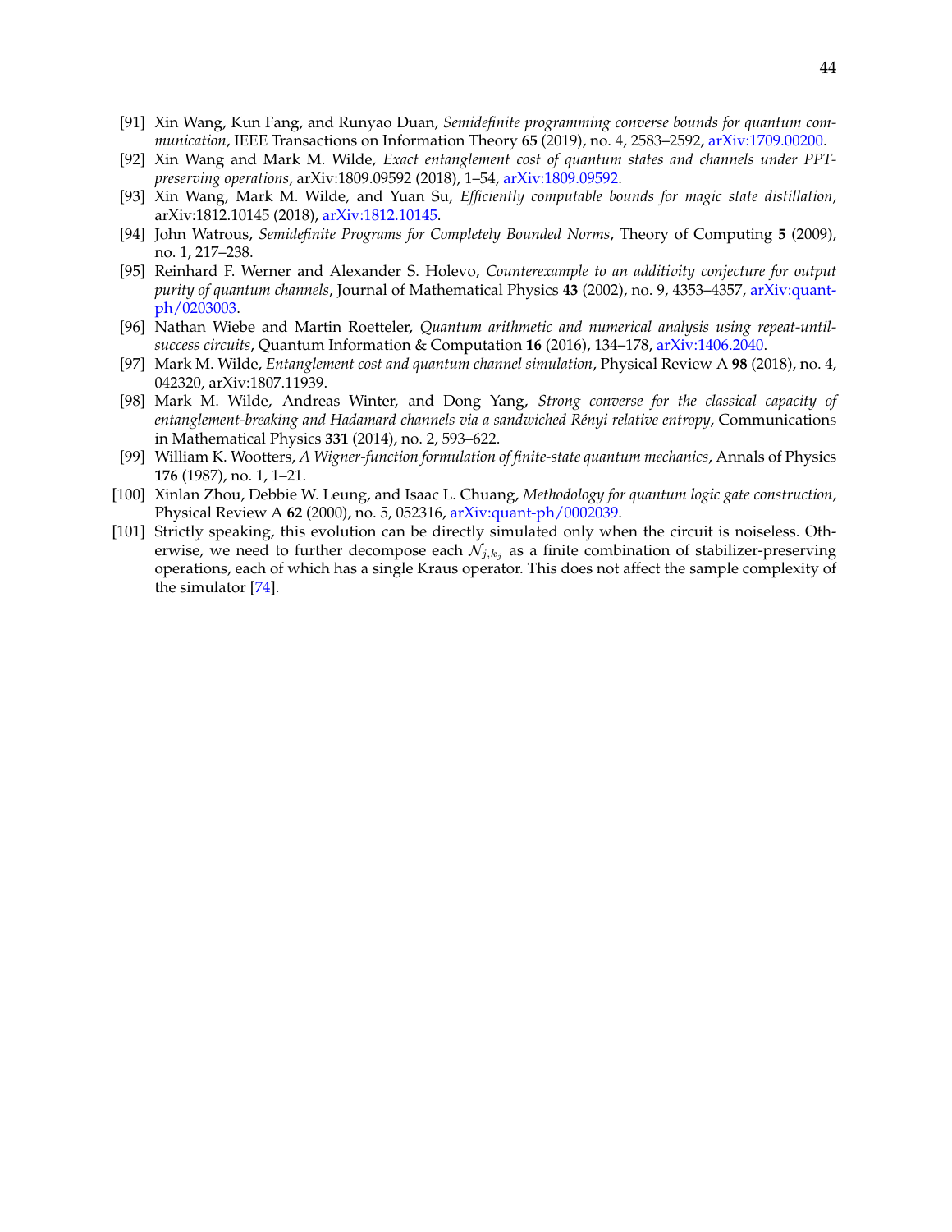[91] Xin Wang, Kun Fang, and Runyao Duan, *Semidefinite programming converse bounds for quantum communication*, IEEE Transactions on Information Theory **65** (2019), no. 4, 2583–2592, arXiv:1709.00200.

[92] Xin Wang and Mark M. Wilde, *Exact entanglement cost of quantum states and channels under PPT-preserving operations*, arXiv:1809.09592 (2018), 1–54, arXiv:1809.09592.

[93] Xin Wang, Mark M. Wilde, and Yuan Su, *Efficiently computable bounds for magic state distillation*, arXiv:1812.10145 (2018), arXiv:1812.10145.

[94] John Watrous, *Semidefinite Programs for Completely Bounded Norms*, Theory of Computing **5** (2009), no. 1, 217–238.

[95] Reinhard F. Werner and Alexander S. Holevo, *Counterexample to an additivity conjecture for output purity of quantum channels*, Journal of Mathematical Physics **43** (2002), no. 9, 4353–4357, arXiv:quant-ph/0203003.

[96] Nathan Wiebe and Martin Roetteler, *Quantum arithmetic and numerical analysis using repeat-until-success circuits*, Quantum Information & Computation **16** (2016), 134–178, arXiv:1406.2040.

[97] Mark M. Wilde, *Entanglement cost and quantum channel simulation*, Physical Review A **98** (2018), no. 4, 042320, arXiv:1807.11939.

[98] Mark M. Wilde, Andreas Winter, and Dong Yang, *Strong converse for the classical capacity of entanglement-breaking and Hadamard channels via a sandwiched Rényi relative entropy*, Communications in Mathematical Physics **331** (2014), no. 2, 593–622.

[99] William K. Wootters, *A Wigner-function formulation of finite-state quantum mechanics*, Annals of Physics **176** (1987), no. 1, 1–21.

[100] Xinlan Zhou, Debbie W. Leung, and Isaac L. Chuang, *Methodology for quantum logic gate construction*, Physical Review A **62** (2000), no. 5, 052316, arXiv:quant-ph/0002039.

[101] Strictly speaking, this evolution can be directly simulated only when the circuit is noiseless. Otherwise, we need to further decompose each $\mathcal{N}_{j,k_j}$ as a finite combination of stabilizer-preserving operations, each of which has a single Kraus operator. This does not affect the sample complexity of the simulator [74].